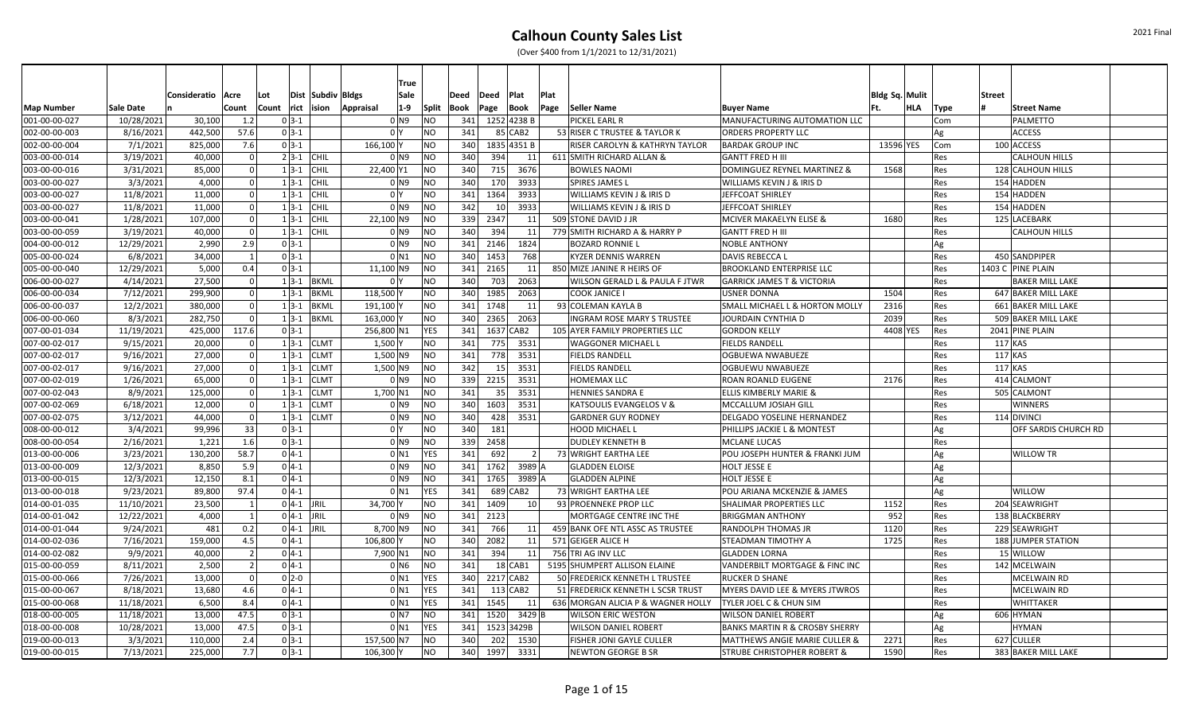# Calhoun County Sales List

(Over $400 from 1/1/2021 to 12/31/2021)

| Map Number | Sale Date | Consideration | Acre Count | Lot Count | District | Subdivision | Bldgs Appraisal | True Sale 1-9 | Split | Deed Book | Deed Page | Plat Book | Plat Page | Seller Name | Buyer Name | Bldg Sq. Ft. | Mult HLA | Type | Street # | Street Name |
|---|---|---|---|---|---|---|---|---|---|---|---|---|---|---|---|---|---|---|---|---|
| 001-00-00-027 | 10/28/2021 | 30,100 | 1.2 | 0 | 3-1 | | 0 | N9 | NO | 341 | 1252 | 4238 B | | PICKEL EARL R | MANUFACTURING AUTOMATION LLC | | | Com | | PALMETTO |
| 002-00-00-003 | 8/16/2021 | 442,500 | 57.6 | 0 | 3-1 | | 0 | Y | NO | 341 | 85 | CAB2 | 53 | RISER C TRUSTEE & TAYLOR K | ORDERS PROPERTY LLC | | | Ag | | ACCESS |
| 002-00-00-004 | 7/1/2021 | 825,000 | 7.6 | 0 | 3-1 | | 166,100 | Y | NO | 340 | 1835 | 4351 B | | RISER CAROLYN & KATHRYN TAYLOR | BARDAK GROUP INC | 13596 | YES | Com | 100 | ACCESS |
| 003-00-00-014 | 3/19/2021 | 40,000 | 0 | 2 | 3-1 | CHIL | 0 | N9 | NO | 340 | 394 | 11 | 611 | SMITH RICHARD ALLAN & | GANTT FRED H III | | | Res | | CALHOUN HILLS |
| 003-00-00-016 | 3/31/2021 | 85,000 | 0 | 1 | 3-1 | CHIL | 22,400 | Y1 | NO | 340 | 715 | 3676 | | BOWLES NAOMI | DOMINGUEZ REYNEL MARTINEZ & | 1568 | | Res | 128 | CALHOUN HILLS |
| 003-00-00-027 | 3/3/2021 | 4,000 | 0 | 1 | 3-1 | CHIL | 0 | N9 | NO | 340 | 170 | 3933 | | SPIRES JAMES L | WILLIAMS KEVIN J & IRIS D | | | Res | 154 | HADDEN |
| 003-00-00-027 | 11/8/2021 | 11,000 | 0 | 1 | 3-1 | CHIL | 0 | Y | NO | 341 | 1364 | 3933 | | WILLIAMS KEVIN J & IRIS D | JEFFCOAT SHIRLEY | | | Res | 154 | HADDEN |
| 003-00-00-027 | 11/8/2021 | 11,000 | 0 | 1 | 3-1 | CHIL | 0 | N9 | NO | 342 | 10 | 3933 | | WILLIAMS KEVIN J & IRIS D | JEFFCOAT SHIRLEY | | | Res | 154 | HADDEN |
| 003-00-00-041 | 1/28/2021 | 107,000 | 0 | 1 | 3-1 | CHIL | 22,100 | N9 | NO | 339 | 2347 | 11 | 509 | STONE DAVID J JR | MCIVER MAKAELYN ELISE & | 1680 | | Res | 125 | LACEBARK |
| 003-00-00-059 | 3/19/2021 | 40,000 | 0 | 1 | 3-1 | CHIL | 0 | N9 | NO | 340 | 394 | 11 | 779 | SMITH RICHARD A & HARRY P | GANTT FRED H III | | | Res | | CALHOUN HILLS |
| 004-00-00-012 | 12/29/2021 | 2,990 | 2.9 | 0 | 3-1 | | 0 | N9 | NO | 341 | 2146 | 1824 | | BOZARD RONNIE L | NOBLE ANTHONY | | | Ag | | |
| 005-00-00-024 | 6/8/2021 | 34,000 | 1 | 0 | 3-1 | | 0 | N1 | NO | 340 | 1453 | 768 | | KYZER DENNIS WARREN | DAVIS REBECCA L | | | Res | 450 | SANDPIPER |
| 005-00-00-040 | 12/29/2021 | 5,000 | 0.4 | 0 | 3-1 | | 11,100 | N9 | NO | 341 | 2165 | 11 | 850 | MIZE JANINE R HEIRS OF | BROOKLAND ENTERPRISE LLC | | | Res | 1403 C | PINE PLAIN |
| 006-00-00-027 | 4/14/2021 | 27,500 | 0 | 1 | 3-1 | BKML | 0 | Y | NO | 340 | 703 | 2063 | | WILSON GERALD L & PAULA F JTWR | GARRICK JAMES T & VICTORIA | | | Res | | BAKER MILL LAKE |
| 006-00-00-034 | 7/12/2021 | 299,900 | 0 | 1 | 3-1 | BKML | 118,500 | Y | NO | 340 | 1985 | 2063 | | COOK JANICE I | USNER DONNA | 1504 | | Res | 647 | BAKER MILL LAKE |
| 006-00-00-037 | 12/2/2021 | 380,000 | 0 | 1 | 3-1 | BKML | 191,100 | Y | NO | 341 | 1748 | 11 | 93 | COLEMAN KAYLA B | SMALL MICHAEL L & HORTON MOLLY | 2316 | | Res | 661 | BAKER MILL LAKE |
| 006-00-00-060 | 8/3/2021 | 282,750 | 0 | 1 | 3-1 | BKML | 163,000 | Y | NO | 340 | 2365 | 2063 | | INGRAM ROSE MARY S TRUSTEE | JOURDAIN CYNTHIA D | 2039 | | Res | 509 | BAKER MILL LAKE |
| 007-00-01-034 | 11/19/2021 | 425,000 | 117.6 | 0 | 3-1 | | 256,800 | N1 | YES | 341 | 1637 | CAB2 | 105 | AYER FAMILY PROPERTIES LLC | GORDON KELLY | 4408 | YES | Res | 2041 | PINE PLAIN |
| 007-00-02-017 | 9/15/2021 | 20,000 | 0 | 1 | 3-1 | CLMT | 1,500 | Y | NO | 341 | 775 | 3531 | | WAGGONER MICHAEL L | FIELDS RANDELL | | | Res | 117 | KAS |
| 007-00-02-017 | 9/16/2021 | 27,000 | 0 | 1 | 3-1 | CLMT | 1,500 | N9 | NO | 341 | 778 | 3531 | | FIELDS RANDELL | OGBUEWA NWABUEZE | | | Res | 117 | KAS |
| 007-00-02-017 | 9/16/2021 | 27,000 | 0 | 1 | 3-1 | CLMT | 1,500 | N9 | NO | 342 | 15 | 3531 | | FIELDS RANDELL | OGBUEWU NWABUEZE | | | Res | 117 | KAS |
| 007-00-02-019 | 1/26/2021 | 65,000 | 0 | 1 | 3-1 | CLMT | 0 | N9 | NO | 339 | 2215 | 3531 | | HOMEMAX LLC | ROAN ROANLD EUGENE | 2176 | | Res | 414 | CALMONT |
| 007-00-02-043 | 8/9/2021 | 125,000 | 0 | 1 | 3-1 | CLMT | 1,700 | N1 | NO | 341 | 35 | 3531 | | HENNIES SANDRA E | ELLIS KIMBERLY MARIE & | | | Res | 505 | CALMONT |
| 007-00-02-069 | 6/18/2021 | 12,000 | 0 | 1 | 3-1 | CLMT | 0 | N9 | NO | 340 | 1603 | 3531 | | KATSOULIS EVANGELOS V & | MCCALLUM JOSIAH GILL | | | Res | | WINNERS |
| 007-00-02-075 | 3/12/2021 | 44,000 | 0 | 1 | 3-1 | CLMT | 0 | N9 | NO | 340 | 428 | 3531 | | GARDNER GUY RODNEY | DELGADO YOSELINE HERNANDEZ | | | Res | 114 | DIVINCI |
| 008-00-00-012 | 3/4/2021 | 99,996 | 33 | 0 | 3-1 | | 0 | Y | NO | 340 | 181 | | | HOOD MICHAEL L | PHILLIPS JACKIE L & MONTEST | | | Ag | | OFF SARDIS CHURCH RD |
| 008-00-00-054 | 2/16/2021 | 1,221 | 1.6 | 0 | 3-1 | | 0 | N9 | NO | 339 | 2458 | | | DUDLEY KENNETH B | MCLANE LUCAS | | | Res | | |
| 013-00-00-006 | 3/23/2021 | 130,200 | 58.7 | 0 | 4-1 | | 0 | N1 | YES | 341 | 692 | 2 | 73 | WRIGHT EARTHA LEE | POU JOSEPH HUNTER & FRANKI JUM | | | Ag | | WILLOW TR |
| 013-00-00-009 | 12/3/2021 | 8,850 | 5.9 | 0 | 4-1 | | 0 | N9 | NO | 341 | 1762 | 3989 A | | GLADDEN ELOISE | HOLT JESSE E | | | Ag | | |
| 013-00-00-015 | 12/3/2021 | 12,150 | 8.1 | 0 | 4-1 | | 0 | N9 | NO | 341 | 1765 | 3989 A | | GLADDEN ALPINE | HOLT JESSE E | | | Ag | | |
| 013-00-00-018 | 9/23/2021 | 89,800 | 97.4 | 0 | 4-1 | | 0 | N1 | YES | 341 | 689 | CAB2 | 73 | WRIGHT EARTHA LEE | POU ARIANA MCKENZIE & JAMES | | | Ag | | WILLOW |
| 014-00-01-035 | 11/10/2021 | 23,500 | 1 | 0 | 4-1 | JRIL | 34,700 | Y | NO | 341 | 1409 | 10 | 93 | PROENNEKE PROP LLC | SHALIMAR PROPERTIES LLC | 1152 | | Res | 204 | SEAWRIGHT |
| 014-00-01-042 | 12/22/2021 | 4,000 | 1 | 0 | 4-1 | JRIL | 0 | N9 | NO | 341 | 2123 | | | MORTGAGE CENTRE INC THE | BRIGGMAN ANTHONY | 952 | | Res | 138 | BLACKBERRY |
| 014-00-01-044 | 9/24/2021 | 481 | 0.2 | 0 | 4-1 | JRIL | 8,700 | N9 | NO | 341 | 766 | 11 | 459 | BANK OFE NTL ASSC AS TRUSTEE | RANDOLPH THOMAS JR | 1120 | | Res | 229 | SEAWRIGHT |
| 014-00-02-036 | 7/16/2021 | 159,000 | 4.5 | 0 | 4-1 | | 106,800 | Y | NO | 340 | 2082 | 11 | 571 | GEIGER ALICE H | STEADMAN TIMOTHY A | 1725 | | Res | 188 | JUMPER STATION |
| 014-00-02-082 | 9/9/2021 | 40,000 | 2 | 0 | 4-1 | | 7,900 | N1 | NO | 341 | 394 | 11 | 756 | TRI AG INV LLC | GLADDEN LORNA | | | Res | 15 | WILLOW |
| 015-00-00-059 | 8/11/2021 | 2,500 | 2 | 0 | 4-1 | | 0 | N6 | NO | 341 | 18 | CAB1 | 5195 | SHUMPERT ALLISON ELAINE | VANDERBILT MORTGAGE & FINC INC | | | Res | 142 | MCELWAIN |
| 015-00-00-066 | 7/26/2021 | 13,000 | 0 | 0 | 2-0 | | 0 | N1 | YES | 340 | 2217 | CAB2 | 50 | FREDERICK KENNETH L TRUSTEE | RUCKER D SHANE | | | Res | | MCELWAIN RD |
| 015-00-00-067 | 8/18/2021 | 13,680 | 4.6 | 0 | 4-1 | | 0 | N1 | YES | 341 | 113 | CAB2 | 51 | FREDERICK KENNETH L SCSR TRUST | MYERS DAVID LEE & MYERS JTWROS | | | Res | | MCELWAIN RD |
| 015-00-00-068 | 11/18/2021 | 6,500 | 8.4 | 0 | 4-1 | | 0 | N1 | YES | 341 | 1545 | 11 | 636 | MORGAN ALICIA P & WAGNER HOLLY | TYLER JOEL C & CHUN SIM | | | Res | | WHITTAKER |
| 018-00-00-005 | 11/18/2021 | 13,000 | 47.5 | 0 | 3-1 | | 0 | N7 | NO | 341 | 1520 | 3429 B | | WILSON ERIC WESTON | WILSON DANIEL ROBERT | | | Ag | 606 | HYMAN |
| 018-00-00-008 | 10/28/2021 | 13,000 | 47.5 | 0 | 3-1 | | 0 | N1 | YES | 341 | 1523 | 3429B | | WILSON DANIEL ROBERT | BANKS MARTIN R & CROSBY SHERRY | | | Ag | | HYMAN |
| 019-00-00-013 | 3/3/2021 | 110,000 | 2.4 | 0 | 3-1 | | 157,500 | N7 | NO | 340 | 202 | 1530 | | FISHER JONI GAYLE CULLER | MATTHEWS ANGIE MARIE CULLER & | 2271 | | Res | 627 | CULLER |
| 019-00-00-015 | 7/13/2021 | 225,000 | 7.7 | 0 | 3-1 | | 106,300 | Y | NO | 340 | 1997 | 3331 | | NEWTON GEORGE B SR | STRUBE CHRISTOPHER ROBERT & | 1590 | | Res | 383 | BAKER MILL LAKE |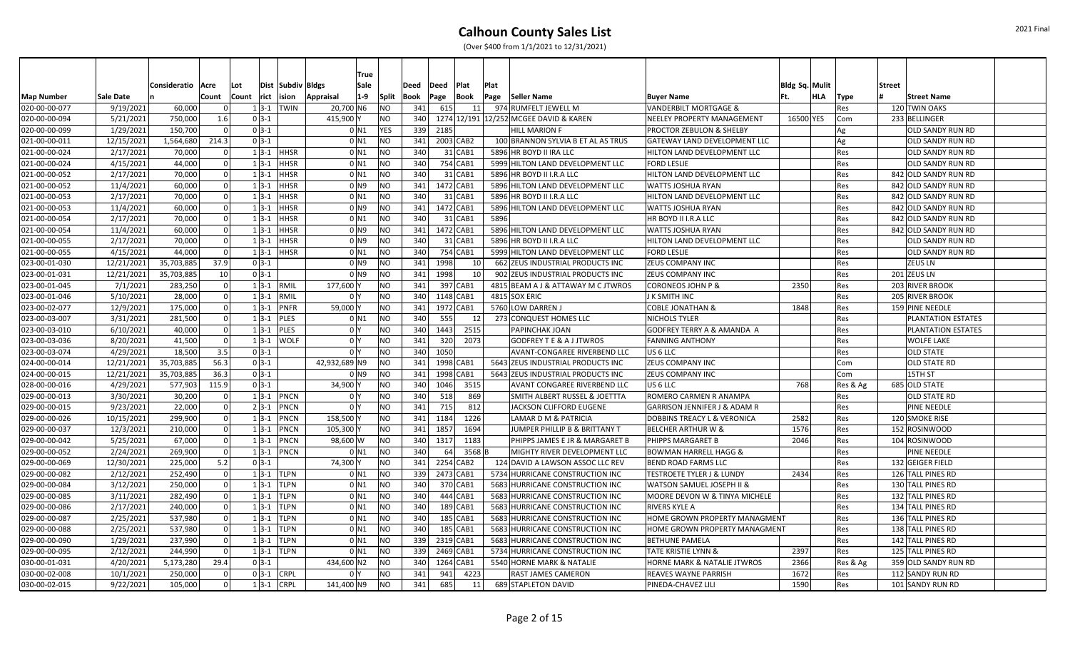# Calhoun County Sales List

(Over $400 from 1/1/2021 to 12/31/2021)

| Map Number | Sale Date | Consideration | Acre Count | Lot Count | District | Subdivision | Bldgs Appraisal | True Sale 1-9 | Split | Deed Book | Deed Page | Plat Book | Plat Page | Seller Name | Buyer Name | Bldg Sq. Ft. | Mulit HLA | Type | Street # | Street Name |
|---|---|---|---|---|---|---|---|---|---|---|---|---|---|---|---|---|---|---|---|---|
| 020-00-00-077 | 9/19/2021 | 60,000 | 0 | 1 | 3-1 | TWIN | 20,700 | N6 | NO | 341 | 615 | 11 | 974 | RUMFELT JEWELL M | VANDERBILT MORTGAGE & | | | Res | 120 | TWIN OAKS |
| 020-00-00-094 | 5/21/2021 | 750,000 | 1.6 | 0 | 3-1 | | 415,900 | Y | NO | 340 | 1274 | 12/191 | 12/252 | MCGEE DAVID & KAREN | NEELEY PROPERTY MANAGEMENT | 16500 | YES | Com | 233 | BELLINGER |
| 020-00-00-099 | 1/29/2021 | 150,700 | 0 | 0 | 3-1 | | 0 | N1 | YES | 339 | 2185 | | | HILL MARION F | PROCTOR ZEBULON & SHELBY | | | Ag | | OLD SANDY RUN RD |
| 021-00-00-011 | 12/15/2021 | 1,564,680 | 214.3 | 0 | 3-1 | | 0 | N1 | NO | 341 | 2003 | CAB2 | 100 | BRANNON SYLVIA B ET AL AS TRUS | GATEWAY LAND DEVELOPMENT LLC | | | Ag | | OLD SANDY RUN RD |
| 021-00-00-024 | 2/17/2021 | 70,000 | 0 | 1 | 3-1 | HHSR | 0 | N1 | NO | 340 | 31 | CAB1 | 5896 | HR BOYD II IRA LLC | HILTON LAND DEVELOPMENT LLC | | | Res | | OLD SANDY RUN RD |
| 021-00-00-024 | 4/15/2021 | 44,000 | 0 | 1 | 3-1 | HHSR | 0 | N1 | NO | 340 | 754 | CAB1 | 5999 | HILTON LAND DEVELOPMENT LLC | FORD LESLIE | | | Res | | OLD SANDY RUN RD |
| 021-00-00-052 | 2/17/2021 | 70,000 | 0 | 1 | 3-1 | HHSR | 0 | N1 | NO | 340 | 31 | CAB1 | 5896 | HR BOYD II I.R.A LLC | HILTON LAND DEVELOPMENT LLC | | | Res | 842 | OLD SANDY RUN RD |
| 021-00-00-052 | 11/4/2021 | 60,000 | 0 | 1 | 3-1 | HHSR | 0 | N9 | NO | 341 | 1472 | CAB1 | 5896 | HILTON LAND DEVELOPMENT LLC | WATTS JOSHUA RYAN | | | Res | 842 | OLD SANDY RUN RD |
| 021-00-00-053 | 2/17/2021 | 70,000 | 0 | 1 | 3-1 | HHSR | 0 | N1 | NO | 340 | 31 | CAB1 | 5896 | HR BOYD II I.R.A LLC | HILTON LAND DEVELOPMENT LLC | | | Res | 842 | OLD SANDY RUN RD |
| 021-00-00-053 | 11/4/2021 | 60,000 | 0 | 1 | 3-1 | HHSR | 0 | N9 | NO | 341 | 1472 | CAB1 | 5896 | HILTON LAND DEVELOPMENT LLC | WATTS JOSHUA RYAN | | | Res | 842 | OLD SANDY RUN RD |
| 021-00-00-054 | 2/17/2021 | 70,000 | 0 | 1 | 3-1 | HHSR | 0 | N1 | NO | 340 | 31 | CAB1 | 5896 | | HR BOYD II I.R.A LLC | | | Res | 842 | OLD SANDY RUN RD |
| 021-00-00-054 | 11/4/2021 | 60,000 | 0 | 1 | 3-1 | HHSR | 0 | N9 | NO | 341 | 1472 | CAB1 | 5896 | HILTON LAND DEVELOPMENT LLC | WATTS JOSHUA RYAN | | | Res | 842 | OLD SANDY RUN RD |
| 021-00-00-055 | 2/17/2021 | 70,000 | 0 | 1 | 3-1 | HHSR | 0 | N9 | NO | 340 | 31 | CAB1 | 5896 | HR BOYD II I.R.A LLC | HILTON LAND DEVELOPMENT LLC | | | Res | | OLD SANDY RUN RD |
| 021-00-00-055 | 4/15/2021 | 44,000 | 0 | 1 | 3-1 | HHSR | 0 | N1 | NO | 340 | 754 | CAB1 | 5999 | HILTON LAND DEVELOPMENT LLC | FORD LESLIE | | | Res | | OLD SANDY RUN RD |
| 023-00-01-030 | 12/21/2021 | 35,703,885 | 37.9 | 0 | 3-1 | | 0 | N9 | NO | 341 | 1998 | 10 | 662 | ZEUS INDUSTRIAL PRODUCTS INC | ZEUS COMPANY INC | | | Res | | ZEUS LN |
| 023-00-01-031 | 12/21/2021 | 35,703,885 | 10 | 0 | 3-1 | | 0 | N9 | NO | 341 | 1998 | 10 | 902 | ZEUS INDUSTRIAL PRODUCTS INC | ZEUS COMPANY INC | | | Res | 201 | ZEUS LN |
| 023-00-01-045 | 7/1/2021 | 283,250 | 0 | 1 | 3-1 | RMIL | 177,600 | Y | NO | 341 | 397 | CAB1 | 4815 | BEAM A J & ATTAWAY M C JTWROS | CORONEOS JOHN P & | 2350 | | Res | 203 | RIVER BROOK |
| 023-00-01-046 | 5/10/2021 | 28,000 | 0 | 1 | 3-1 | RMIL | 0 | Y | NO | 340 | 1148 | CAB1 | 4815 | SOX ERIC | J K SMITH INC | | | Res | 205 | RIVER BROOK |
| 023-00-02-077 | 12/9/2021 | 175,000 | 0 | 1 | 3-1 | PNFR | 59,000 | Y | NO | 341 | 1972 | CAB1 | 5760 | LOW DARREN J | COBLE JONATHAN & | 1848 | | Res | 159 | PINE NEEDLE |
| 023-00-03-007 | 3/31/2021 | 281,500 | 0 | 1 | 3-1 | PLES | 0 | N1 | NO | 340 | 555 | 12 | 273 | CONQUEST HOMES LLC | NICHOLS TYLER | | | Res | | PLANTATION ESTATES |
| 023-00-03-010 | 6/10/2021 | 40,000 | 0 | 1 | 3-1 | PLES | 0 | Y | NO | 340 | 1443 | 2515 | | PAPINCHAK JOAN | GODFREY TERRY A & AMANDA A | | | Res | | PLANTATION ESTATES |
| 023-00-03-036 | 8/20/2021 | 41,500 | 0 | 1 | 3-1 | WOLF | 0 | Y | NO | 341 | 320 | 2073 | | GODFREY T E & A J JTWROS | FANNING ANTHONY | | | Res | | WOLFE LAKE |
| 023-00-03-074 | 4/29/2021 | 18,500 | 3.5 | 0 | 3-1 | | 0 | Y | NO | 340 | 1050 | | | AVANT-CONGAREE RIVERBEND LLC | US 6 LLC | | | Res | | OLD STATE |
| 024-00-00-014 | 12/21/2021 | 35,703,885 | 56.3 | 0 | 3-1 | | 42,932,689 | N9 | NO | 341 | 1998 | CAB1 | 5643 | ZEUS INDUSTRIAL PRODUCTS INC | ZEUS COMPANY INC | | | Com | | OLD STATE RD |
| 024-00-00-015 | 12/21/2021 | 35,703,885 | 36.3 | 0 | 3-1 | | 0 | N9 | NO | 341 | 1998 | CAB1 | 5643 | ZEUS INDUSTRIAL PRODUCTS INC | ZEUS COMPANY INC | | | Com | | 15TH ST |
| 028-00-00-016 | 4/29/2021 | 577,903 | 115.9 | 0 | 3-1 | | 34,900 | Y | NO | 340 | 1046 | 3515 | | AVANT CONGAREE RIVERBEND LLC | US 6 LLC | 768 | | Res & Ag | 685 | OLD STATE |
| 029-00-00-013 | 3/30/2021 | 30,200 | 0 | 1 | 3-1 | PNCN | 0 | Y | NO | 340 | 518 | 869 | | SMITH ALBERT RUSSEL & JOETTTA | ROMERO CARMEN R ANAMPA | | | Res | | OLD STATE RD |
| 029-00-00-015 | 9/23/2021 | 22,000 | 0 | 2 | 3-1 | PNCN | 0 | Y | NO | 341 | 715 | 812 | | JACKSON CLIFFORD EUGENE | GARRISON JENNIFER J & ADAM R | | | Res | | PINE NEEDLE |
| 029-00-00-026 | 10/15/2021 | 299,900 | 0 | 1 | 3-1 | PNCN | 158,500 | Y | NO | 341 | 1184 | 1226 | | LAMAR D M & PATRICIA | DOBBINS TREACY L & VERONICA | 2582 | | Res | 120 | SMOKE RISE |
| 029-00-00-037 | 12/3/2021 | 210,000 | 0 | 1 | 3-1 | PNCN | 105,300 | Y | NO | 341 | 1857 | 1694 | | JUMPER PHILLIP B & BRITTANY T | BELCHER ARTHUR W & | 1576 | | Res | 152 | ROSINWOOD |
| 029-00-00-042 | 5/25/2021 | 67,000 | 0 | 1 | 3-1 | PNCN | 98,600 | W | NO | 340 | 1317 | 1183 | | PHIPPS JAMES E JR & MARGARET B | PHIPPS MARGARET B | 2046 | | Res | 104 | ROSINWOOD |
| 029-00-00-052 | 2/24/2021 | 269,900 | 0 | 1 | 3-1 | PNCN | 0 | N1 | NO | 340 | 64 | 3568 | B | MIGHTY RIVER DEVELOPMENT LLC | BOWMAN HARRELL HAGG & | | | Res | | PINE NEEDLE |
| 029-00-00-069 | 12/30/2021 | 225,000 | 5.2 | 0 | 3-1 | | 74,300 | Y | NO | 341 | 2254 | CAB2 | 124 | DAVID A LAWSON ASSOC LLC REV | BEND ROAD FARMS LLC | | | Res | 132 | GEIGER FIELD |
| 029-00-00-082 | 2/12/2021 | 252,490 | 0 | 1 | 3-1 | TLPN | 0 | N1 | NO | 339 | 2473 | CAB1 | 5734 | HURRICANE CONSTRUCTION INC | TESTROETE TYLER J & LUNDY | 2434 | | Res | 126 | TALL PINES RD |
| 029-00-00-084 | 3/12/2021 | 250,000 | 0 | 1 | 3-1 | TLPN | 0 | N1 | NO | 340 | 370 | CAB1 | 5683 | HURRICANE CONSTRUCTION INC | WATSON SAMUEL JOSEPH II & | | | Res | 130 | TALL PINES RD |
| 029-00-00-085 | 3/11/2021 | 282,490 | 0 | 1 | 3-1 | TLPN | 0 | N1 | NO | 340 | 444 | CAB1 | 5683 | HURRICANE CONSTRUCTION INC | MOORE DEVON W & TINYA MICHELE | | | Res | 132 | TALL PINES RD |
| 029-00-00-086 | 2/17/2021 | 240,000 | 0 | 1 | 3-1 | TLPN | 0 | N1 | NO | 340 | 189 | CAB1 | 5683 | HURRICANE CONSTRUCTION INC | RIVERS KYLE A | | | Res | 134 | TALL PINES RD |
| 029-00-00-087 | 2/25/2021 | 537,980 | 0 | 1 | 3-1 | TLPN | 0 | N1 | NO | 340 | 185 | CAB1 | 5683 | HURRICANE CONSTRUCTION INC | HOME GROWN PROPERTY MANAGMENT | | | Res | 136 | TALL PINES RD |
| 029-00-00-088 | 2/25/2021 | 537,980 | 0 | 1 | 3-1 | TLPN | 0 | N1 | NO | 340 | 185 | CAB1 | 5683 | HURRICANE CONSTRUCTION INC | HOME GROWN PROPERTY MANAGMENT | | | Res | 138 | TALL PINES RD |
| 029-00-00-090 | 1/29/2021 | 237,990 | 0 | 1 | 3-1 | TLPN | 0 | N1 | NO | 339 | 2319 | CAB1 | 5683 | HURRICANE CONSTRUCTION INC | BETHUNE PAMELA | | | Res | 142 | TALL PINES RD |
| 029-00-00-095 | 2/12/2021 | 244,990 | 0 | 1 | 3-1 | TLPN | 0 | N1 | NO | 339 | 2469 | CAB1 | 5734 | HURRICANE CONSTRUCTION INC | TATE KRISTIE LYNN & | 2397 | | Res | 125 | TALL PINES RD |
| 030-00-01-031 | 4/20/2021 | 5,173,280 | 29.4 | 0 | 3-1 | | 434,600 | N2 | NO | 340 | 1264 | CAB1 | 5540 | HORNE MARK & NATALIE | HORNE MARK & NATALIE JTWROS | 2366 | | Res & Ag | 359 | OLD SANDY RUN RD |
| 030-00-02-008 | 10/1/2021 | 250,000 | 0 | 0 | 3-1 | CRPL | 0 | Y | NO | 341 | 941 | 4223 | | RAST JAMES CAMERON | REAVES WAYNE PARRISH | 1672 | | Res | 112 | SANDY RUN RD |
| 030-00-02-015 | 9/22/2021 | 105,000 | 0 | 1 | 3-1 | CRPL | 141,400 | N9 | NO | 341 | 685 | 11 | 689 | STAPLETON DAVID | PINEDA-CHAVEZ LILI | 1590 | | Res | 101 | SANDY RUN RD |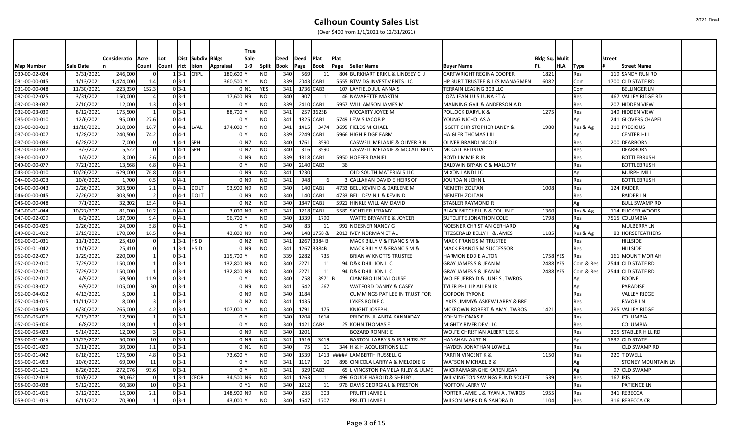# Calhoun County Sales List

(Over $400 from 1/1/2021 to 12/31/2021)

| Map Number | Sale Date | Consideration | Acre Count | Lot Count | Dist rict | Subdiv ision | Bldgs Appraisal | True Sale 1-9 | Split | Deed Book | Deed Page | Plat Book | Plat Page | Seller Name | Buyer Name | Bldg Sq. Ft. | Mult HLA | Type | Street # | Street Name |
|---|---|---|---|---|---|---|---|---|---|---|---|---|---|---|---|---|---|---|---|---|
| 030-00-02-024 | 3/31/2021 | 246,000 | 0 | 1 | 3-1 | CRPL | 180,600 | Y | NO | 340 | 569 | 11 | 804 | BURKHART ERIK L & LINDSEY C J | CARTWRIGHT REGINA COOPER | 1821 | | Res | 119 | SANDY RUN RD |
| 031-00-00-045 | 1/13/2021 | 1,474,000 | 1.4 | 0 | 3-1 | | 360,500 | Y | NO | 339 | 2043 | CAB1 | 5555 | BTW DG INVESTMENTS LLC | HP BURT TRUSTEE & LKS MANAGMEN | 6082 | | Com | 1700 | OLD STATE RD |
| 031-00-00-048 | 11/30/2021 | 223,330 | 152.3 | 0 | 3-1 | | 0 | N1 | YES | 341 | 1736 | CAB2 | 107 | LAYFIELD JULIANNA S | TERRAIN LEASING 303 LLC | | | Com | | BELLINGER LN |
| 032-00-02-025 | 3/31/2021 | 150,000 | 4 | 0 | 3-1 | | 17,600 | N9 | NO | 340 | 907 | 11 | 46 | NAVARETTE MARTIN | LOZA JEAN LUIS LUNA ET AL | | | Res | 467 | VALLEY RIDGE RD |
| 032-00-03-037 | 2/10/2021 | 12,000 | 1.3 | 0 | 3-1 | | 0 | Y | NO | 339 | 2410 | CAB1 | 5957 | WILLIAMSON JAMES M | MANNING GAIL & ANDERSON A D | | | Res | 207 | HIDDEN VIEW |
| 032-00-03-039 | 8/12/2021 | 175,500 | 1 | 0 | 3-1 | | 88,700 | Y | NO | 341 | 257 | 3625B | | MCCARTY JOYCE M | POLLOCK DARYL K & | 1275 | | Res | 149 | HIDDEN VIEW |
| 035-00-00-010 | 12/6/2021 | 95,000 | 27.6 | 0 | 4-1 | | 0 | Y | NO | 341 | 1825 | CAB1 | 5749 | LEWIS JACOB P | YOUNG NICHOLAS A | | | Ag | 241 | GLOVERS CHAPEL |
| 035-00-00-019 | 11/10/2021 | 310,000 | 16.7 | 0 | 4-1 | LVAL | 174,000 | Y | NO | 341 | 1415 | 3474 | 3695 | FIELDS MICHAEL | ISGETT CHRISTOPHER LANEY & | 1980 | | Res & Ag | 210 | PRECIOUS |
| 037-00-00-007 | 1/28/2021 | 240,500 | 74.2 | 0 | 4-1 | | 0 | Y | NO | 339 | 2249 | CAB1 | 5966 | HIGH RIDGE FARM | HAIGLER THOMAS I III | | | Ag | | CENTER HILL |
| 037-00-00-036 | 6/28/2021 | 7,000 | 0 | 1 | 4-1 | SPHL | 0 | N7 | NO | 340 | 1761 | 3590 | | CASWELL MELANIE & OLIVER B N | OLIVER BRANDI NICOLE | | | Res | 200 | DEARBORN |
| 037-00-00-037 | 3/3/2021 | 5,522 | 0 | 1 | 4-1 | SPHL | 0 | N7 | NO | 340 | 316 | 3590 | | CASWELL MELANIE & MCCALL BELIN | MCCALL BELINDA | | | Res | | DEARBORN |
| 039-00-00-027 | 1/4/2021 | 3,000 | 3.6 | 0 | 4-1 | | 0 | N9 | NO | 339 | 1818 | CAB1 | 5950 | HOEFER DANIEL | BOYD JIMMIE R JR | | | Res | | BOTTLEBRUSH |
| 040-00-00-077 | 7/21/2021 | 13,568 | 6.8 | 0 | 4-1 | | 0 | Y | NO | 340 | 2140 | CAB2 | 36 | | BALDWIN BRYAN C & MALLORY | | | Res | | BOTTLEBRUSH |
| 043-00-00-010 | 10/26/2021 | 629,000 | 76.8 | 0 | 4-1 | | 0 | N9 | NO | 341 | 1230 | | | OLD SOUTH MATERIALS LLC | MIXON LAND LLC | | | Ag | | MURPH MILL |
| 044-00-00-003 | 10/6/2021 | 1,700 | 0.5 | 0 | 4-1 | | 0 | N9 | NO | 341 | 948 | 6 | 3 | CALLAHAN DAVID E HEIRS OF | JOURDAIN JOHN L | | | Res | | BOTTLEBRUSH |
| 046-00-00-043 | 2/26/2021 | 303,500 | 2.1 | 0 | 4-1 | DOLT | 93,900 | N9 | NO | 340 | 140 | CAB1 | 4733 | BELL KEVIN D & DARLENE M | NEMETH ZOLTAN | 1008 | | Res | 124 | RAIDER |
| 046-00-00-045 | 2/26/2021 | 303,500 | 2 | 0 | 4-1 | DOLT | 0 | N9 | NO | 340 | 140 | CAB1 | 4733 | BELL DEVIN L & KEVIN D | NEMETH ZOLTAN | | | Res | | RAIDER LN |
| 046-00-00-048 | 7/1/2021 | 32,302 | 15.4 | 0 | 4-1 | | 0 | N2 | NO | 340 | 1847 | CAB1 | 5921 | HINKLE WILLIAM DAVID | STABLER RAYMOND R | | | Ag | | BULL SWAMP RD |
| 047-00-01-044 | 10/27/2021 | 81,000 | 10.2 | 0 | 4-1 | | 3,000 | N9 | NO | 341 | 1218 | CAB1 | 5589 | SIGHTLER JERAMY | BLACK MITCHELL B & COLLIN F | 1360 | | Res & Ag | 114 | RUCKER WOODS |
| 047-00-02-009 | 6/2/2021 | 187,900 | 9.4 | 0 | 4-1 | | 96,700 | Y | NO | 340 | 1339 | 1790 | | WATTS BRYANT E & JOYCER | SUTCLIFFE JONATHON COLE | 1798 | | Res | 7515 | COLUMBIA |
| 048-00-00-025 | 2/26/2021 | 24,000 | 5.8 | 0 | 4-1 | | 0 | Y | NO | 340 | 83 | 11 | 991 | NOESNER NANCY G | NOESNER CHRISTIAN GERHARD | | | Ag | | MULBERRY LN |
| 049-00-01-012 | 2/19/2021 | 170,000 | 16.5 | 0 | 4-1 | | 43,800 | N9 | NO | 340 | 148 | 1758 & | 2013 | IVEY NORMAN ET AL | FITZGERALD KELLY H & JAMES | 1185 | | Res & Ag | 83 | HORSEFEATHERS |
| 052-00-01-031 | 11/1/2021 | 25,410 | 0 | 1 | 3-1 | HSID | 0 | N2 | NO | 341 | 1267 | 3384 B | | MACK BILLY V & FRANCIS M & | MACK FRANCIS M TRUSTEE | | | Res | | HILLSIDE |
| 052-00-01-042 | 11/1/2021 | 25,410 | 0 | 1 | 3-1 | HSID | 0 | N9 | NO | 341 | 1267 | 3384B | | MACK BILLY V & FRANCIS M & | MACK FRANCIS M SUCCESSOR | | | Res | | HILLSIDE |
| 052-00-02-007 | 1/29/2021 | 220,000 | 1 | 0 | 3-1 | | 115,700 | Y | NO | 339 | 2282 | 735 | | BRIAN W KNOTTS TRUSTEE | HARMON EDDIE ALTON | 1758 | YES | Res | 161 | MOUNT MORIAH |
| 052-00-02-010 | 7/29/2021 | 150,000 | 1 | 0 | 3-1 | | 132,800 | N9 | NO | 340 | 2271 | 11 | 94 | D&K DHILLION LLC | GRAY JAMES S & JEAN M | 2488 | YES | Com & Res | 2544 | OLD STATE RD |
| 052-00-02-010 | 7/29/2021 | 150,000 | 1 | 0 | 3-1 | | 132,800 | N9 | NO | 340 | 2271 | 11 | 94 | D&K DHILLION LLC | GRAY JAMES S & JEAN M | 2488 | YES | Com & Res | 2544 | OLD STATE RD |
| 052-00-02-017 | 4/9/2021 | 59,500 | 11.9 | 0 | 3-1 | | 0 | Y | NO | 340 | 758 | 3971 | B | CIAMBRO LINDA LOUISE | WOLFE JERRY D & JUNE S JTWROS | | | Ag | | BOONE |
| 052-00-03-002 | 9/9/2021 | 105,000 | 30 | 0 | 3-1 | | 0 | N9 | NO | 341 | 642 | 267 | | WATFORD DANNY & CASEY | TYLER PHILLIP ALLEN JR | | | Ag | | PARADISE |
| 052-00-04-012 | 4/13/2021 | 5,000 | 1 | 0 | 3-1 | | 0 | N9 | NO | 340 | 1184 | | | CUMMINGS PAT LEE IN TRUST FOR | GORDON TYRONE | | | Res | | VALLEY RIDGE |
| 052-00-04-015 | 11/11/2021 | 8,000 | 3 | 0 | 3-1 | | 0 | N2 | NO | 341 | 1435 | | | LYKES RODIE C | LYKES JIMMY& ASKEW LARRY & BRE | | | Res | | FAVOR LN |
| 052-00-04-025 | 6/30/2021 | 265,000 | 4.2 | 0 | 3-1 | | 107,000 | Y | NO | 340 | 1791 | 175 | | KNIGHT JOSEPH J | MCKEOWN ROBERT & AMY JTWROS | 1421 | | Res | 265 | VALLEY RIDGE |
| 052-00-05-006 | 5/13/2021 | 12,500 | 1 | 0 | 3-1 | | 0 | Y | NO | 340 | 1204 | 1614 | | PRIDGEN JUANITA KANNADAY | KOHN THOMAS E | | | Res | | COLUMBIA |
| 052-00-05-006 | 6/8/2021 | 18,000 | 1 | 0 | 3-1 | | 0 | Y | NO | 340 | 1421 | CAB2 | 25 | KOHN THOMAS E | MIGHTY RIVER DEV LLC | | | Res | | COLUMBIA |
| 052-00-05-023 | 5/14/2021 | 12,000 | 3 | 0 | 3-1 | | 0 | N9 | NO | 340 | 1201 | | | BOZARD RONNIE E | WOLFE CHRISTIAN ALBERT LEE & | | | Res | 305 | STABLER HILL RD |
| 053-00-01-026 | 11/23/2021 | 50,000 | 10 | 0 | 3-1 | | 0 | N9 | NO | 341 | 1616 | 3419 | | BASTON LARRY S & IRIS H TRUST | HANAHAN AUSTIN | | | Ag | 1837 | OLD STATE |
| 053-00-01-029 | 3/11/2021 | 39,000 | 1.1 | 0 | 3-1 | | 0 | N1 | NO | 340 | 75 | 11 | 344 | H & H ACQUISITIONS LLC | HAYDEN JONATHAN LOWELL | | | Res | | OLD SWAMP RD |
| 053-00-01-042 | 6/18/2021 | 175,500 | 4.8 | 0 | 3-1 | | 73,600 | Y | NO | 340 | 1539 | 1413 | ##### | LAMBERTH RUSSELL G | PARTIN VINCENT K & | 1150 | | Res | 220 | TIDWELL |
| 053-00-01-063 | 10/6/2021 | 69,000 | 11 | 0 | 3-1 | | 0 | Y | NO | 341 | 1117 | 10 | 896 | CINICOLA LARRY A & MELODIE G | WATSON MICHAEL B & | | | Ag | | STONEY MOUNTAIN LN |
| 053-00-01-106 | 8/26/2021 | 272,076 | 93.6 | 0 | 3-1 | | 0 | Y | NO | 341 | 329 | CAB2 | 65 | LIVINGSTON PAMELA RILEY & ULME | WICKRAMASINGHE KAREN JEAN | | | Ag | 97 | OLD SWAMP |
| 053-00-02-018 | 10/6/2021 | 90,662 | 0 | 1 | 3-1 | CFOR | 34,500 | N6 | NO | 341 | 1263 | 11 | 499 | GOUDE HAROLD & SHELBY J | WILMINGTON SAVINGS FUND SOCIET | 1539 | | Res | 167 | IRIS |
| 058-00-00-038 | 5/12/2021 | 60,180 | 10 | 0 | 3-1 | | 0 | Y1 | NO | 340 | 1212 | 11 | 976 | DAVIS GEORGIA L & PRESTON | NORTON LARRY W | | | Res | | PATIENCE LN |
| 059-00-01-016 | 3/12/2021 | 15,000 | 2.1 | 0 | 3-1 | | 148,900 | N9 | NO | 340 | 235 | 303 | | PRUITT JAMIE L | PORTER JAMIE L & RYAN A JTWROS | 1955 | | Res | 341 | REBECCA |
| 059-00-01-019 | 6/11/2021 | 70,300 | 1 | 0 | 3-1 | | 43,000 | Y | NO | 340 | 1647 | 1707 | | PRUITT JAMIE L | WILSON MARK D & SANDRA D | 1104 | | Res | 316 | REBECCA CR |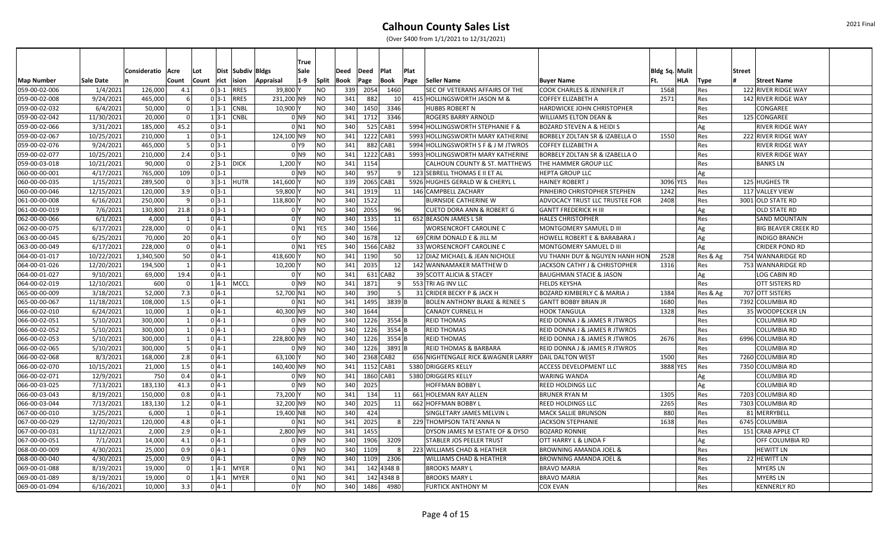# Calhoun County Sales List

(Over $400 from 1/1/2021 to 12/31/2021)

| Map Number | Sale Date | Consideration | Acre Count | Lot Count | Dist rict | Subdiv ision | Bldgs Appraisal | True Sale 1-9 | Split | Deed Book | Deed Page | Plat Book | Plat Page | Seller Name | Buyer Name | Bldg Sq. Ft. | Mult HLA | Type | Street # | Street Name |
|---|---|---|---|---|---|---|---|---|---|---|---|---|---|---|---|---|---|---|---|---|
| 059-00-02-006 | 1/4/2021 | 126,000 | 4.1 | 0 | 3-1 | RRES | 39,800 | Y | NO | 339 | 2054 | 1460 | | SEC OF VETERANS AFFAIRS OF THE | COOK CHARLES & JENNIFER JT | 1568 | | Res | 122 | RIVER RIDGE WAY |
| 059-00-02-008 | 9/24/2021 | 465,000 | 6 | 0 | 3-1 | RRES | 231,200 | N9 | NO | 341 | 882 | 10 | 415 | HOLLINGSWORTH JASON M & | COFFEY ELIZABETH A | 2571 | | Res | 142 | RIVER RIDGE WAY |
| 059-00-02-032 | 6/4/2021 | 50,000 | 0 | 1 | 3-1 | CNBL | 10,900 | Y | NO | 340 | 1450 | 3346 | | HUBBS ROBERT N | HARDWICKE JOHN CHRISTOPHER | | | Res | | CONGAREE |
| 059-00-02-042 | 11/30/2021 | 20,000 | 0 | 1 | 3-1 | CNBL | 0 | N9 | NO | 341 | 1712 | 3346 | | ROGERS BARRY ARNOLD | WILLIAMS ELTON DEAN & | | | Res | 125 | CONGAREE |
| 059-00-02-066 | 3/31/2021 | 185,000 | 45.2 | 0 | 3-1 | | 0 | N1 | NO | 340 | 525 | CAB1 | 5994 | HOLLINGSWORTH STEPHANIE F & | BOZARD STEVEN A & HEIDI S | | | Ag | | RIVER RIDGE WAY |
| 059-00-02-067 | 10/25/2021 | 210,000 | 1 | 0 | 3-1 | | 124,100 | N9 | NO | 341 | 1222 | CAB1 | 5993 | HOLLINGSWORTH MARY KATHERINE | BORBELY ZOLTAN SR & IZABELLA O | 1550 | | Res | 222 | RIVER RIDGE WAY |
| 059-00-02-076 | 9/24/2021 | 465,000 | 5 | 0 | 3-1 | | 0 | Y9 | NO | 341 | 882 | CAB1 | 5994 | HOLLINGSWORTH S F & J M JTWROS | COFFEY ELIZABETH A | | | Res | | RIVER RIDGE WAY |
| 059-00-02-077 | 10/25/2021 | 210,000 | 2.4 | 0 | 3-1 | | 0 | N9 | NO | 341 | 1222 | CAB1 | 5993 | HOLLINGSWORTH MARY KATHERINE | BORBELY ZOLTAN SR & IZABELLA O | | | Res | | RIVER RIDGE WAY |
| 059-00-03-018 | 10/21/2021 | 90,000 | 0 | 2 | 3-1 | DICK | 1,200 | Y | NO | 341 | 1154 | | | CALHOUN COUNTY & ST. MATTHEWS | THE HAMMER GROUP LLC | | | Res | | BANKS LN |
| 060-00-00-001 | 4/17/2021 | 765,000 | 109 | 0 | 3-1 | | 0 | N9 | NO | 340 | 957 | 9 | 123 | SEBRELL THOMAS E II ET AL | HEPTA GROUP LLC | | | Ag | | |
| 060-00-00-035 | 1/15/2021 | 289,500 | 0 | 3 | 3-1 | HUTR | 141,600 | Y | NO | 339 | 2065 | CAB1 | 5926 | HUGHES GERALD W & CHERYL L | HAINEY ROBERT J | 3096 | YES | Res | 125 | HUGHES TR |
| 060-00-00-046 | 12/15/2021 | 120,000 | 3.9 | 0 | 3-1 | | 59,800 | Y | NO | 341 | 1919 | 11 | 146 | CAMPBELL ZACHARY | PINHEIRO CHRISTOPHER STEPHEN | 1242 | | Res | 117 | VALLEY VIEW |
| 061-00-00-008 | 6/16/2021 | 250,000 | 9 | 0 | 3-1 | | 118,800 | Y | NO | 340 | 1522 | | | BURNSIDE CATHERINE W | ADVOCACY TRUST LLC TRUSTEE FOR | 2408 | | Res | 3001 | OLD STATE RD |
| 061-00-00-019 | 7/6/2021 | 130,800 | 21.8 | 0 | 3-1 | | 0 | Y | NO | 340 | 2055 | 96 | | CUETO DORA ANN & ROBERT G | GANTT FREDERICK H III | | | Ag | | OLD STATE RD |
| 062-00-00-066 | 6/1/2021 | 4,000 | 1 | 0 | 4-1 | | 0 | Y | NO | 340 | 1335 | 11 | 652 | BEASON JAMES L SR | HALES CHRISTOPHER | | | Res | | SAND MOUNTAIN |
| 062-00-00-075 | 6/17/2021 | 228,000 | 0 | 0 | 4-1 | | 0 | N1 | YES | 340 | 1566 | | | WORSENCROFT CAROLINE C | MONTGOMERY SAMUEL D III | | | Ag | | BIG BEAVER CREEK RD |
| 063-00-00-045 | 6/25/2021 | 70,000 | 20 | 0 | 4-1 | | 0 | Y | NO | 340 | 1678 | 12 | 69 | CRIM DONALD E & JILL M | HOWELL ROBERT E & BARABARA J | | | Ag | | INDIGO BRANCH |
| 063-00-00-049 | 6/17/2021 | 228,000 | 0 | 0 | 4-1 | | 0 | N1 | YES | 340 | 1566 | CAB2 | 33 | WORSENCROFT CAROLINE C | MONTGOMERY SAMUEL D III | | | Ag | | CRIDER POND RD |
| 064-00-01-017 | 10/22/2021 | 1,340,500 | 50 | 0 | 4-1 | | 418,600 | Y | NO | 341 | 1190 | 50 | 12 | DIAZ MICHAEL & JEAN NICHOLE | VU THANH DUY & NGUYEN HANH HON | 2528 | | Res & Ag | 754 | WANNARIDGE RD |
| 064-00-01-026 | 12/20/2021 | 194,500 | 1 | 0 | 4-1 | | 10,200 | Y | NO | 341 | 2035 | 12 | 142 | WANNAMAKER MATTHEW D | JACKSON CATHY J & CHRISTOPHER | 1316 | | Res | 753 | WANNARIDGE RD |
| 064-00-01-027 | 9/10/2021 | 69,000 | 19.4 | 0 | 4-1 | | 0 | Y | NO | 341 | 631 | CAB2 | 39 | SCOTT ALICIA & STACEY | BAUGHMAN STACIE & JASON | | | Ag | | LOG CABIN RD |
| 064-00-02-019 | 12/10/2021 | 600 | 0 | 1 | 4-1 | MCCL | 0 | N9 | NO | 341 | 1871 | 9 | 553 | TRI AG INV LLC | FIELDS KEYSHA | | | Res | | OTT SISTERS RD |
| 065-00-00-009 | 3/18/2021 | 52,000 | 7.3 | 0 | 4-1 | | 52,700 | N1 | NO | 340 | 390 | 5 | 31 | CRIDER BECKY P & JACK H | BOZARD KIMBERLY C & MARIA J | 1384 | | Res & Ag | 707 | OTT SISTERS |
| 065-00-00-067 | 11/18/2021 | 108,000 | 1.5 | 0 | 4-1 | | 0 | N1 | NO | 341 | 1495 | 3839 | B | BOLEN ANTHONY BLAKE & RENEE S | GANTT BOBBY BRIAN JR | 1680 | | Res | 7392 | COLUMBIA RD |
| 066-00-02-010 | 6/24/2021 | 10,000 | 1 | 0 | 4-1 | | 40,300 | N9 | NO | 340 | 1644 | | | CANADY CURNELL H | HOOK TANGULA | 1328 | | Res | 35 | WOODPECKER LN |
| 066-00-02-051 | 5/10/2021 | 300,000 | 1 | 0 | 4-1 | | 0 | N9 | NO | 340 | 1226 | 3554 | B | REID THOMAS | REID DONNA J & JAMES R JTWROS | | | Res | | COLUMBIA RD |
| 066-00-02-052 | 5/10/2021 | 300,000 | 1 | 0 | 4-1 | | 0 | N9 | NO | 340 | 1226 | 3554 | B | REID THOMAS | REID DONNA J & JAMES R JTWROS | | | Res | | COLUMBIA RD |
| 066-00-02-053 | 5/10/2021 | 300,000 | 1 | 0 | 4-1 | | 228,800 | N9 | NO | 340 | 1226 | 3554 | B | REID THOMAS | REID DONNA J & JAMES R JTWROS | 2676 | | Res | 6996 | COLUMBIA RD |
| 066-00-02-065 | 5/10/2021 | 300,000 | 5 | 0 | 4-1 | | 0 | N9 | NO | 340 | 1226 | 3891 | B | REID THOMAS & BARBARA | REID DONNA J & JAMES R JTWROS | | | Res | | COLUMBIA RD |
| 066-00-02-068 | 8/3/2021 | 168,000 | 2.8 | 0 | 4-1 | | 63,100 | Y | NO | 340 | 2368 | CAB2 | 656 | NIGHTENGALE RICK &WAGNER LARRY | DAIL DALTON WEST | 1500 | | Res | 7260 | COLUMBIA RD |
| 066-00-02-070 | 10/15/2021 | 21,000 | 1.5 | 0 | 4-1 | | 140,400 | N9 | NO | 341 | 1152 | CAB1 | 5380 | DRIGGERS KELLY | ACCESS DEVELOPMENT LLC | 3888 | YES | Res | 7350 | COLUMBIA RD |
| 066-00-02-071 | 12/9/2021 | 750 | 0.4 | 0 | 4-1 | | 0 | N9 | NO | 341 | 1860 | CAB1 | 5380 | DRIGGERS KELLY | WARING WANDA | | | Ag | | COLUMBIA RD |
| 066-00-03-025 | 7/13/2021 | 183,130 | 41.3 | 0 | 4-1 | | 0 | N9 | NO | 340 | 2025 | | | HOFFMAN BOBBY L | REED HOLDINGS LLC | | | Ag | | COLUMBIA RD |
| 066-00-03-043 | 8/19/2021 | 150,000 | 0.8 | 0 | 4-1 | | 73,200 | Y | NO | 341 | 134 | 11 | 661 | HOLEMAN RAY ALLEN | BRUNER RYAN M | 1305 | | Res | 7203 | COLUMBIA RD |
| 066-00-03-044 | 7/13/2021 | 183,130 | 1.2 | 0 | 4-1 | | 32,200 | N9 | NO | 340 | 2025 | 11 | 662 | HOFFMAN BOBBY L | REED HOLDINGS LLC | 2265 | | Res | 7303 | COLUMBIA RD |
| 067-00-00-010 | 3/25/2021 | 6,000 | 1 | 0 | 4-1 | | 19,400 | N8 | NO | 340 | 424 | | | SINGLETARY JAMES MELVIN L | MACK SALLIE BRUNSON | 880 | | Res | 81 | MERRYBELL |
| 067-00-00-029 | 12/20/2021 | 120,000 | 4.8 | 0 | 4-1 | | 0 | N1 | NO | 341 | 2025 | 8 | 229 | THOMPSON TATE'ANNA N | JACKSON STEPHANIE | 1638 | | Res | 6745 | COLUMBIA |
| 067-00-00-031 | 11/12/2021 | 2,000 | 2.9 | 0 | 4-1 | | 2,800 | N9 | NO | 341 | 1455 | | | DYSON JAMES M ESTATE OF & DYSO | BOZARD RONNIE | | | Res | 151 | CRAB APPLE CT |
| 067-00-00-051 | 7/1/2021 | 14,000 | 4.1 | 0 | 4-1 | | 0 | N9 | NO | 340 | 1906 | 3209 | | STABLER JOS PEELER TRUST | OTT HARRY L & LINDA F | | | Ag | | OFF COLUMBIA RD |
| 068-00-00-009 | 4/30/2021 | 25,000 | 0.9 | 0 | 4-1 | | 0 | N9 | NO | 340 | 1109 | 8 | 223 | WILLIAMS CHAD & HEATHER | BROWNING AMANDA JOEL & | | | Res | | HEWITT LN |
| 068-00-00-040 | 4/30/2021 | 25,000 | 0.9 | 0 | 4-1 | | 0 | N9 | NO | 340 | 1109 | 2306 | | WILLIAMS CHAD & HEATHER | BROWNING AMANDA JOEL & | | | Res | 22 | HEWITT LN |
| 069-00-01-088 | 8/19/2021 | 19,000 | 0 | 1 | 4-1 | MYER | 0 | N1 | NO | 341 | 142 | 4348 B | | BROOKS MARY L | BRAVO MARIA | | | Res | | MYERS LN |
| 069-00-01-089 | 8/19/2021 | 19,000 | 0 | 1 | 4-1 | MYER | 0 | N1 | NO | 341 | 142 | 4348 B | | BROOKS MARY L | BRAVO MARIA | | | Res | | MYERS LN |
| 069-00-01-094 | 6/16/2021 | 10,000 | 3.3 | 0 | 4-1 | | 0 | Y | NO | 340 | 1486 | 4980 | | FURTICK ANTHONY M | COX EVAN | | | Res | | KENNERLY RD |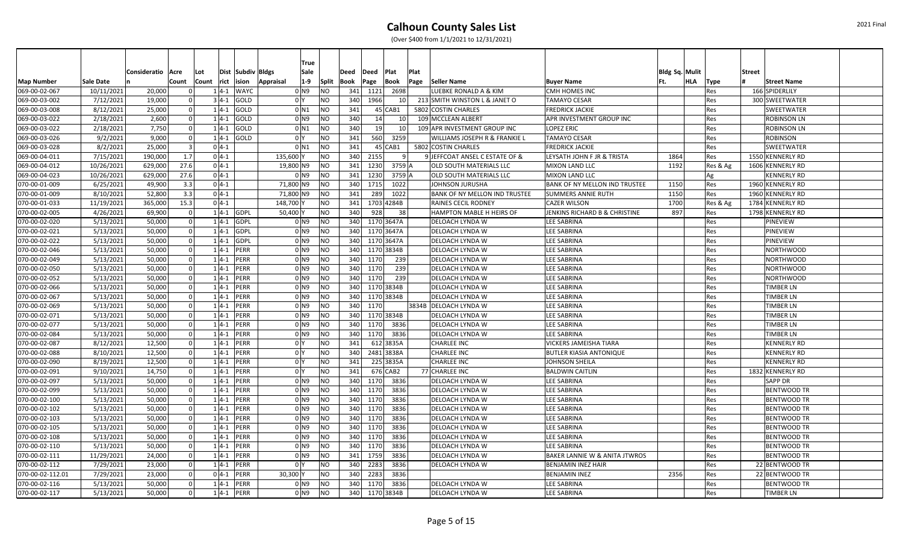# Calhoun County Sales List

(Over $400 from 1/1/2021 to 12/31/2021)

| Map Number | Sale Date | Consideratio n | Acre Count | Lot Count | Dist rict | Subdiv ision | Bldgs Appraisal | True Sale 1-9 | Split | Deed Book | Deed Page | Plat Book | Plat Page | Seller Name | Buyer Name | Bldg Sq. Ft. | Mulit HLA | Type | Street # | Street Name |
|---|---|---|---|---|---|---|---|---|---|---|---|---|---|---|---|---|---|---|---|---|
| 069-00-02-067 | 10/11/2021 | 20,000 | 0 | 1 | 4-1 | WAYC | 0 | N9 | NO | 341 | 1121 | 2698 | | LUEBKE RONALD A & KIM | CMH HOMES INC | | | Res | 166 | SPIDERLILY |
| 069-00-03-002 | 7/12/2021 | 19,000 | 0 | 3 | 4-1 | GOLD | 0 | Y | NO | 340 | 1966 | 10 | 213 | SMITH WINSTON L & JANET O | TAMAYO CESAR | | | Res | 300 | SWEETWATER |
| 069-00-03-008 | 8/12/2021 | 25,000 | 0 | 1 | 4-1 | GOLD | 0 | N1 | NO | 341 | 45 | CAB1 | 5802 | COSTIN CHARLES | FREDRICK JACKIE | | | Res | | SWEETWATER |
| 069-00-03-022 | 2/18/2021 | 2,600 | 0 | 1 | 4-1 | GOLD | 0 | N9 | NO | 340 | 14 | 10 | 109 | MCCLEAN ALBERT | APR INVESTMENT GROUP INC | | | Res | | ROBINSON LN |
| 069-00-03-022 | 2/18/2021 | 7,750 | 0 | 1 | 4-1 | GOLD | 0 | N1 | NO | 340 | 19 | 10 | 109 | APR INVESTMENT GROUP INC | LOPEZ ERIC | | | Res | | ROBINSON LN |
| 069-00-03-026 | 9/2/2021 | 9,000 | 0 | 1 | 4-1 | GOLD | 0 | Y | NO | 341 | 560 | 3259 | | WILLIAMS JOSEPH R & FRANKIE L | TAMAYO CESAR | | | Res | | ROBINSON |
| 069-00-03-028 | 8/2/2021 | 25,000 | 3 | 0 | 4-1 | | 0 | N1 | NO | 341 | 45 | CAB1 | 5802 | COSTIN CHARLES | FREDRICK JACKIE | | | Res | | SWEETWATER |
| 069-00-04-011 | 7/15/2021 | 190,000 | 1.7 | 0 | 4-1 | | 135,600 | Y | NO | 340 | 2155 | 9 | 9 | JEFFCOAT ANSEL C ESTATE OF & | LEYSATH JOHN F JR & TRISTA | 1864 | | Res | 1550 | KENNERLY RD |
| 069-00-04-012 | 10/26/2021 | 629,000 | 27.6 | 0 | 4-1 | | 19,800 | N9 | NO | 341 | 1230 | 3759 | A | OLD SOUTH MATERIALS LLC | MIXON LAND LLC | 1192 | | Res & Ag | 1606 | KENNERLY RD |
| 069-00-04-023 | 10/26/2021 | 629,000 | 27.6 | 0 | 4-1 | | 0 | N9 | NO | 341 | 1230 | 3759 | A | OLD SOUTH MATERIALS LLC | MIXON LAND LLC | | | Ag | | KENNERLY RD |
| 070-00-01-009 | 6/25/2021 | 49,900 | 3.3 | 0 | 4-1 | | 71,800 | N9 | NO | 340 | 1715 | 1022 | | JOHNSON JURUSHA | BANK OF NY MELLON IND TRUSTEE | 1150 | | Res | 1960 | KENNERLY RD |
| 070-00-01-009 | 8/10/2021 | 52,800 | 3.3 | 0 | 4-1 | | 71,800 | N9 | NO | 341 | 289 | 1022 | | BANK OF NY MELLON IND TRUSTEE | SUMMERS ANNIE RUTH | 1150 | | Res | 1960 | KENNERLY RD |
| 070-00-01-033 | 11/19/2021 | 365,000 | 15.3 | 0 | 4-1 | | 148,700 | Y | NO | 341 | 1703 | 4284B | | RAINES CECIL RODNEY | CAZER WILSON | 1700 | | Res & Ag | 1784 | KENNERLY RD |
| 070-00-02-005 | 4/26/2021 | 69,900 | 0 | 1 | 4-1 | GDPL | 50,400 | Y | NO | 340 | 928 | 38 | | HAMPTON MABLE H HEIRS OF | JENKINS RICHARD B & CHRISTINE | 897 | | Res | 1798 | KENNERLY RD |
| 070-00-02-020 | 5/13/2021 | 50,000 | 0 | 1 | 4-1 | GDPL | 0 | N9 | NO | 340 | 1170 | 3647A | | DELOACH LYNDA W | LEE SABRINA | | | Res | | PINEVIEW |
| 070-00-02-021 | 5/13/2021 | 50,000 | 0 | 1 | 4-1 | GDPL | 0 | N9 | NO | 340 | 1170 | 3647A | | DELOACH LYNDA W | LEE SABRINA | | | Res | | PINEVIEW |
| 070-00-02-022 | 5/13/2021 | 50,000 | 0 | 1 | 4-1 | GDPL | 0 | N9 | NO | 340 | 1170 | 3647A | | DELOACH LYNDA W | LEE SABRINA | | | Res | | PINEVIEW |
| 070-00-02-046 | 5/13/2021 | 50,000 | 0 | 1 | 4-1 | PERR | 0 | N9 | NO | 340 | 1170 | 3834B | | DELOACH LYNDA W | LEE SABRINA | | | Res | | NORTHWOOD |
| 070-00-02-049 | 5/13/2021 | 50,000 | 0 | 1 | 4-1 | PERR | 0 | N9 | NO | 340 | 1170 | 239 | | DELOACH LYNDA W | LEE SABRINA | | | Res | | NORTHWOOD |
| 070-00-02-050 | 5/13/2021 | 50,000 | 0 | 1 | 4-1 | PERR | 0 | N9 | NO | 340 | 1170 | 239 | | DELOACH LYNDA W | LEE SABRINA | | | Res | | NORTHWOOD |
| 070-00-02-052 | 5/13/2021 | 50,000 | 0 | 1 | 4-1 | PERR | 0 | N9 | NO | 340 | 1170 | 239 | | DELOACH LYNDA W | LEE SABRINA | | | Res | | NORTHWOOD |
| 070-00-02-066 | 5/13/2021 | 50,000 | 0 | 1 | 4-1 | PERR | 0 | N9 | NO | 340 | 1170 | 3834B | | DELOACH LYNDA W | LEE SABRINA | | | Res | | TIMBER LN |
| 070-00-02-067 | 5/13/2021 | 50,000 | 0 | 1 | 4-1 | PERR | 0 | N9 | NO | 340 | 1170 | 3834B | | DELOACH LYNDA W | LEE SABRINA | | | Res | | TIMBER LN |
| 070-00-02-069 | 5/13/2021 | 50,000 | 0 | 1 | 4-1 | PERR | 0 | N9 | NO | 340 | 1170 | | 3834B | DELOACH LYNDA W | LEE SABRINA | | | Res | | TIMBER LN |
| 070-00-02-071 | 5/13/2021 | 50,000 | 0 | 1 | 4-1 | PERR | 0 | N9 | NO | 340 | 1170 | 3834B | | DELOACH LYNDA W | LEE SABRINA | | | Res | | TIMBER LN |
| 070-00-02-077 | 5/13/2021 | 50,000 | 0 | 1 | 4-1 | PERR | 0 | N9 | NO | 340 | 1170 | 3836 | | DELOACH LYNDA W | LEE SABRINA | | | Res | | TIMBER LN |
| 070-00-02-084 | 5/13/2021 | 50,000 | 0 | 1 | 4-1 | PERR | 0 | N9 | NO | 340 | 1170 | 3836 | | DELOACH LYNDA W | LEE SABRINA | | | Res | | TIMBER LN |
| 070-00-02-087 | 8/12/2021 | 12,500 | 0 | 1 | 4-1 | PERR | 0 | Y | NO | 341 | 612 | 3835A | | CHARLEE INC | VICKERS JAMEISHA TIARA | | | Res | | KENNERLY RD |
| 070-00-02-088 | 8/10/2021 | 12,500 | 0 | 1 | 4-1 | PERR | 0 | Y | NO | 340 | 2481 | 3838A | | CHARLEE INC | BUTLER KIASIA ANTONIQUE | | | Res | | KENNERLY RD |
| 070-00-02-090 | 8/19/2021 | 12,500 | 0 | 1 | 4-1 | PERR | 0 | Y | NO | 341 | 225 | 3835A | | CHARLEE INC | JOHNSON SHEILA | | | Res | | KENNERLY RD |
| 070-00-02-091 | 9/10/2021 | 14,750 | 0 | 1 | 4-1 | PERR | 0 | Y | NO | 341 | 676 | CAB2 | 77 | CHARLEE INC | BALDWIN CAITLIN | | | Res | 1832 | KENNERLY RD |
| 070-00-02-097 | 5/13/2021 | 50,000 | 0 | 1 | 4-1 | PERR | 0 | N9 | NO | 340 | 1170 | 3836 | | DELOACH LYNDA W | LEE SABRINA | | | Res | | SAPP DR |
| 070-00-02-099 | 5/13/2021 | 50,000 | 0 | 1 | 4-1 | PERR | 0 | N9 | NO | 340 | 1170 | 3836 | | DELOACH LYNDA W | LEE SABRINA | | | Res | | BENTWOOD TR |
| 070-00-02-100 | 5/13/2021 | 50,000 | 0 | 1 | 4-1 | PERR | 0 | N9 | NO | 340 | 1170 | 3836 | | DELOACH LYNDA W | LEE SABRINA | | | Res | | BENTWOOD TR |
| 070-00-02-102 | 5/13/2021 | 50,000 | 0 | 1 | 4-1 | PERR | 0 | N9 | NO | 340 | 1170 | 3836 | | DELOACH LYNDA W | LEE SABRINA | | | Res | | BENTWOOD TR |
| 070-00-02-103 | 5/13/2021 | 50,000 | 0 | 1 | 4-1 | PERR | 0 | N9 | NO | 340 | 1170 | 3836 | | DELOACH LYNDA W | LEE SABRINA | | | Res | | BENTWOOD TR |
| 070-00-02-105 | 5/13/2021 | 50,000 | 0 | 1 | 4-1 | PERR | 0 | N9 | NO | 340 | 1170 | 3836 | | DELOACH LYNDA W | LEE SABRINA | | | Res | | BENTWOOD TR |
| 070-00-02-108 | 5/13/2021 | 50,000 | 0 | 1 | 4-1 | PERR | 0 | N9 | NO | 340 | 1170 | 3836 | | DELOACH LYNDA W | LEE SABRINA | | | Res | | BENTWOOD TR |
| 070-00-02-110 | 5/13/2021 | 50,000 | 0 | 1 | 4-1 | PERR | 0 | N9 | NO | 340 | 1170 | 3836 | | DELOACH LYNDA W | LEE SABRINA | | | Res | | BENTWOOD TR |
| 070-00-02-111 | 11/29/2021 | 24,000 | 0 | 1 | 4-1 | PERR | 0 | N9 | NO | 341 | 1759 | 3836 | | DELOACH LYNDA W | BENTWOOD TR... | | | | | |
| 070-00-02-112 | 7/29/2021 | 23,000 | 0 | 1 | 4-1 | PERR | 0 | Y | NO | 340 | 2283 | 3836 | | DELOACH LYNDA W | BENJAMIN INEZ HAIR | | | Res | 22 | BENTWOOD TR |
| 070-00-02-112.01 | 7/29/2021 | 23,000 | 0 | 0 | 4-1 | PERR | 30,300 | Y | NO | 340 | 2283 | 3836 | | | BENJAMIN INEZ | 2356 | | Res | 22 | BENTWOOD TR |
| 070-00-02-116 | 5/13/2021 | 50,000 | 0 | 1 | 4-1 | PERR | 0 | N9 | NO | 340 | 1170 | 3836 | | DELOACH LYNDA W | LEE SABRINA | | | Res | | BENTWOOD TR |
| 070-00-02-117 | 5/13/2021 | 50,000 | 0 | 1 | 4-1 | PERR | 0 | N9 | NO | 340 | 1170 | 3834B | | DELOACH LYNDA W | LEE SABRINA | | | Res | | TIMBER LN |

# Calhoun County Sales List

(Over $400 from 1/1/2021 to 12/31/2021)

| Map Number | Sale Date | Consideratio n | Acre Count | Lot Count | Dist rict | Subdiv ision | Bldgs Appraisal | True Sale 1-9 | Split | Deed Book | Deed Page | Plat Book | Plat Page | Seller Name | Buyer Name | Bldg Sq. Ft. | Mulit HLA | Type | Street # | Street Name |
|---|---|---|---|---|---|---|---|---|---|---|---|---|---|---|---|---|---|---|---|---|
| 069-00-02-067 | 10/11/2021 | 20,000 | 0 | 1 | 4-1 | WAYC | 0 | N9 | NO | 341 | 1121 | 2698 | | LUEBKE RONALD A & KIM | CMH HOMES INC | | | Res | 166 | SPIDERLILY |
| 069-00-03-002 | 7/12/2021 | 19,000 | 0 | 3 | 4-1 | GOLD | 0 | Y | NO | 340 | 1966 | 10 | 213 | SMITH WINSTON L & JANET O | TAMAYO CESAR | | | Res | 300 | SWEETWATER |
| 069-00-03-008 | 8/12/2021 | 25,000 | 0 | 1 | 4-1 | GOLD | 0 | N1 | NO | 341 | 45 | CAB1 | 5802 | COSTIN CHARLES | FREDRICK JACKIE | | | Res | | SWEETWATER |
| 069-00-03-022 | 2/18/2021 | 2,600 | 0 | 1 | 4-1 | GOLD | 0 | N9 | NO | 340 | 14 | 10 | 109 | MCCLEAN ALBERT | APR INVESTMENT GROUP INC | | | Res | | ROBINSON LN |
| 069-00-03-022 | 2/18/2021 | 7,750 | 0 | 1 | 4-1 | GOLD | 0 | N1 | NO | 340 | 19 | 10 | 109 | APR INVESTMENT GROUP INC | LOPEZ ERIC | | | Res | | ROBINSON LN |
| 069-00-03-026 | 9/2/2021 | 9,000 | 0 | 1 | 4-1 | GOLD | 0 | Y | NO | 341 | 560 | 3259 | | WILLIAMS JOSEPH R & FRANKIE L | TAMAYO CESAR | | | Res | | ROBINSON |
| 069-00-03-028 | 8/2/2021 | 25,000 | 3 | 0 | 4-1 | | 0 | N1 | NO | 341 | 45 | CAB1 | 5802 | COSTIN CHARLES | FREDRICK JACKIE | | | Res | | SWEETWATER |
| 069-00-04-011 | 7/15/2021 | 190,000 | 1.7 | 0 | 4-1 | | 135,600 | Y | NO | 340 | 2155 | 9 | 9 | JEFFCOAT ANSEL C ESTATE OF & | LEYSATH JOHN F JR & TRISTA | 1864 | | Res | 1550 | KENNERLY RD |
| 069-00-04-012 | 10/26/2021 | 629,000 | 27.6 | 0 | 4-1 | | 19,800 | N9 | NO | 341 | 1230 | 3759 | A | OLD SOUTH MATERIALS LLC | MIXON LAND LLC | 1192 | | Res & Ag | 1606 | KENNERLY RD |
| 069-00-04-023 | 10/26/2021 | 629,000 | 27.6 | 0 | 4-1 | | 0 | N9 | NO | 341 | 1230 | 3759 | A | OLD SOUTH MATERIALS LLC | MIXON LAND LLC | | | Ag | | KENNERLY RD |
| 070-00-01-009 | 6/25/2021 | 49,900 | 3.3 | 0 | 4-1 | | 71,800 | N9 | NO | 340 | 1715 | 1022 | | JOHNSON JURUSHA | BANK OF NY MELLON IND TRUSTEE | 1150 | | Res | 1960 | KENNERLY RD |
| 070-00-01-009 | 8/10/2021 | 52,800 | 3.3 | 0 | 4-1 | | 71,800 | N9 | NO | 341 | 289 | 1022 | | BANK OF NY MELLON IND TRUSTEE | SUMMERS ANNIE RUTH | 1150 | | Res | 1960 | KENNERLY RD |
| 070-00-01-033 | 11/19/2021 | 365,000 | 15.3 | 0 | 4-1 | | 148,700 | Y | NO | 341 | 1703 | 4284B | | RAINES CECIL RODNEY | CAZER WILSON | 1700 | | Res & Ag | 1784 | KENNERLY RD |
| 070-00-02-005 | 4/26/2021 | 69,900 | 0 | 1 | 4-1 | GDPL | 50,400 | Y | NO | 340 | 928 | 38 | | HAMPTON MABLE H HEIRS OF | JENKINS RICHARD B & CHRISTINE | 897 | | Res | 1798 | KENNERLY RD |
| 070-00-02-020 | 5/13/2021 | 50,000 | 0 | 1 | 4-1 | GDPL | 0 | N9 | NO | 340 | 1170 | 3647A | | DELOACH LYNDA W | LEE SABRINA | | | Res | | PINEVIEW |
| 070-00-02-021 | 5/13/2021 | 50,000 | 0 | 1 | 4-1 | GDPL | 0 | N9 | NO | 340 | 1170 | 3647A | | DELOACH LYNDA W | LEE SABRINA | | | Res | | PINEVIEW |
| 070-00-02-022 | 5/13/2021 | 50,000 | 0 | 1 | 4-1 | GDPL | 0 | N9 | NO | 340 | 1170 | 3647A | | DELOACH LYNDA W | LEE SABRINA | | | Res | | PINEVIEW |
| 070-00-02-046 | 5/13/2021 | 50,000 | 0 | 1 | 4-1 | PERR | 0 | N9 | NO | 340 | 1170 | 3834B | | DELOACH LYNDA W | LEE SABRINA | | | Res | | NORTHWOOD |
| 070-00-02-049 | 5/13/2021 | 50,000 | 0 | 1 | 4-1 | PERR | 0 | N9 | NO | 340 | 1170 | 239 | | DELOACH LYNDA W | LEE SABRINA | | | Res | | NORTHWOOD |
| 070-00-02-050 | 5/13/2021 | 50,000 | 0 | 1 | 4-1 | PERR | 0 | N9 | NO | 340 | 1170 | 239 | | DELOACH LYNDA W | LEE SABRINA | | | Res | | NORTHWOOD |
| 070-00-02-052 | 5/13/2021 | 50,000 | 0 | 1 | 4-1 | PERR | 0 | N9 | NO | 340 | 1170 | 239 | | DELOACH LYNDA W | LEE SABRINA | | | Res | | NORTHWOOD |
| 070-00-02-066 | 5/13/2021 | 50,000 | 0 | 1 | 4-1 | PERR | 0 | N9 | NO | 340 | 1170 | 3834B | | DELOACH LYNDA W | LEE SABRINA | | | Res | | TIMBER LN |
| 070-00-02-067 | 5/13/2021 | 50,000 | 0 | 1 | 4-1 | PERR | 0 | N9 | NO | 340 | 1170 | 3834B | | DELOACH LYNDA W | LEE SABRINA | | | Res | | TIMBER LN |
| 070-00-02-069 | 5/13/2021 | 50,000 | 0 | 1 | 4-1 | PERR | 0 | N9 | NO | 340 | 1170 | | 3834B | DELOACH LYNDA W | LEE SABRINA | | | Res | | TIMBER LN |
| 070-00-02-071 | 5/13/2021 | 50,000 | 0 | 1 | 4-1 | PERR | 0 | N9 | NO | 340 | 1170 | 3834B | | DELOACH LYNDA W | LEE SABRINA | | | Res | | TIMBER LN |
| 070-00-02-077 | 5/13/2021 | 50,000 | 0 | 1 | 4-1 | PERR | 0 | N9 | NO | 340 | 1170 | 3836 | | DELOACH LYNDA W | LEE SABRINA | | | Res | | TIMBER LN |
| 070-00-02-084 | 5/13/2021 | 50,000 | 0 | 1 | 4-1 | PERR | 0 | N9 | NO | 340 | 1170 | 3836 | | DELOACH LYNDA W | LEE SABRINA | | | Res | | TIMBER LN |
| 070-00-02-087 | 8/12/2021 | 12,500 | 0 | 1 | 4-1 | PERR | 0 | Y | NO | 341 | 612 | 3835A | | CHARLEE INC | VICKERS JAMEISHA TIARA | | | Res | | KENNERLY RD |
| 070-00-02-088 | 8/10/2021 | 12,500 | 0 | 1 | 4-1 | PERR | 0 | Y | NO | 340 | 2481 | 3838A | | CHARLEE INC | BUTLER KIASIA ANTONIQUE | | | Res | | KENNERLY RD |
| 070-00-02-090 | 8/19/2021 | 12,500 | 0 | 1 | 4-1 | PERR | 0 | Y | NO | 341 | 225 | 3835A | | CHARLEE INC | JOHNSON SHEILA | | | Res | | KENNERLY RD |
| 070-00-02-091 | 9/10/2021 | 14,750 | 0 | 1 | 4-1 | PERR | 0 | Y | NO | 341 | 676 | CAB2 | 77 | CHARLEE INC | BALDWIN CAITLIN | | | Res | 1832 | KENNERLY RD |
| 070-00-02-097 | 5/13/2021 | 50,000 | 0 | 1 | 4-1 | PERR | 0 | N9 | NO | 340 | 1170 | 3836 | | DELOACH LYNDA W | LEE SABRINA | | | Res | | SAPP DR |
| 070-00-02-099 | 5/13/2021 | 50,000 | 0 | 1 | 4-1 | PERR | 0 | N9 | NO | 340 | 1170 | 3836 | | DELOACH LYNDA W | LEE SABRINA | | | Res | | BENTWOOD TR |
| 070-00-02-100 | 5/13/2021 | 50,000 | 0 | 1 | 4-1 | PERR | 0 | N9 | NO | 340 | 1170 | 3836 | | DELOACH LYNDA W | LEE SABRINA | | | Res | | BENTWOOD TR |
| 070-00-02-102 | 5/13/2021 | 50,000 | 0 | 1 | 4-1 | PERR | 0 | N9 | NO | 340 | 1170 | 3836 | | DELOACH LYNDA W | LEE SABRINA | | | Res | | BENTWOOD TR |
| 070-00-02-103 | 5/13/2021 | 50,000 | 0 | 1 | 4-1 | PERR | 0 | N9 | NO | 340 | 1170 | 3836 | | DELOACH LYNDA W | LEE SABRINA | | | Res | | BENTWOOD TR |
| 070-00-02-105 | 5/13/2021 | 50,000 | 0 | 1 | 4-1 | PERR | 0 | N9 | NO | 340 | 1170 | 3836 | | DELOACH LYNDA W | LEE SABRINA | | | Res | | BENTWOOD TR |
| 070-00-02-108 | 5/13/2021 | 50,000 | 0 | 1 | 4-1 | PERR | 0 | N9 | NO | 340 | 1170 | 3836 | | DELOACH LYNDA W | LEE SABRINA | | | Res | | BENTWOOD TR |
| 070-00-02-110 | 5/13/2021 | 50,000 | 0 | 1 | 4-1 | PERR | 0 | N9 | NO | 340 | 1170 | 3836 | | DELOACH LYNDA W | LEE SABRINA | | | Res | | BENTWOOD TR |
| 070-00-02-111 | 11/29/2021 | 24,000 | 0 | 1 | 4-1 | PERR | 0 | N9 | NO | 341 | 1759 | 3836 | | DELOACH LYNDA W | BENJAMIN LANNIE W & ANITA JTWROS | | | Res | | BENTWOOD TR |
| 070-00-02-112 | 7/29/2021 | 23,000 | 0 | 1 | 4-1 | PERR | 0 | Y | NO | 340 | 2283 | 3836 | | DELOACH LYNDA W | BENJAMIN INEZ HAIR | | | Res | 22 | BENTWOOD TR |
| 070-00-02-112.01 | 7/29/2021 | 23,000 | 0 | 0 | 4-1 | PERR | 30,300 | Y | NO | 340 | 2283 | 3836 | | | BENJAMIN INEZ | 2356 | | Res | 22 | BENTWOOD TR |
| 070-00-02-116 | 5/13/2021 | 50,000 | 0 | 1 | 4-1 | PERR | 0 | N9 | NO | 340 | 1170 | 3836 | | DELOACH LYNDA W | LEE SABRINA | | | Res | | BENTWOOD TR |
| 070-00-02-117 | 5/13/2021 | 50,000 | 0 | 1 | 4-1 | PERR | 0 | N9 | NO | 340 | 1170 | 3834B | | DELOACH LYNDA W | LEE SABRINA | | | Res | | TIMBER LN |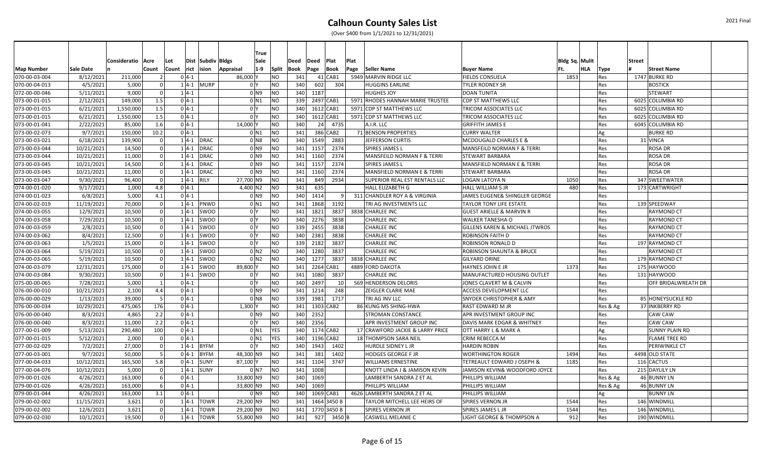# Calhoun County Sales List

(Over $400 from 1/1/2021 to 12/31/2021)

| Map Number | Sale Date | Consideration | Acre Count | Lot Count | District | Subdivision | Bldgs Appraisal | True Sale 1-9 | Split | Deed Book | Deed Page | Plat Book | Plat Page | Seller Name | Buyer Name | Bldg Sq. Ft. | Mulit HLA | Type | Street # | Street Name |
|---|---|---|---|---|---|---|---|---|---|---|---|---|---|---|---|---|---|---|---|---|
| 070-00-03-004 | 8/12/2021 | 211,000 | 2 | 0 | 4-1 | | 86,000 | Y | NO | 341 | 41 | CAB1 | 5949 | MARVIN RIDGE LLC | FIELDS CONSUELA | 1853 | | Res | 1747 | BURKE RD |
| 070-00-04-013 | 4/5/2021 | 5,000 | 0 | 1 | 4-1 | MURP | 0 | Y | NO | 340 | 602 | 304 | | HUGGINS EARLINE | TYLER RODNEY SR | | | Res | | BOSTICK |
| 072-00-00-046 | 5/11/2021 | 9,000 | 0 | 1 | 4-1 | | 0 | N9 | NO | 340 | 1187 | | | HUGHES JOY | DOAN TUNITA | | | Res | | STEWART |
| 073-00-01-015 | 2/12/2021 | 149,000 | 1.5 | 0 | 4-1 | | 0 | N1 | NO | 339 | 2497 | CAB1 | 5971 | RHODES HANNAH MARIE TRUSTEE | CDP ST MATTHEWS LLC | | | Res | 6025 | COLUMBIA RD |
| 073-00-01-015 | 6/21/2021 | 1,550,000 | 1.5 | 0 | 4-1 | | 0 | Y | NO | 340 | 1612 | CAB1 | 5971 | CDP ST MATTHEWS LLC | TRICOM ASSOCIATES LLC | | | Res | 6025 | COLUMBIA RD |
| 073-00-01-015 | 6/21/2021 | 1,550,000 | 1.5 | 0 | 4-1 | | 0 | Y | NO | 340 | 1612 | CAB1 | 5971 | CDP ST MATTHEWS LLC | TRICOM ASSOCIATES LLC | | | Res | 6025 | COLUMBIA RD |
| 073-00-01-041 | 2/22/2021 | 85,000 | 1.6 | 0 | 4-1 | | 14,000 | Y | NO | 340 | 24 | 4735 | | A.I.R. LLC | GRIFFITH JAMES E | | | Res | 6045 | COLUMBIA RD |
| 073-00-02-073 | 9/7/2021 | 150,000 | 10.2 | 0 | 4-1 | | 0 | N1 | NO | 341 | 386 | CAB2 | 71 | BENSON PROPERTIES | CURRY WALTER | | | Ag | | BURKE RD |
| 073-00-03-021 | 6/18/2021 | 139,900 | 0 | 1 | 4-1 | DRAC | 0 | N8 | NO | 340 | 1549 | 2883 | | JEFFERSON CURTIS | MCDOUGALD CHARLES E & | | | Res | 31 | VINCA |
| 073-00-03-044 | 10/21/2021 | 14,500 | 0 | 1 | 4-1 | DRAC | 0 | N9 | NO | 341 | 1157 | 2374 | | SPIRES JAMES L | MANSFEILD NORMAN F & TERRI | | | Res | | ROSA DR |
| 073-00-03-044 | 10/21/2021 | 11,000 | 0 | 1 | 4-1 | DRAC | 0 | N9 | NO | 341 | 1160 | 2374 | | MANSFEILD NORMAN F & TERRI | STEWART BARBARA | | | Res | | ROSA DR |
| 073-00-03-045 | 10/21/2021 | 14,500 | 0 | 1 | 4-1 | DRAC | 0 | N9 | NO | 341 | 1157 | 2374 | | SPIRES JAMES L | MANSFIELD NORMAN E & TERRI | | | Res | | ROSA DR |
| 073-00-03-045 | 10/21/2021 | 11,000 | 0 | 1 | 4-1 | DRAC | 0 | N9 | NO | 341 | 1160 | 2374 | | MANSFIELD NORMAN E & TERRI | STEWART BARBARA | | | Res | | ROSA DR |
| 073-00-03-047 | 9/30/2021 | 96,400 | 0 | 1 | 4-1 | RILY | 27,700 | N9 | NO | 341 | 849 | 2934 | | SUPERIOR REAL EST RENTALS LLC | LOGAN LATOYA N | 1050 | | Res | 347 | SWEETWATER |
| 074-00-01-020 | 9/17/2021 | 1,000 | 4.8 | 0 | 4-1 | | 4,400 | N2 | NO | 341 | 635 | | | HALL ELIZABETH G | HALL WILLIAM S JR | 480 | | Res | 173 | CARTWRIGHT |
| 074-00-01-023 | 6/8/2021 | 5,000 | 4.1 | 0 | 4-1 | | 0 | N9 | NO | 340 | 1414 | 9 | 311 | CHANDLER ROY A & VIRGINIA | JAMES EUGENE& SHINGLER GEORGE | | | Res | | |
| 074-00-02-019 | 11/19/2021 | 70,000 | 0 | 1 | 4-1 | PNWD | 0 | N1 | NO | 341 | 1868 | 3192 | | TRI AG INVESTMENTS LLC | TAYLOR TONY LIFE ESTATE | | | Res | 139 | SPEEDWAY |
| 074-00-03-055 | 12/9/2021 | 10,500 | 0 | 1 | 4-1 | SWOO | 0 | Y | NO | 341 | 1821 | 3837 | 3838 | CHARLEE INC | GUEST ARIELLE & MARVIN R | | | Res | | RAYMOND CT |
| 074-00-03-058 | 7/29/2021 | 10,500 | 0 | 1 | 4-1 | SWOO | 0 | Y | NO | 340 | 2276 | 3838 | | CHARLEE INC | WALKER TANESHA O | | | Res | | RAYMOND CT |
| 074-00-03-059 | 2/8/2021 | 10,500 | 0 | 1 | 4-1 | SWOO | 0 | Y | NO | 339 | 2455 | 3838 | | CHARLEE INC | GILLENS KAREN & MICHAEL JTWROS | | | Res | | RAYMOND CT |
| 074-00-03-062 | 8/4/2021 | 12,500 | 0 | 1 | 4-1 | SWOO | 0 | Y | NO | 340 | 2381 | 3838 | | CHARLEE INC | ROBINSON FAITH D | | | Res | | RAYMOND CT |
| 074-00-03-063 | 1/5/2021 | 15,000 | 0 | 1 | 4-1 | SWOO | 0 | Y | NO | 339 | 2182 | 3837 | | CHARLEE INC | ROBINSON RONALD D | | | Res | 197 | RAYMOND CT |
| 074-00-03-064 | 5/19/2021 | 10,500 | 0 | 1 | 4-1 | SWOO | 0 | N2 | NO | 340 | 1280 | 3837 | | CHARLEE INC | ROBINSON SHAUNTA & BRUCE | | | Res | | RAYMOND CT |
| 074-00-03-065 | 5/19/2021 | 10,500 | 0 | 1 | 4-1 | SWOO | 0 | N2 | NO | 340 | 1277 | 3837 | 3838 | CHARLEE INC | GILYARD ORINE | | | Res | 179 | RAYMOND CT |
| 074-00-03-079 | 12/31/2021 | 175,000 | 0 | 1 | 4-1 | SWOO | 89,800 | Y | NO | 341 | 2264 | CAB1 | 4889 | FORD DAKOTA | HAYNES JOHN E JR | 1373 | | Res | 175 | HAYWOOD |
| 074-00-03-084 | 9/30/2021 | 10,500 | 0 | 1 | 4-1 | SWOO | 0 | Y | NO | 341 | 1080 | 3837 | | CHARLEE INC | MANUFACTURED HOUSING OUTLET | | | Res | 131 | HAYWOOD |
| 075-00-00-065 | 7/28/2021 | 5,000 | 1 | 0 | 4-1 | | 0 | Y | NO | 340 | 2497 | 10 | 569 | HENDERSON DELORIS | JONES CLAVERT M & CALVIN | | | Res | | OFF BRIDALWREATH DR |
| 076-00-00-010 | 10/21/2021 | 2,100 | 4.4 | 0 | 4-1 | | 0 | N9 | NO | 341 | 1214 | 248 | | ZEIGLER CLARIE MAE | ACCESS DEVELOPMENT LLC | | | Res | | |
| 076-00-00-029 | 1/13/2021 | 39,000 | 5 | 0 | 4-1 | | 0 | N8 | NO | 339 | 1981 | 1717 | | TRI AG INV LLC | SNYDER CHRISTOPHER & AMY | | | Res | 85 | HONEYSUCKLE RD |
| 076-00-00-034 | 10/29/2021 | 475,065 | 176 | 0 | 4-1 | | 1,300 | Y | NO | 341 | 1303 | CAB2 | 86 | KUNG MS SHING-HWA | RAST EDWARD M JR | | | Res & Ag | 37 | INKBERRY RD |
| 076-00-00-040 | 8/3/2021 | 4,865 | 2.2 | 0 | 4-1 | | 0 | N9 | NO | 340 | 2352 | | | STROMAN CONSTANCE | APR INVESTMENT GROUP INC | | | Res | | CAW CAW |
| 076-00-00-040 | 8/3/2021 | 11,000 | 2.2 | 0 | 4-1 | | 0 | Y | NO | 340 | 2356 | | | APR INVESTMENT GROUP INC | DAVIS MARK EDGAR & WHITNEY | | | Res | | CAW CAW |
| 077-00-01-009 | 5/13/2021 | 290,480 | 100 | 0 | 4-1 | | 0 | N1 | YES | 340 | 1174 | CAB2 | 17 | CRAWFORD JACKIE & LARRY PRICE | OTT HARRY L & MARK A | | | Ag | | SUNNY PLAIN RD |
| 077-00-01-015 | 5/12/2021 | 2,000 | 0 | 0 | 4-1 | | 0 | N1 | YES | 340 | 1196 | CAB2 | 18 | THOMPSON SARA NEIL | CRIM REBECCA M | | | Res | | FLAME TREE RD |
| 077-00-02-029 | 7/2/2021 | 27,000 | 0 | 1 | 4-1 | BYFM | 0 | Y | NO | 340 | 1943 | 1402 | | HURDLE SIDNEY L JR | HARDIN ROBIN | | | Res | | PERIWINKLE CT |
| 077-00-03-001 | 9/7/2021 | 50,000 | 5 | 0 | 4-1 | BYFM | 48,300 | N9 | NO | 341 | 381 | 1402 | | HODGES GEORGE F JR | WORTHINGTON ROGER | 1494 | | Res | 4498 | OLD STATE |
| 077-00-04-033 | 10/12/2021 | 165,500 | 5.8 | 0 | 4-1 | SUNY | 87,100 | Y | NO | 341 | 1104 | 3747 | | WILLIAMS ERNESTINE | TETREAULT EDWARD J JOSEPH & | 1185 | | Res | 116 | CACTUS |
| 077-00-04-076 | 10/12/2021 | 5,000 | 0 | 1 | 4-1 | SUNY | 0 | N7 | NO | 341 | 1008 | | | KNOTT LINDA J & JAMISON KEVIN | JAMISON KEVIN& WOODFORD JOYCE | | | Res | 215 | DAYLILY LN |
| 079-00-01-026 | 4/26/2021 | 163,000 | 6 | 0 | 4-1 | | 33,800 | N9 | NO | 340 | 1069 | | | LAMBERTH SANDRA Z ET AL | PHILLIPS WILLIAM | | | Res & Ag | 46 | BUNNY LN |
| 079-00-01-026 | 4/26/2021 | 163,000 | 6 | 0 | 4-1 | | 33,800 | N9 | NO | 340 | 1069 | | | PHILLIPS WILLIAM | PHILLIPS WILLIAM | | | Res & Ag | 46 | BUNNY LN |
| 079-00-01-044 | 4/26/2021 | 163,000 | 3.1 | 0 | 4-1 | | 0 | N9 | NO | 340 | 1069 | CAB1 | 4626 | LAMBERTH SANDRA Z ET AL | PHILLIPS WILLIAM | | | Ag | | BUNNY LN |
| 079-00-02-002 | 11/15/2021 | 3,621 | 0 | 1 | 4-1 | TOWR | 29,200 | N9 | NO | 341 | 1464 | 3450 B | | TAYLOR MITCHELL LEE HEIRS OF | SPIRES VERNON JR | 1544 | | Res | 146 | WINDMILL |
| 079-00-02-002 | 12/6/2021 | 3,621 | 0 | 1 | 4-1 | TOWR | 29,200 | N9 | NO | 341 | 1770 | 3450 B | | SPIRES VERNON JR | SPIRES JAMES L JR | 1544 | | Res | 146 | WINDMILL |
| 079-00-02-030 | 10/1/2021 | 19,500 | 0 | 1 | 4-1 | TOWR | 55,800 | N9 | NO | 341 | 927 | 3450 | B | CASWELL MELANIE C | LIGHT GEORGE & THOMPSON A | 912 | | Res | 190 | WINDMILL |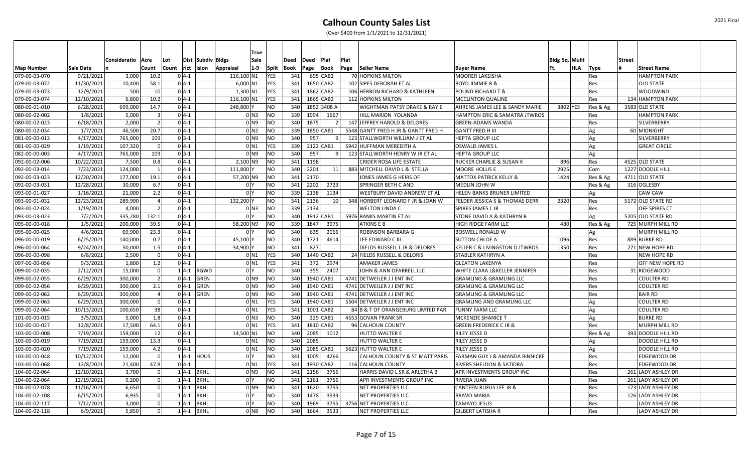# Calhoun County Sales List

(Over $400 from 1/1/2021 to 12/31/2021)

| Map Number | Sale Date | Consideration | Acre Count | Lot Count | Dist rict | Subdiv ision | Bldgs Appraisal | True Sale 1-9 | Split | Deed Book | Deed Page | Plat Book | Plat Page | Seller Name | Buyer Name | Bldg Sq. Ft. | Mulit HLA | Type | Street # | Street Name |
|---|---|---|---|---|---|---|---|---|---|---|---|---|---|---|---|---|---|---|---|---|
| 079-00-03-070 | 9/21/2021 | 3,000 | 10.2 | 0 | 4-1 | | 116,100 | N1 | YES | 341 | 695 | CAB2 | 70 | HOPKINS MILTON | MOORER LAKEISHA | | | Res | | HAMPTON PARK |
| 079-00-03-072 | 11/30/2021 | 10,400 | 58.1 | 0 | 4-1 | | 6,000 | N1 | YES | 341 | 1650 | CAB2 | 102 | SIPES DEBORAH ET AL | BOYD JIMMIE R & | | | Res | | OLD STATE |
| 079-00-03-073 | 12/9/2021 | 500 | 10 | 0 | 4-1 | | 1,300 | N1 | YES | 341 | 1862 | CAB2 | 106 | HERRON RICHARD & KATHLEEN | POUND RICHARD T & | | | Res | | WOODWIND |
| 079-00-03-074 | 12/10/2021 | 6,800 | 10.2 | 0 | 4-1 | | 116,100 | N1 | YES | 341 | 1865 | CAB2 | 112 | HOPKINS MILTON | MCCLINTON QUALINE | | | Res | 134 | HAMPTON PARK |
| 080-00-01-010 | 6/28/2021 | 699,000 | 14.7 | 0 | 4-1 | | 248,800 | Y | NO | 340 | 1852 | 3408 A | | WIGHTMAN PATSY DRAKE & RAY E | AHRENS JAMES LEE & SANDY MARIE | 3802 | YES | Res & Ag | 3583 | OLD STATE |
| 080-00-02-002 | 1/8/2021 | 5,000 | 3 | 0 | 4-1 | | 0 | N3 | NO | 339 | 1994 | 1567 | | HILL MARION YOLANDA | HAMPTON ERIC & SAMATRA JTWROS | | | Res | | HAMPTON PARK |
| 080-00-02-023 | 6/18/2021 | 2,000 | 2 | 0 | 4-1 | | 0 | N9 | NO | 340 | 1875 | 2 | 147 | JEFFREY HAROLD & DELORES | GREEN-ADAMS WANDA | | | Res | | SILVERBERRY |
| 080-00-02-034 | 1/7/2021 | 46,500 | 20.7 | 0 | 4-1 | | 0 | N2 | NO | 339 | 1850 | CAB1 | 5548 | GANTT FRED H JR & GANTT FRED H | GANTT FRED H III | | | Ag | 60 | MIDNIGHT |
| 081-00-00-013 | 4/17/2021 | 765,000 | 109 | 0 | 3-1 | | 0 | N9 | NO | 340 | 957 | 9 | 123 | STALLWORTH WILLIAM J ET AL | HEPTA GROUP LLC | | | Ag | | SILVERBERRY |
| 081-00-00-029 | 1/19/2021 | 107,320 | 0 | 0 | 4-1 | | 0 | N1 | YES | 339 | 2122 | CAB1 | 5942 | HUFFMAN MEREDITH A | OSWALD JAMES L | | | Ag | | GREAT CIRCLE |
| 082-00-00-003 | 4/17/2021 | 765,000 | 109 | 0 | 3-1 | | 0 | N9 | NO | 340 | 957 | 9 | 123 | STALLWORTH HENRY W JR ET AL | HEPTA GROUP LLC | | | Ag | | |
| 092-00-02-006 | 10/22/2021 | 7,500 | 0.8 | 0 | 4-1 | | 2,100 | N9 | NO | 341 | 1198 | | | CRIDER ROSA LIFE ESTATE | RUCKER CHARLIE & SUSAN K | 896 | | Res | 4525 | OLD STATE |
| 092-00-03-014 | 7/23/2021 | 124,000 | 1 | 0 | 4-1 | | 111,800 | Y | NO | 340 | 2201 | 11 | 883 | MITCHELL DAVID L & STELLA | MOORE HOLLIS E | 2925 | | Com | 1227 | DOODLE HILL |
| 092-00-03-023 | 12/20/2021 | 177,000 | 19.1 | 0 | 4-1 | | 57,200 | N9 | NO | 341 | 2170 | | | JONES JAMES G HEIRS OF | MATTOX PATRICK KELLY & | 1424 | | Res & Ag | 4711 | OLD STATE |
| 092-00-03-031 | 12/28/2021 | 30,000 | 6.7 | 0 | 4-1 | | 0 | Y | NO | 341 | 2202 | 2723 | | SPRINGER BETH C AND | MEDLIN JOHN W | | | Res & Ag | 316 | OGLESBY |
| 093-00-01-027 | 1/16/2021 | 21,000 | 2.2 | 0 | 4-1 | | 0 | Y | NO | 339 | 2138 | 1134 | | WESTBURY DAVID ANDREW ET AL | HELEN BANKS BRUNER LIMITED | | | Ag | | CAW CAW |
| 093-00-01-032 | 12/23/2021 | 289,900 | 4 | 0 | 4-1 | | 132,200 | Y | NO | 341 | 2136 | 10 | 348 | HORBERT LEONARD F JR & JOAN W | FELDER JESSICA S & THOMAS DERR | 2320 | | Res | 5172 | OLD STATE RD |
| 093-00-02-024 | 1/19/2021 | 4,000 | 2 | 0 | 4-1 | | 0 | N3 | NO | 339 | 2134 | | | WELTON LINDA C | SPIRES JAMES L JR | | | Res | | OFF SPIRES CT |
| 093-00-03-023 | 7/2/2021 | 335,280 | 132.1 | 0 | 4-1 | | 0 | Y | NO | 340 | 1912 | CAB1 | 5976 | BANKS MARTIN ET AL | STONE DAVID A & KATHRYN B | | | Ag | 5205 | OLD STATE RD |
| 095-00-00-018 | 1/5/2021 | 200,000 | 39.5 | 0 | 4-1 | | 58,200 | N9 | NO | 339 | 1847 | 3975 | | ATKINS E B | HIGH RIDGE FARM LLC | 480 | | Res & Ag | 725 | MURPH MILL RD |
| 095-00-00-025 | 4/6/2021 | 69,900 | 23.3 | 0 | 4-1 | | 0 | Y | NO | 340 | 635 | 2066 | | ROBINSON BARBARA G | BOSWELL RONALD W | | | Ag | | MURPH MILL RD |
| 096-00-00-019 | 6/25/2021 | 140,000 | 0.7 | 0 | 4-1 | | 45,100 | Y | NO | 340 | 1721 | 4614 | | LEE EDWARD C III | SUTTON CHLOE A | 1096 | | Res | 889 | BURKE RD |
| 096-00-00-064 | 9/24/2021 | 50,000 | 1.5 | 0 | 4-1 | | 34,900 | Y | NO | 341 | 827 | | | DIELDS RUSSELL L JR & DELORES | KELLER C & LIVINGSTON D JTWROS | 1350 | | Res | 271 | NEW HOPE RD |
| 096-00-00-098 | 6/8/2021 | 2,500 | 0 | 0 | 4-1 | | 0 | N1 | YES | 340 | 1440 | CAB2 | 24 | FIELDS RUSSELL & DELORIS | STALKER KATHRYN A | | | Res | | NEW HOPE RD |
| 097-00-00-056 | 9/3/2021 | 1,800 | 1.2 | 0 | 4-1 | | 0 | N1 | YES | 341 | 372 | 2974 | | AMAKER JAMES | GLEATON LAKENYA | | | Res | | OFF NEW HOPE RD |
| 099-00-02-035 | 2/12/2021 | 15,000 | 0 | 1 | 4-1 | RGWD | 0 | Y | NO | 340 | 355 | 2407 | | JOHN & ANN OFARRELL LLC | WHITE CLARA L&KELLER JENNIFER | | | Res | 31 | RIDGEWOOD |
| 099-00-02-055 | 6/29/2021 | 300,000 | 2 | 0 | 4-1 | GREN | 0 | N9 | NO | 340 | 1940 | CAB1 | 4741 | DETWEILER J J ENT INC | GRAMLING & GRAMLING LLC | | | Res | | COULTER RD |
| 099-00-02-056 | 6/29/2021 | 300,000 | 2.1 | 0 | 4-1 | GREN | 0 | N9 | NO | 340 | 1940 | CAB1 | 4741 | DETWEILER J J ENT INC | GRAMLING & GRAMLING LLC | | | Res | | COULTER RD |
| 099-00-02-062 | 6/29/2021 | 300,000 | 4 | 0 | 4-1 | GREN | 0 | N9 | NO | 340 | 1940 | CAB1 | 4741 | DETWEILER J J ENT INC | GRAMLING & GRAMLING LLC | | | Res | | BAIR RD |
| 099-00-02-063 | 6/29/2021 | 300,000 | 0 | 0 | 4-1 | | 0 | N1 | YES | 340 | 1940 | CAB1 | 5504 | DETWEILER J J ENT INC | GRAMLING AND GRAMLING LLC | | | Ag | | COULTER RD |
| 099-00-02-064 | 10/13/2021 | 100,650 | 38 | 0 | 4-1 | | 0 | N1 | YES | 341 | 1001 | CAB2 | 84 | B & T OF ORANGEBURG LIMTED PAR | FUNNY FARM LLC | | | Ag | | COULTER RD |
| 101-00-00-015 | 3/5/2021 | 5,000 | 1.8 | 0 | 4-1 | | 0 | N3 | NO | 340 | 229 | CAB1 | 4553 | GOVAN FRANK SR | MCKENZIE SHANICE T | | | Ag | | BURKE RD |
| 102-00-00-027 | 12/8/2021 | 17,500 | 64.1 | 0 | 4-1 | | 0 | N1 | YES | 341 | 1810 | CAB2 | 96 | CALHOUN COUNTY | GREEN FREDERICK C JR & | | | Res | | MURPH MILL RD |
| 103-00-00-008 | 7/19/2021 | 159,000 | 12 | 0 | 4-1 | | 14,500 | N1 | NO | 340 | 2085 | 1012 | | HUTTO WALTER E | RILEY JESSE D | | | Res & Ag | 393 | DOODLE HILL RD |
| 103-00-00-019 | 7/19/2021 | 159,000 | 13.3 | 0 | 4-1 | | 0 | N1 | NO | 340 | 2085 | | | HUTTO WALTER E | RILEY JESSE D | | | Ag | | DOODLE HILL RD |
| 103-00-00-020 | 7/19/2021 | 159,000 | 4.2 | 0 | 4-1 | | 0 | N1 | NO | 340 | 2085 | CAB1 | 5623 | HUTTO WALTER E | RILEY JESSE D | | | Ag | | DOODLE HILL RD |
| 103-00-00-048 | 10/12/2021 | 12,000 | 0 | 1 | 4-1 | HOUS | 0 | Y | NO | 341 | 1005 | 4266 | | CALHOUN COUNTY & ST MATT PARIS | FARMAN GUY J & AMANDA BINNICKE | | | Res | | EDGEWOOD DR |
| 103-00-00-068 | 12/8/2021 | 21,400 | 47.8 | 0 | 4-1 | | 0 | N1 | YES | 341 | 1930 | CAB2 | 116 | CALHOUN COUNTY | RIVERS SHELDON & SATIDRA | | | Res | | EDGEWOOD DR |
| 104-00-02-064 | 12/10/2021 | 3,700 | 0 | 1 | 4-1 | BKHL | 0 | N9 | NO | 341 | 2156 | 3756 | | HARRIS DAVID L SR & ARLETHA B | APR INVESTMENTS GROUP INC | | | Res | 261 | LADY ASHLEY DR |
| 104-00-02-064 | 12/19/2021 | 9,200 | 0 | 1 | 4-1 | BKHL | 0 | Y | NO | 341 | 2161 | 3756 | | APR INVESTMENTS GROUP INC | RIVERA JUAN | | | Res | 261 | LADY ASHLEY DR |
| 104-00-02-078 | 11/16/2021 | 6,650 | 0 | 1 | 4-1 | BKHL | 0 | N9 | NO | 341 | 1620 | 3755 | | NET PROPERTIES LLC | CANTEEN RUFUS LEE JR & | | | Res | 173 | LADY ASHLEY DR |
| 104-00-02-108 | 6/15/2021 | 6,935 | 0 | 1 | 4-1 | BKHL | 0 | Y | NO | 340 | 1478 | 3533 | | NET PROPERTIES LLC | BRAVO MARIA | | | Res | 126 | LADY ASHLEY DR |
| 104-00-02-117 | 7/12/2021 | 3,000 | 0 | 1 | 4-1 | BKHL | 0 | Y | NO | 340 | 1969 | 3755 | 3756 | NET PROPERTIES LLC | TAMAYO JESUS | | | Res | | LADY ASHLEY DR |
| 104-00-02-118 | 6/9/2021 | 5,850 | 0 | 1 | 4-1 | BKHL | 0 | N8 | NO | 340 | 1664 | 3533 | | NET PROPERTIES LLC | GILBERT LATISHA R | | | Res | | LADY ASHLEY DR |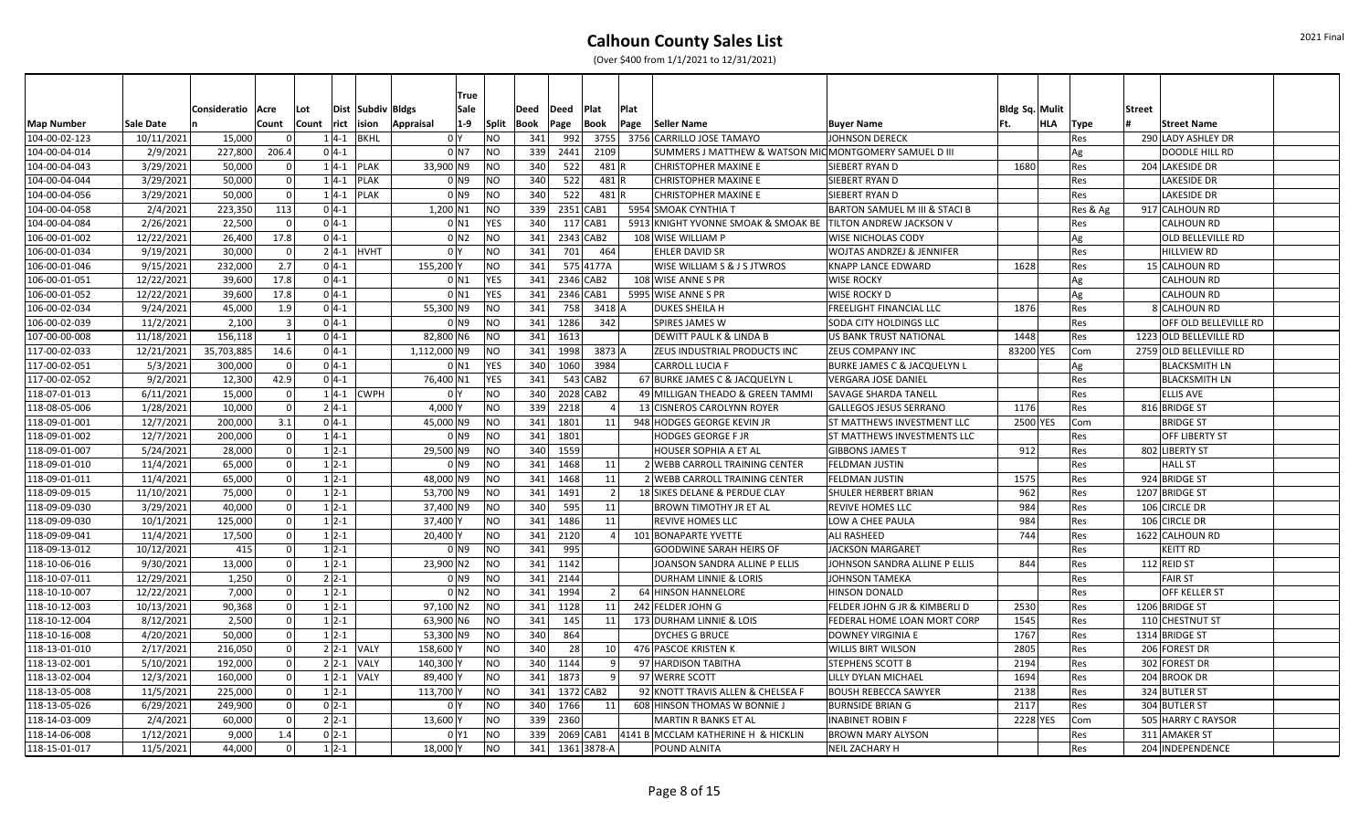# Calhoun County Sales List

(Over $400 from 1/1/2021 to 12/31/2021)

| Map Number | Sale Date | Consideration | Acre Count | Lot Count | District | Subdivision | Bldgs Appraisal | True Sale 1-9 | Split | Deed Book | Deed Page | Plat Book | Plat Page | Seller Name | Buyer Name | Bldg Sq. Ft. | Mulit HLA | Type | Street # | Street Name |
|---|---|---|---|---|---|---|---|---|---|---|---|---|---|---|---|---|---|---|---|---|
| 104-00-02-123 | 10/11/2021 | 15,000 | 0 | 1 | 4-1 | BKHL | | 0 | Y | NO | 341 | 992 | 3755 | 3756 | CARRILLO JOSE TAMAYO | JOHNSON DERECK | | | Res | 290 | LADY ASHLEY DR |
| 104-00-04-014 | 2/9/2021 | 227,800 | 206.4 | 0 | 4-1 | | | 0 | N7 | NO | 339 | 2441 | 2109 | | SUMMERS J MATTHEW & WATSON MIC | MONTGOMERY SAMUEL D III | | | Ag | | DOODLE HILL RD |
| 104-00-04-043 | 3/29/2021 | 50,000 | 0 | 1 | 4-1 | PLAK | 33,900 | N9 | | NO | 340 | 522 | 481 | R | CHRISTOPHER MAXINE E | SIEBERT RYAN D | 1680 | | Res | 204 | LAKESIDE DR |
| 104-00-04-044 | 3/29/2021 | 50,000 | 0 | 1 | 4-1 | PLAK | | 0 | N9 | NO | 340 | 522 | 481 | R | CHRISTOPHER MAXINE E | SIEBERT RYAN D | | | Res | | LAKESIDE DR |
| 104-00-04-056 | 3/29/2021 | 50,000 | 0 | 1 | 4-1 | PLAK | | 0 | N9 | NO | 340 | 522 | 481 | R | CHRISTOPHER MAXINE E | SIEBERT RYAN D | | | Res | | LAKESIDE DR |
| 104-00-04-058 | 2/4/2021 | 223,350 | 113 | 0 | 4-1 | | 1,200 | N1 | | NO | 339 | 2351 | CAB1 | 5954 | SMOAK CYNTHIA T | BARTON SAMUEL M III & STACI B | | | Res & Ag | 917 | CALHOUN RD |
| 104-00-04-084 | 2/26/2021 | 22,500 | 0 | 0 | 4-1 | | | 0 | N1 | YES | 340 | 117 | CAB1 | 5913 | KNIGHT YVONNE SMOAK & SMOAK BE | TILTON ANDREW JACKSON V | | | Res | | CALHOUN RD |
| 106-00-01-002 | 12/22/2021 | 26,400 | 17.8 | 0 | 4-1 | | | 0 | N2 | NO | 341 | 2343 | CAB2 | 108 | WISE WILLIAM P | WISE NICHOLAS CODY | | | Ag | | OLD BELLEVILLE RD |
| 106-00-01-034 | 9/19/2021 | 30,000 | 0 | 2 | 4-1 | HVHT | | 0 | Y | NO | 341 | 701 | 464 | | EHLER DAVID SR | WOJTAS ANDRZEJ & JENNIFER | | | Res | | HILLVIEW RD |
| 106-00-01-046 | 9/15/2021 | 232,000 | 2.7 | 0 | 4-1 | | 155,200 | Y | | NO | 341 | 575 | 4177A | | WISE WILLIAM S & J S JTWROS | KNAPP LANCE EDWARD | 1628 | | Res | 15 | CALHOUN RD |
| 106-00-01-051 | 12/22/2021 | 39,600 | 17.8 | 0 | 4-1 | | | 0 | N1 | YES | 341 | 2346 | CAB2 | 108 | WISE ANNE S PR | WISE ROCKY | | | Ag | | CALHOUN RD |
| 106-00-01-052 | 12/22/2021 | 39,600 | 17.8 | 0 | 4-1 | | | 0 | N1 | YES | 341 | 2346 | CAB1 | 5995 | WISE ANNE S PR | WISE ROCKY D | | | Ag | | CALHOUN RD |
| 106-00-02-034 | 9/24/2021 | 45,000 | 1.9 | 0 | 4-1 | | 55,300 | N9 | | NO | 341 | 758 | 3418 | A | DUKES SHEILA H | FREELIGHT FINANCIAL LLC | 1876 | | Res | 8 | CALHOUN RD |
| 106-00-02-039 | 11/2/2021 | 2,100 | 3 | 0 | 4-1 | | | 0 | N9 | NO | 341 | 1286 | 342 | | SPIRES JAMES W | SODA CITY HOLDINGS LLC | | | Res | | OFF OLD BELLEVILLE RD |
| 107-00-00-008 | 11/18/2021 | 156,118 | 1 | 0 | 4-1 | | 82,800 | N6 | | NO | 341 | 1613 | | | DEWITT PAUL K & LINDA B | US BANK TRUST NATIONAL | 1448 | | Res | 1223 | OLD BELLEVILLE RD |
| 117-00-02-033 | 12/21/2021 | 35,703,885 | 14.6 | 0 | 4-1 | | 1,112,000 | N9 | | NO | 341 | 1998 | 3873 | A | ZEUS INDUSTRIAL PRODUCTS INC | ZEUS COMPANY INC | 83200 | YES | Com | 2759 | OLD BELLEVILLE RD |
| 117-00-02-051 | 5/3/2021 | 300,000 | 0 | 0 | 4-1 | | | 0 | N1 | YES | 340 | 1060 | 3984 | | CARROLL LUCIA F | BURKE JAMES C & JACQUELYN L | | | Ag | | BLACKSMITH LN |
| 117-00-02-052 | 9/2/2021 | 12,300 | 42.9 | 0 | 4-1 | | 76,400 | N1 | | YES | 341 | 543 | CAB2 | 67 | BURKE JAMES C & JACQUELYN L | VERGARA JOSE DANIEL | | | Res | | BLACKSMITH LN |
| 118-07-01-013 | 6/11/2021 | 15,000 | 0 | 1 | 4-1 | CWPH | | 0 | Y | NO | 340 | 2028 | CAB2 | 49 | MILLIGAN THEADO & GREEN TAMMI | SAVAGE SHARDA TANELL | | | Res | | ELLIS AVE |
| 118-08-05-006 | 1/28/2021 | 10,000 | 0 | 2 | 4-1 | | 4,000 | Y | | NO | 339 | 2218 | 4 | 13 | CISNEROS CAROLYNN ROYER | GALLEGOS JESUS SERRANO | 1176 | | Res | 816 | BRIDGE ST |
| 118-09-01-001 | 12/7/2021 | 200,000 | 3.1 | 0 | 4-1 | | 45,000 | N9 | | NO | 341 | 1801 | 11 | 948 | HODGES GEORGE KEVIN JR | ST MATTHEWS INVESTMENT LLC | 2500 | YES | Com | | BRIDGE ST |
| 118-09-01-002 | 12/7/2021 | 200,000 | 0 | 1 | 4-1 | | | 0 | N9 | NO | 341 | 1801 | | | HODGES GEORGE F JR | ST MATTHEWS INVESTMENTS LLC | | | Res | | OFF LIBERTY ST |
| 118-09-01-007 | 5/24/2021 | 28,000 | 0 | 1 | 2-1 | | 29,500 | N9 | | NO | 340 | 1559 | | | HOUSER SOPHIA A ET AL | GIBBONS JAMES T | 912 | | Res | 802 | LIBERTY ST |
| 118-09-01-010 | 11/4/2021 | 65,000 | 0 | 1 | 2-1 | | | 0 | N9 | NO | 341 | 1468 | 11 | 2 | WEBB CARROLL TRAINING CENTER | FELDMAN JUSTIN | | | Res | | HALL ST |
| 118-09-01-011 | 11/4/2021 | 65,000 | 0 | 1 | 2-1 | | 48,000 | N9 | | NO | 341 | 1468 | 11 | 2 | WEBB CARROLL TRAINING CENTER | FELDMAN JUSTIN | 1575 | | Res | 924 | BRIDGE ST |
| 118-09-09-015 | 11/10/2021 | 75,000 | 0 | 1 | 2-1 | | 53,700 | N9 | | NO | 341 | 1491 | 2 | 18 | SIKES DELANE & PERDUE CLAY | SHULER HERBERT BRIAN | 962 | | Res | 1207 | BRIDGE ST |
| 118-09-09-030 | 3/29/2021 | 40,000 | 0 | 1 | 2-1 | | 37,400 | N9 | | NO | 340 | 595 | 11 | | BROWN TIMOTHY JR ET AL | REVIVE HOMES LLC | 984 | | Res | 106 | CIRCLE DR |
| 118-09-09-030 | 10/1/2021 | 125,000 | 0 | 1 | 2-1 | | 37,400 | Y | | NO | 341 | 1486 | 11 | | REVIVE HOMES LLC | LOW A CHEE PAULA | 984 | | Res | 106 | CIRCLE DR |
| 118-09-09-041 | 11/4/2021 | 17,500 | 0 | 1 | 2-1 | | 20,400 | Y | | NO | 341 | 2120 | 4 | 101 | BONAPARTE YVETTE | ALI RASHEED | 744 | | Res | 1622 | CALHOUN RD |
| 118-09-13-012 | 10/12/2021 | 415 | 0 | 1 | 2-1 | | | 0 | N9 | NO | 341 | 995 | | | GOODWINE SARAH HEIRS OF | JACKSON MARGARET | | | Res | | KEITT RD |
| 118-10-06-016 | 9/30/2021 | 13,000 | 0 | 1 | 2-1 | | 23,900 | N2 | | NO | 341 | 1142 | | | JOANSON SANDRA ALLINE P ELLIS | JOHNSON SANDRA ALLINE P ELLIS | 844 | | Res | 112 | REID ST |
| 118-10-07-011 | 12/29/2021 | 1,250 | 0 | 2 | 2-1 | | | 0 | N9 | NO | 341 | 2144 | | | DURHAM LINNIE & LORIS | JOHNSON TAMEKA | | | Res | | FAIR ST |
| 118-10-10-007 | 12/22/2021 | 7,000 | 0 | 1 | 2-1 | | | 0 | N2 | NO | 341 | 1994 | 2 | 64 | HINSON HANNELORE | HINSON DONALD | | | Res | | OFF KELLER ST |
| 118-10-12-003 | 10/13/2021 | 90,368 | 0 | 1 | 2-1 | | 97,100 | N2 | | NO | 341 | 1128 | 11 | 242 | FELDER JOHN G | FELDER JOHN G JR & KIMBERLI D | 2530 | | Res | 1206 | BRIDGE ST |
| 118-10-12-004 | 8/12/2021 | 2,500 | 0 | 1 | 2-1 | | 63,900 | N6 | | NO | 341 | 145 | 11 | 173 | DURHAM LINNIE & LOIS | FEDERAL HOME LOAN MORT CORP | 1545 | | Res | 110 | CHESTNUT ST |
| 118-10-16-008 | 4/20/2021 | 50,000 | 0 | 1 | 2-1 | | 53,300 | N9 | | NO | 340 | 864 | | | DYCHES G BRUCE | DOWNEY VIRGINIA E | 1767 | | Res | 1314 | BRIDGE ST |
| 118-13-01-010 | 2/17/2021 | 216,050 | 0 | 2 | 2-1 | VALY | 158,600 | Y | | NO | 340 | 28 | 10 | 476 | PASCOE KRISTEN K | WILLIS BIRT WILSON | 2805 | | Res | 206 | FOREST DR |
| 118-13-02-001 | 5/10/2021 | 192,000 | 0 | 2 | 2-1 | VALY | 140,300 | Y | | NO | 340 | 1144 | 9 | 97 | HARDISON TABITHA | STEPHENS SCOTT B | 2194 | | Res | 302 | FOREST DR |
| 118-13-02-004 | 12/3/2021 | 160,000 | 0 | 1 | 2-1 | VALY | 89,400 | Y | | NO | 341 | 1873 | 9 | 97 | WERRE SCOTT | LILLY DYLAN MICHAEL | 1694 | | Res | 204 | BROOK DR |
| 118-13-05-008 | 11/5/2021 | 225,000 | 0 | 1 | 2-1 | | 113,700 | Y | | NO | 341 | 1372 | CAB2 | 92 | KNOTT TRAVIS ALLEN & CHELSEA F | BOUSH REBECCA SAWYER | 2138 | | Res | 324 | BUTLER ST |
| 118-13-05-026 | 6/29/2021 | 249,900 | 0 | 0 | 2-1 | | | 0 | Y | NO | 340 | 1766 | 11 | 608 | HINSON THOMAS W BONNIE J | BURNSIDE BRIAN G | 2117 | | Res | 304 | BUTLER ST |
| 118-14-03-009 | 2/4/2021 | 60,000 | 0 | 2 | 2-1 | | 13,600 | Y | | NO | 339 | 2360 | | | MARTIN R BANKS ET AL | INABINET ROBIN F | 2228 | YES | Com | 505 | HARRY C RAYSOR |
| 118-14-06-008 | 1/12/2021 | 9,000 | 1.4 | 0 | 2-1 | | | 0 | Y1 | NO | 339 | 2069 | CAB1 | 4141 B | MCCLAM KATHERINE H & HICKLIN | BROWN MARY ALYSON | | | Res | 311 | AMAKER ST |
| 118-15-01-017 | 11/5/2021 | 44,000 | 0 | 1 | 2-1 | | 18,000 | Y | | NO | 341 | 1361 | 3878-A | | POUND ALNITA | NEIL ZACHARY H | | | Res | 204 | INDEPENDENCE |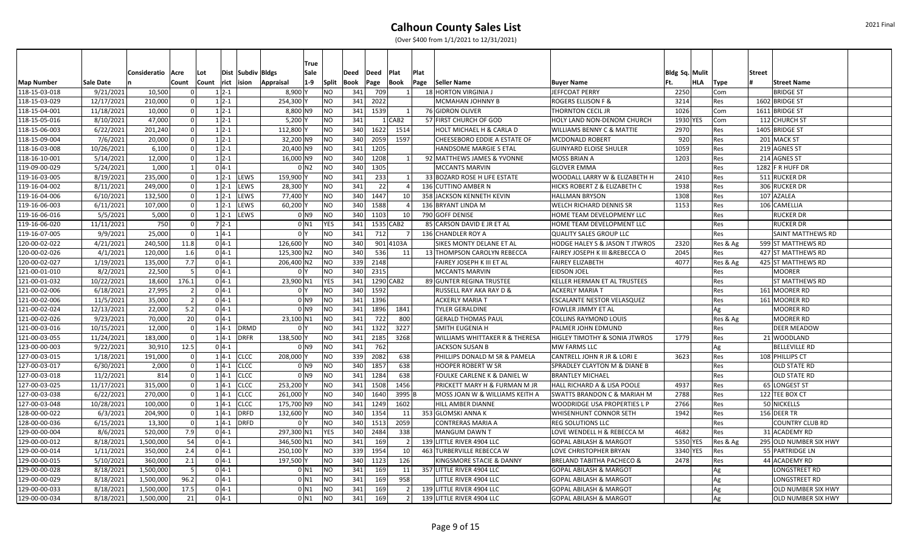# Calhoun County Sales List

(Over $400 from 1/1/2021 to 12/31/2021)

| Map Number | Sale Date | Consideration | Acre Count | Lot Count | District | Subdivision | Bldgs Appraisal | True Sale 1-9 | Split | Deed Book | Deed Page | Plat Book | Plat Page | Seller Name | Buyer Name | Bldg Sq. Ft. | Mult HLA | Type | Street # | Street Name |
|---|---|---|---|---|---|---|---|---|---|---|---|---|---|---|---|---|---|---|---|---|
| 118-15-03-018 | 9/21/2021 | 10,500 | 0 | 1 | 2-1 | | 8,900 | Y | NO | 341 | 709 | 1 | 18 | HORTON VIRGINIA J | JEFFCOAT PERRY | 2250 | | Com | | BRIDGE ST |
| 118-15-03-029 | 12/17/2021 | 210,000 | 0 | 1 | 2-1 | | 254,300 | Y | NO | 341 | 2022 | | | MCMAHAN JOHNNY B | ROGERS ELLISON F & | 3214 | | Res | 1602 | BRIDGE ST |
| 118-15-04-001 | 11/18/2021 | 10,000 | 0 | 1 | 2-1 | | 8,800 | N9 | NO | 341 | 1539 | 1 | 76 | GIDRON OLIVER | THORNTON CECIL JR | 1026 | | Com | 1611 | BRIDGE ST |
| 118-15-05-016 | 8/10/2021 | 47,000 | 0 | 1 | 2-1 | | 5,200 | Y | NO | 341 | 1 | CAB2 | 57 | FIRST CHURCH OF GOD | HOLY LAND NON-DENOM CHURCH | 1930 | YES | Com | 112 | CHURCH ST |
| 118-15-06-003 | 6/22/2021 | 201,240 | 0 | 1 | 2-1 | | 112,800 | Y | NO | 340 | 1622 | 1514 | | HOLT MICHAEL H & CARLA D | WILLIAMS BENNY C & MATTIE | 2970 | | Res | 1405 | BRIDGE ST |
| 118-15-09-004 | 7/6/2021 | 20,000 | 0 | 1 | 2-1 | | 32,200 | N9 | NO | 340 | 2059 | 1597 | | CHEESEBORO EDDIE A ESTATE OF | MCDONALD ROBERT | 920 | | Res | 201 | MACK ST |
| 118-16-03-008 | 10/26/2021 | 6,100 | 0 | 1 | 2-1 | | 20,400 | N9 | NO | 341 | 1205 | | | HANDSOME MARGIE S ETAL | GUINYARD ELOISE SHULER | 1059 | | Res | 219 | AGNES ST |
| 118-16-10-001 | 5/14/2021 | 12,000 | 0 | 1 | 2-1 | | 16,000 | N9 | NO | 340 | 1208 | 1 | 92 | MATTHEWS JAMES & YVONNE | MOSS BRIAN A | 1203 | | Res | 214 | AGNES ST |
| 119-09-00-029 | 5/24/2021 | 1,000 | 1 | 0 | 4-1 | | 0 | N2 | NO | 340 | 1305 | | | MCCANTS MARVIN | GLOVER EMMA | | | Res | 1282 | F R HUFF DR |
| 119-16-03-005 | 8/19/2021 | 235,000 | 0 | 1 | 2-1 | LEWS | 159,900 | Y | NO | 341 | 233 | 1 | 33 | BOZARD ROSE H LIFE ESTATE | WOODALL LARRY W & ELIZABETH H | 2410 | | Res | 511 | RUCKER DR |
| 119-16-04-002 | 8/11/2021 | 249,000 | 0 | 1 | 2-1 | LEWS | 28,300 | Y | NO | 341 | 22 | 4 | 136 | CUTTINO AMBER N | HICKS ROBERT Z & ELIZABETH C | 1938 | | Res | 306 | RUCKER DR |
| 119-16-04-006 | 6/10/2021 | 132,500 | 0 | 1 | 2-1 | LEWS | 77,400 | Y | NO | 340 | 1447 | 10 | 358 | JACKSON KENNETH KEVIN | HALLMAN BRYSON | 1308 | | Res | 107 | AZALEA |
| 119-16-06-003 | 6/11/2021 | 107,000 | 0 | 1 | 2-1 | LEWS | 60,200 | Y | NO | 340 | 1588 | 4 | 136 | BRYANT LINDA M | WELCH RICHARD DENNIS SR | 1153 | | Res | 106 | CAMELLIA |
| 119-16-06-016 | 5/5/2021 | 5,000 | 0 | 1 | 2-1 | LEWS | 0 | N9 | NO | 340 | 1103 | 10 | 790 | GOFF DENISE | HOME TEAM DEVELOPMENY LLC | | | Res | | RUCKER DR |
| 119-16-06-020 | 11/11/2021 | 750 | 0 | 7 | 2-1 | | 0 | N1 | YES | 341 | 1535 | CAB2 | 85 | CARSON DAVID E JR ET AL | HOME TEAM DEVELOPMENT LLC | | | Res | | RUCKER DR |
| 119-16-07-005 | 9/9/2021 | 25,000 | 0 | 1 | 4-1 | | 0 | Y | NO | 341 | 712 | 7 | 136 | CHANDLER ROY A | QUALITY SALES GROUP LLC | | | Res | | SAINT MATTHEWS RD |
| 120-00-02-022 | 4/21/2021 | 240,500 | 11.8 | 0 | 4-1 | | 126,600 | Y | NO | 340 | 901 | 4103A | | SIKES MONTY DELANE ET AL | HODGE HALEY S & JASON T JTWROS | 2320 | | Res & Ag | 599 | ST MATTHEWS RD |
| 120-00-02-026 | 4/1/2021 | 120,000 | 1.6 | 0 | 4-1 | | 125,300 | N2 | NO | 340 | 536 | 11 | 13 | THOMPSON CAROLYN REBECCA | FAIREY JOSEPH K III &REBECCA O | 2045 | | Res | 427 | ST MATTHEWS RD |
| 120-00-02-027 | 1/19/2021 | 135,000 | 7.7 | 0 | 4-1 | | 206,400 | N2 | NO | 339 | 2148 | | | FAIREY JOSEPH K III ET AL | FAIREY ELIZABETH | 4077 | | Res & Ag | 425 | ST MATTHEWS RD |
| 121-00-01-010 | 8/2/2021 | 22,500 | 5 | 0 | 4-1 | | 0 | Y | NO | 340 | 2315 | | | MCCANTS MARVIN | EIDSON JOEL | | | Res | | MOORER |
| 121-00-01-032 | 10/22/2021 | 18,600 | 176.1 | 0 | 4-1 | | 23,900 | N1 | YES | 341 | 1290 | CAB2 | 89 | GUNTER REGINA TRUSTEE | KELLER HERMAN ET AL TRUSTEES | | | Res | | ST MATTHEWS RD |
| 121-00-02-006 | 6/18/2021 | 27,995 | 2 | 0 | 4-1 | | 0 | Y | NO | 340 | 1592 | | | RUSSELL RAY AKA RAY D & | ACKERLY MARIA T | | | Res | 161 | MOORER RD |
| 121-00-02-006 | 11/5/2021 | 35,000 | 2 | 0 | 4-1 | | 0 | N9 | NO | 341 | 1396 | | | ACKERLY MARIA T | ESCALANTE NESTOR VELASQUEZ | | | Res | 161 | MOORER RD |
| 121-00-02-024 | 12/13/2021 | 22,000 | 5.2 | 0 | 4-1 | | 0 | N9 | NO | 341 | 1896 | 1841 | | TYLER GERALDINE | FOWLER JIMMY ET AL | | | Ag | | MOORER RD |
| 121-00-02-026 | 9/23/2021 | 70,000 | 20 | 0 | 4-1 | | 23,100 | N1 | NO | 341 | 722 | 800 | | GERALD THOMAS PAUL | COLLINS RAYMOND LOUIS | | | Res & Ag | | MOORER RD |
| 121-00-03-016 | 10/15/2021 | 12,000 | 0 | 1 | 4-1 | DRMD | 0 | Y | NO | 341 | 1322 | 3227 | | SMITH EUGENIA H | PALMER JOHN EDMUND | | | Res | | DEER MEADOW |
| 121-00-03-055 | 11/24/2021 | 183,000 | 0 | 1 | 4-1 | DRFR | 138,500 | Y | NO | 341 | 2185 | 3268 | | WILLIAMS WHITTAKER R & THERESA | HIGLEY TIMOTHY & SONIA JTWROS | 1779 | | Res | 21 | WOODLAND |
| 123-00-00-003 | 9/22/2021 | 30,910 | 12.5 | 0 | 4-1 | | 0 | N9 | NO | 341 | 762 | | | JACKSON SUSAN B | MW FARMS LLC | | | Ag | | BELLEVILLE RD |
| 127-00-03-015 | 1/18/2021 | 191,000 | 0 | 1 | 4-1 | CLCC | 208,000 | Y | NO | 339 | 2082 | 638 | | PHILLIPS DONALD M SR & PAMELA | CANTRELL JOHN R JR & LORI E | 3623 | | Res | 108 | PHILLIPS CT |
| 127-00-03-017 | 6/30/2021 | 2,000 | 0 | 1 | 4-1 | CLCC | 0 | N9 | NO | 340 | 1857 | 638 | | HOOPER ROBERT W SR | SPRADLEY CLAYTON M & DIANE B | | | Res | | OLD STATE RD |
| 127-00-03-018 | 11/2/2021 | 814 | 0 | 1 | 4-1 | CLCC | 0 | N9 | NO | 341 | 1284 | 638 | | FOULKE CARLENE K & DANIEL W | BRANTLEY MICHAEL | | | Res | | OLD STATE RD |
| 127-00-03-025 | 11/17/2021 | 315,000 | 0 | 1 | 4-1 | CLCC | 253,200 | Y | NO | 341 | 1508 | 1456 | | PRICKETT MARY H & FURMAN M JR | HALL RICHARD A & LISA POOLE | 4937 | | Res | 65 | LONGEST ST |
| 127-00-03-038 | 6/22/2021 | 270,000 | 0 | 1 | 4-1 | CLCC | 261,000 | Y | NO | 340 | 1640 | 3995 | B | MOSS JOAN W & WILLIAMS KEITH A | SWATTS BRANDON C & MARIAH M | 2788 | | Res | 122 | TEE BOX CT |
| 127-00-03-048 | 10/28/2021 | 100,000 | 0 | 1 | 4-1 | CLCC | 175,700 | N9 | NO | 341 | 1249 | 1602 | | HILL AMBER DIANNE | WOODRIDGE USA PROPERTIES L P | 2766 | | Res | 50 | NICKELLS |
| 128-00-00-022 | 6/3/2021 | 204,900 | 0 | 1 | 4-1 | DRFD | 132,600 | Y | NO | 340 | 1354 | 11 | 353 | GLOMSKI ANNA K | WHISENHUNT CONNOR SETH | 1942 | | Res | 156 | DEER TR |
| 128-00-00-036 | 6/15/2021 | 13,300 | 0 | 1 | 4-1 | DRFD | 0 | Y | NO | 340 | 1513 | 2059 | | CONTRERAS MARIA A | REG SOLUTIONS LLC | | | Res | | COUNTRY CLUB RD |
| 129-00-00-004 | 8/6/2021 | 520,000 | 7.9 | 0 | 4-1 | | 297,300 | N1 | YES | 340 | 2484 | 338 | | MANGUM DAWN T | LOVE WENDELL H & REBECCA M | 4682 | | Res | 31 | ACADEMY RD |
| 129-00-00-012 | 8/18/2021 | 1,500,000 | 54 | 0 | 4-1 | | 346,500 | N1 | NO | 341 | 169 | 2 | 139 | LITTLE RIVER 4904 LLC | GOPAL ABILASH & MARGOT | 5350 | YES | Res & Ag | 295 | OLD NUMBER SIX HWY |
| 129-00-00-014 | 1/11/2021 | 350,000 | 2.4 | 0 | 4-1 | | 250,100 | Y | NO | 339 | 1954 | 10 | 463 | TURBERVILLE REBECCA W | LOVE CHRISTOPHER BRYAN | 3340 | YES | Res | 55 | PARTRIDGE LN |
| 129-00-00-015 | 5/10/2021 | 360,000 | 2.1 | 0 | 4-1 | | 197,500 | Y | NO | 340 | 1123 | 126 | | KINGSMORE STACIE & DANNY | BRELAND TABITHA PACHECO & | 2478 | | Res | 44 | ACADEMY RD |
| 129-00-00-028 | 8/18/2021 | 1,500,000 | 5 | 0 | 4-1 | | 0 | N1 | NO | 341 | 169 | 11 | 357 | LITTLE RIVER 4904 LLC | GOPAL ABILASH & MARGOT | | | Ag | | LONGSTREET RD |
| 129-00-00-029 | 8/18/2021 | 1,500,000 | 96.2 | 0 | 4-1 | | 0 | N1 | NO | 341 | 169 | 958 | | LITTLE RIVER 4904 LLC | GOPAL ABILASH & MARGOT | | | Ag | | LONGSTREET RD |
| 129-00-00-033 | 8/18/2021 | 1,500,000 | 17.5 | 0 | 4-1 | | 0 | N1 | NO | 341 | 169 | 2 | 139 | LITTLE RIVER 4904 LLC | GOPAL ABILASH & MARGOT | | | Ag | | OLD NUMBER SIX HWY |
| 129-00-00-034 | 8/18/2021 | 1,500,000 | 21 | 0 | 4-1 | | 0 | N1 | NO | 341 | 169 | 2 | 139 | LITTLE RIVER 4904 LLC | GOPAL ABILASH & MARGOT | | | Ag | | OLD NUMBER SIX HWY |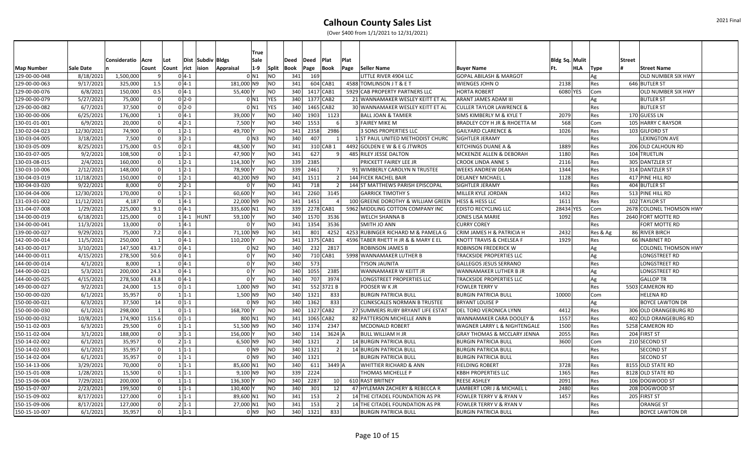# Calhoun County Sales List

(Over $400 from 1/1/2021 to 12/31/2021)

| Map Number | Sale Date | Consideration | Acre Count | Lot Count | Dist rict | Subdiv ision | Bldgs Appraisal | True Sale 1-9 | Split | Deed Book | Deed Page | Plat Book | Plat Page | Seller Name | Buyer Name | Bldg Sq. Ft. | Mulit HLA | Type | Street # | Street Name |
|---|---|---|---|---|---|---|---|---|---|---|---|---|---|---|---|---|---|---|---|---|
| 129-00-00-048 | 8/18/2021 | 1,500,000 | 9 | 0 | 4-1 | | 0 | N1 | NO | 341 | 169 | | | LITTLE RIVER 4904 LLC | GOPAL ABILASH & MARGOT | | | Ag | | OLD NUMBER SIX HWY |
| 129-00-00-063 | 9/17/2021 | 325,000 | 1.5 | 0 | 4-1 | | 181,000 | N9 | NO | 341 | 604 | CAB1 | 4588 | TOMLINSON J T & E T | WIENGES JOHN O | 2138 | | Res | 646 | BUTLER ST |
| 129-00-00-076 | 6/8/2021 | 150,000 | 0.5 | 0 | 4-1 | | 55,400 | Y | NO | 340 | 1417 | CAB1 | 5929 | CAB PROPERTY PARTNERS LLC | HORTA ROBERT | 6080 | YES | Com | | OLD NUMBER SIX HWY |
| 129-00-00-079 | 5/27/2021 | 75,000 | 0 | 0 | 2-0 | | 0 | N1 | YES | 340 | 1377 | CAB2 | 21 | WANNAMAKER WESLEY KEITT ET AL | ARANT JAMES ADAM III | | | Ag | | BUTLER ST |
| 129-00-00-082 | 6/7/2021 | 37,500 | 0 | 0 | 2-0 | | 0 | N1 | YES | 340 | 1465 | CAB2 | 30 | WANNAMAKER WESLEY KEITT ET AL | CULLER TAYLOR LAWRENCE & | | | Res | | BUTLER ST |
| 130-00-00-006 | 6/25/2021 | 176,000 | 1 | 0 | 4-1 | | 39,000 | Y | NO | 340 | 1903 | 1123 | | BALL JOAN & TAMIER | SIMS KIMBERLY M & KYLE T | 2079 | | Res | 170 | GUESS LN |
| 130-01-01-001 | 6/9/2021 | 20,000 | 0 | 4 | 2-1 | | 7,500 | Y | NO | 340 | 1553 | 6 | 3 | FAIREY MIKE M | BRADLEY COY H JR & RHOETTA M | 568 | | Com | 105 | HARRY C RAYSOR |
| 130-02-04-023 | 12/30/2021 | 74,900 | 0 | 1 | 2-1 | | 49,700 | Y | NO | 341 | 2358 | 2986 | | 3 SONS PROPERTIES LLC | GAILYARD CLARENCE & | 1026 | | Res | 103 | GILFORD ST |
| 130-03-04-005 | 3/18/2021 | 7,500 | 0 | 3 | 2-1 | | 0 | N3 | NO | 340 | 407 | 1 | 1 | ST PAUL UNITED METHODIST CHURC | SIGHTLER JERAMY | | | Res | | LEXINGTON AVE |
| 130-03-05-009 | 8/25/2021 | 175,000 | 0.5 | 0 | 2-1 | | 48,500 | Y | NO | 341 | 310 | CAB 1 | 4492 | GOLDEN E W & E G JTWROS | KITCHINGS DUANE A & | 1889 | | Res | 206 | OLD CALHOUN RD |
| 130-03-07-005 | 9/2/2021 | 108,500 | 0 | 1 | 2-1 | | 47,900 | Y | NO | 341 | 627 | 9 | 485 | RILEY JESSE DALTON | MCKENZIE ALLEN & DEBORAH | 1180 | | Res | 104 | TRUETLIN |
| 130-03-08-015 | 2/4/2021 | 160,000 | 0 | 1 | 2-1 | | 114,300 | Y | NO | 339 | 2385 | | | PRICKETT FAIREY LEE JR | CROOK LINDA ANNE S | 2116 | | Res | 305 | DANTZLER ST |
| 130-03-10-006 | 2/12/2021 | 148,000 | 0 | 1 | 2-1 | | 78,900 | Y | NO | 339 | 2461 | 7 | 91 | WIMBERLY CAROLYN N TRUSTEE | WEEKS ANDREW DEAN | 1344 | | Res | 314 | DANTZLER ST |
| 130-04-03-019 | 11/18/2021 | 150,000 | 0 | 1 | 2-1 | | 40,200 | N9 | NO | 341 | 1511 | 2 | 144 | FICEK RACHEL BAIR | DELANEY MICHAEL L | 1128 | | Res | 417 | PINE HILL RD |
| 130-04-03-020 | 9/22/2021 | 8,000 | 0 | 2 | 2-1 | | 0 | Y | NO | 341 | 718 | 2 | 144 | ST MATTHEWS PARISH EPISCOPAL | SIGHTLER JERAMY | | | Res | 404 | BUTLER ST |
| 130-04-04-006 | 12/30/2021 | 170,000 | 0 | 1 | 2-1 | | 60,600 | Y | NO | 341 | 2260 | 3145 | | GARRICK TIMOTHY S | MILLER KYLE JORDAN | 1432 | | Res | 513 | PINE HILL RD |
| 131-01-03-002 | 11/12/2021 | 4,187 | 0 | 1 | 4-1 | | 22,000 | N9 | NO | 341 | 1451 | 4 | 100 | GREENE DOROTHY & WILLIAM GREEN | HESS & HESS LLC | 1611 | | Res | 102 | TAYLOR ST |
| 131-04-07-008 | 1/29/2021 | 225,000 | 9.1 | 0 | 4-1 | | 335,600 | N1 | NO | 339 | 2278 | CAB1 | 5962 | MIDDLING COTTON COMPANY INC | EDISTO RECYCLING LLC | 28434 | YES | Com | 2678 | COLONEL THOMSON HWY |
| 134-00-00-019 | 6/18/2021 | 125,000 | 0 | 1 | 4-1 | HUNT | 59,100 | Y | NO | 340 | 1570 | 3536 | | WELCH SHANNA B | JONES LISA MARIE | 1092 | | Res | 2640 | FORT MOTTE RD |
| 134-00-00-041 | 11/3/2021 | 13,000 | 0 | 1 | 4-1 | | 0 | Y | NO | 341 | 1354 | 3536 | | SMITH JO ANN | CURRY COREY | | | Res | | FORT MOTTE RD |
| 139-00-00-027 | 9/29/2021 | 75,000 | 7.2 | 0 | 4-1 | | 71,100 | N9 | NO | 341 | 801 | 4252 | 4253 | RUBINGER RICHARD M & PAMELA G | CRIM JAMES H & PATRICIA H | 2432 | | Res & Ag | 86 | RIVER BIRCH |
| 142-00-00-014 | 11/5/2021 | 250,000 | 1 | 0 | 4-1 | | 110,200 | Y | NO | 341 | 1375 | CAB1 | 4596 | TABER RHETT H JR & & MARY E EL | KNOTT TRAVIS & CHELSEA F | 1929 | | Res | 66 | INABINET RD |
| 143-00-00-017 | 3/10/2021 | 147,500 | 43.7 | 0 | 4-1 | | 0 | N2 | NO | 340 | 232 | 2817 | | ROBINSON JAMES B | ROBINSON FREDERICK W | | | Ag | | COLONEL THOMSON HWY |
| 144-00-00-011 | 4/15/2021 | 278,500 | 50.6 | 0 | 4-1 | | 0 | Y | NO | 340 | 710 | CAB1 | 5998 | WANNAMAKER LUTHER B | TRACKSIDE PROPERTIES LLC | | | Ag | | LONGSTREET RD |
| 144-00-00-014 | 4/1/2021 | 8,000 | 1 | 0 | 4-1 | | 0 | Y | NO | 340 | 573 | | | TYSON JAUNITA | GALLEGOS JESUS SERRANO | | | Res | | LONGSTREET RD |
| 144-00-00-021 | 5/3/2021 | 200,000 | 24.3 | 0 | 4-1 | | 0 | Y | NO | 340 | 1055 | 2385 | | WANNAMAKER W KEITT JR | WANNAMAKER LUTHER B JR | | | Ag | | LONGSTREET RD |
| 144-00-00-025 | 4/15/2021 | 278,500 | 43.8 | 0 | 4-1 | | 0 | Y | NO | 340 | 707 | 3974 | | LONGSTREET PROPERTIES LLC | TRACKSIDE PROPERTIES LLC | | | Ag | | GALLOP TR |
| 149-00-00-027 | 9/2/2021 | 24,000 | 1.5 | 0 | 1-1 | | 1,000 | N9 | NO | 341 | 552 | 3721 B | | POOSER W K JR | FOWLER TERRY V | | | Res | 5503 | CAMERON RD |
| 150-00-00-020 | 6/1/2021 | 35,957 | 0 | 1 | 1-1 | | 1,500 | N9 | NO | 340 | 1321 | 833 | | BURGIN PATRICIA BULL | BURGIN PATRICIA BULL | 10000 | | Com | | HELENA RD |
| 150-00-00-021 | 6/3/2021 | 37,500 | 14 | 0 | 1-1 | | 0 | N9 | NO | 340 | 1362 | 833 | | CLINKSCALES NORMAN B TRUSTEE | BRYANT LOUISE P | | | Ag | | BOYCE LAWTON DR |
| 150-00-00-030 | 6/1/2021 | 298,000 | 1 | 0 | 1-1 | | 168,700 | Y | NO | 340 | 1327 | CAB2 | 27 | SUMMERS RUBY BRYANT LIFE ESTAT | DEL TORO VERONICA LYNN | 4412 | | Res | 306 | OLD ORANGEBURG RD |
| 150-00-00-032 | 10/8/2021 | 174,900 | 115.6 | 0 | 1-1 | | 800 | N1 | NO | 341 | 1065 | CAB2 | 82 | PATTERSON MICHELLE ANN B | WANNAMAKER CARA DOOLEY & | 1557 | | Res | 402 | OLD ORANGEBURG RD |
| 150-11-02-003 | 6/3/2021 | 29,500 | 0 | 1 | 1-1 | | 51,500 | N9 | NO | 340 | 1374 | 2347 | | MCDONALD ROBERT | WAGNER LARRY L & NIGHTENGALE | 1500 | | Res | 5258 | CAMERON RD |
| 150-11-02-004 | 3/1/2021 | 188,000 | 0 | 3 | 1-1 | | 156,000 | Y | NO | 340 | 114 | 3624 | A | BULL WILLIAM H JR | GRAY THOMAS & MCCLARY JENNA | 2055 | | Res | 204 | FIRST ST |
| 150-14-02-002 | 6/1/2021 | 35,957 | 0 | 2 | 1-1 | | 6,500 | N9 | NO | 340 | 1321 | 2 | 14 | BURGIN PATRICIA BULL | BURGIN PATRICIA BULL | 3600 | | Com | 210 | SECOND ST |
| 150-14-02-003 | 6/1/2021 | 35,957 | 0 | 1 | 1-1 | | 0 | N9 | NO | 340 | 1321 | 2 | 14 | BURGIN PATRICIA BULL | BURGIN PATRICIA BULL | | | Res | | SECOND ST |
| 150-14-02-004 | 6/1/2021 | 35,957 | 0 | 1 | 1-1 | | 0 | N9 | NO | 340 | 1321 | | | BURGIN PATRICIA BULL | BURGIN PATRICIA BULL | | | Res | | SECOND ST |
| 150-14-13-006 | 3/29/2021 | 70,000 | 0 | 1 | 1-1 | | 85,600 | N1 | NO | 340 | 611 | 3449 | A | WHITTIER RICHARD & ANN | FIELDING ROBERT | 3728 | | Res | 8155 | OLD STATE RD |
| 150-15-01-008 | 1/28/2021 | 15,500 | 0 | 1 | 1-1 | | 9,100 | N9 | NO | 339 | 2224 | | | THOMAS MICHELLE P | KBBH PROPERTIES LLC | 1365 | | Res | 8128 | OLD STATE RD |
| 150-15-06-004 | 7/29/2021 | 200,000 | 0 | 1 | 1-1 | | 136,300 | Y | NO | 340 | 2287 | 10 | 610 | RAST BRITNEY | REESE ASHLEY | 2091 | | Res | 106 | DOGWOOD ST |
| 150-15-07-007 | 2/23/2021 | 199,500 | 0 | 1 | 1-1 | | 130,400 | Y | NO | 340 | 301 | 12 | 47 | HYLEMAN ZACHERY & REBECCA R | LAMBERT LORI J & MICHAEL L | 2480 | | Res | 208 | DOGWOOD ST |
| 150-15-09-002 | 8/17/2021 | 127,000 | 0 | 1 | 1-1 | | 89,600 | N1 | NO | 341 | 153 | 2 | 14 | THE CITADEL FOUNDATION AS PR | FOWLER TERRY V & RYAN V | 1457 | | Res | 205 | FIRST ST |
| 150-15-09-006 | 8/17/2021 | 127,000 | 0 | 2 | 1-1 | | 27,000 | N1 | NO | 341 | 153 | 2 | 14 | THE CITADEL FOUNDATION AS PR | FOWLER TERRY V & RYAN V | | | Res | | ORANGE ST |
| 150-15-10-007 | 6/1/2021 | 35,957 | 0 | 1 | 1-1 | | 0 | N9 | NO | 340 | 1321 | 833 | | BURGIN PATRICIA BULL | BURGIN PATRICIA BULL | | | Res | | BOYCE LAWTON DR |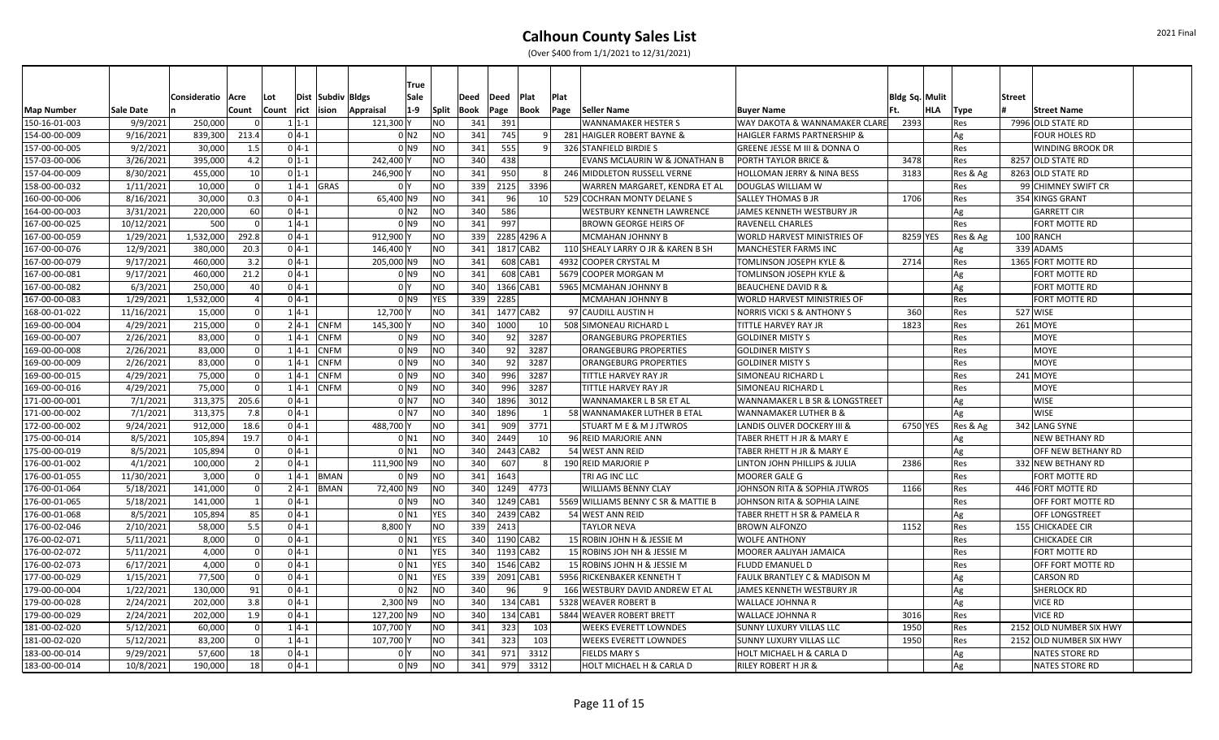# Calhoun County Sales List

(Over $400 from 1/1/2021 to 12/31/2021)

| Map Number | Sale Date | Consideration | Acre Count | Lot Count | Dist rict | Subdiv ision | Bldgs Appraisal | True Sale 1-9 | Split | Deed Book | Deed Page | Plat Book | Plat Page | Seller Name | Buyer Name | Bldg Sq. Ft. | Mulit HLA | Type | Street # | Street Name |
|---|---|---|---|---|---|---|---|---|---|---|---|---|---|---|---|---|---|---|---|---|
| 150-16-01-003 | 9/9/2021 | 250,000 | 0 | 1 | 1-1 | | 121,300 | Y | NO | 341 | 391 | | | WANNAMAKER HESTER S | WAY DAKOTA & WANNAMAKER CLARE | 2393 | | Res | 7996 | OLD STATE RD |
| 154-00-00-009 | 9/16/2021 | 839,300 | 213.4 | 0 | 4-1 | | 0 | N2 | NO | 341 | 745 | 9 | 281 | HAIGLER ROBERT BAYNE & | HAIGLER FARMS PARTNERSHIP & | | | Ag | | FOUR HOLES RD |
| 157-00-00-005 | 9/2/2021 | 30,000 | 1.5 | 0 | 4-1 | | 0 | N9 | NO | 341 | 555 | 9 | 326 | STANFIELD BIRDIE S | GREENE JESSE M III & DONNA O | | | Res | | WINDING BROOK DR |
| 157-03-00-006 | 3/26/2021 | 395,000 | 4.2 | 0 | 1-1 | | 242,400 | Y | NO | 340 | 438 | | | EVANS MCLAURIN W & JONATHAN B | PORTH TAYLOR BRICE & | 3478 | | Res | 8257 | OLD STATE RD |
| 157-04-00-009 | 8/30/2021 | 455,000 | 10 | 0 | 1-1 | | 246,900 | Y | NO | 341 | 950 | 8 | 246 | MIDDLETON RUSSELL VERNE | HOLLOMAN JERRY & NINA BESS | 3183 | | Res & Ag | 8263 | OLD STATE RD |
| 158-00-00-032 | 1/11/2021 | 10,000 | 0 | 1 | 4-1 | GRAS | 0 | Y | NO | 339 | 2125 | 3396 | | WARREN MARGARET, KENDRA ET AL | DOUGLAS WILLIAM W | | | Res | 99 | CHIMNEY SWIFT CR |
| 160-00-00-006 | 8/16/2021 | 30,000 | 0.3 | 0 | 4-1 | | 65,400 | N9 | NO | 341 | 96 | 10 | 529 | COCHRAN MONTY DELANE S | SALLEY THOMAS B JR | 1706 | | Res | 354 | KINGS GRANT |
| 164-00-00-003 | 3/31/2021 | 220,000 | 60 | 0 | 4-1 | | 0 | N2 | NO | 340 | 586 | | | WESTBURY KENNETH LAWRENCE | JAMES KENNETH WESTBURY JR | | | Ag | | GARRETT CIR |
| 167-00-00-025 | 10/12/2021 | 500 | 0 | 1 | 4-1 | | 0 | N9 | NO | 341 | 997 | | | BROWN GEORGE HEIRS OF | RAVENELL CHARLES | | | Res | | FORT MOTTE RD |
| 167-00-00-059 | 1/29/2021 | 1,532,000 | 292.8 | 0 | 4-1 | | 912,900 | Y | NO | 339 | 2285 | 4296 A | | MCMAHAN JOHNNY B | WORLD HARVEST MINISTRIES OF | 8259 | YES | Res & Ag | 100 | RANCH |
| 167-00-00-076 | 12/9/2021 | 380,000 | 20.3 | 0 | 4-1 | | 146,400 | Y | NO | 341 | 1817 | CAB2 | 110 | SHEALY LARRY O JR & KAREN B SH | MANCHESTER FARMS INC | | | Ag | 339 | ADAMS |
| 167-00-00-079 | 9/17/2021 | 460,000 | 3.2 | 0 | 4-1 | | 205,000 | N9 | NO | 341 | 608 | CAB1 | 4932 | COOPER CRYSTAL M | TOMLINSON JOSEPH KYLE & | 2714 | | Res | 1365 | FORT MOTTE RD |
| 167-00-00-081 | 9/17/2021 | 460,000 | 21.2 | 0 | 4-1 | | 0 | N9 | NO | 341 | 608 | CAB1 | 5679 | COOPER MORGAN M | TOMLINSON JOSEPH KYLE & | | | Ag | | FORT MOTTE RD |
| 167-00-00-082 | 6/3/2021 | 250,000 | 40 | 0 | 4-1 | | 0 | Y | NO | 340 | 1366 | CAB1 | 5965 | MCMAHAN JOHNNY B | BEAUCHENE DAVID R & | | | Ag | | FORT MOTTE RD |
| 167-00-00-083 | 1/29/2021 | 1,532,000 | 4 | 0 | 4-1 | | 0 | N9 | YES | 339 | 2285 | | | MCMAHAN JOHNNY B | WORLD HARVEST MINISTRIES OF | | | Res | | FORT MOTTE RD |
| 168-00-01-022 | 11/16/2021 | 15,000 | 0 | 1 | 4-1 | | 12,700 | Y | NO | 341 | 1477 | CAB2 | 97 | CAUDILL AUSTIN H | NORRIS VICKI S & ANTHONY S | 360 | | Res | 527 | WISE |
| 169-00-00-004 | 4/29/2021 | 215,000 | 0 | 2 | 4-1 | CNFM | 145,300 | Y | NO | 340 | 1000 | 10 | 508 | SIMONEAU RICHARD L | TITTLE HARVEY RAY JR | 1823 | | Res | 261 | MOYE |
| 169-00-00-007 | 2/26/2021 | 83,000 | 0 | 1 | 4-1 | CNFM | 0 | N9 | NO | 340 | 92 | 3287 | | ORANGEBURG PROPERTIES | GOLDINER MISTY S | | | Res | | MOYE |
| 169-00-00-008 | 2/26/2021 | 83,000 | 0 | 1 | 4-1 | CNFM | 0 | N9 | NO | 340 | 92 | 3287 | | ORANGEBURG PROPERTIES | GOLDINER MISTY S | | | Res | | MOYE |
| 169-00-00-009 | 2/26/2021 | 83,000 | 0 | 1 | 4-1 | CNFM | 0 | N9 | NO | 340 | 92 | 3287 | | ORANGEBURG PROPERTIES | GOLDINER MISTY S | | | Res | | MOYE |
| 169-00-00-015 | 4/29/2021 | 75,000 | 0 | 1 | 4-1 | CNFM | 0 | N9 | NO | 340 | 996 | 3287 | | TITTLE HARVEY RAY JR | SIMONEAU RICHARD L | | | Res | 241 | MOYE |
| 169-00-00-016 | 4/29/2021 | 75,000 | 0 | 1 | 4-1 | CNFM | 0 | N9 | NO | 340 | 996 | 3287 | | TITTLE HARVEY RAY JR | SIMONEAU RICHARD L | | | Res | | MOYE |
| 171-00-00-001 | 7/1/2021 | 313,375 | 205.6 | 0 | 4-1 | | 0 | N7 | NO | 340 | 1896 | 3012 | | WANNAMAKER L B SR ET AL | WANNAMAKER L B SR & LONGSTREET | | | Ag | | WISE |
| 171-00-00-002 | 7/1/2021 | 313,375 | 7.8 | 0 | 4-1 | | 0 | N7 | NO | 340 | 1896 | 1 | 58 | WANNAMAKER LUTHER B ETAL | WANNAMAKER LUTHER B & | | | Ag | | WISE |
| 172-00-00-002 | 9/24/2021 | 912,000 | 18.6 | 0 | 4-1 | | 488,700 | Y | NO | 341 | 909 | 3771 | | STUART M E & M J JTWROS | LANDIS OLIVER DOCKERY III & | 6750 | YES | Res & Ag | 342 | LANG SYNE |
| 175-00-00-014 | 8/5/2021 | 105,894 | 19.7 | 0 | 4-1 | | 0 | N1 | NO | 340 | 2449 | 10 | 96 | REID MARJORIE ANN | TABER RHETT H JR & MARY E | | | Ag | | NEW BETHANY RD |
| 175-00-00-019 | 8/5/2021 | 105,894 | 0 | 0 | 4-1 | | 0 | N1 | NO | 340 | 2443 | CAB2 | 54 | WEST ANN REID | TABER RHETT H JR & MARY E | | | Ag | | OFF NEW BETHANY RD |
| 176-00-01-002 | 4/1/2021 | 100,000 | 2 | 0 | 4-1 | | 111,900 | N9 | NO | 340 | 607 | 8 | 190 | REID MARJORIE P | LINTON JOHN PHILLIPS & JULIA | 2386 | | Res | 332 | NEW BETHANY RD |
| 176-00-01-055 | 11/30/2021 | 3,000 | 0 | 1 | 4-1 | BMAN | 0 | N9 | NO | 341 | 1643 | | | TRI AG INC LLC | MOORER GALE G | | | Res | | FORT MOTTE RD |
| 176-00-01-064 | 5/18/2021 | 141,000 | 0 | 2 | 4-1 | BMAN | 72,400 | N9 | NO | 340 | 1249 | 4773 | | WILLIAMS BENNY CLAY | JOHNSON RITA & SOPHIA JTWROS | 1166 | | Res | 446 | FORT MOTTE RD |
| 176-00-01-065 | 5/18/2021 | 141,000 | 1 | 0 | 4-1 | | 0 | N9 | NO | 340 | 1249 | CAB1 | 5569 | WILLIAMS BENNY C SR & MATTIE B | JOHNSON RITA & SOPHIA LAINE | | | Res | | OFF FORT MOTTE RD |
| 176-00-01-068 | 8/5/2021 | 105,894 | 85 | 0 | 4-1 | | 0 | N1 | YES | 340 | 2439 | CAB2 | 54 | WEST ANN REID | TABER RHETT H SR & PAMELA R | | | Ag | | OFF LONGSTREET |
| 176-00-02-046 | 2/10/2021 | 58,000 | 5.5 | 0 | 4-1 | | 8,800 | Y | NO | 339 | 2413 | | | TAYLOR NEVA | BROWN ALFONZO | 1152 | | Res | 155 | CHICKADEE CIR |
| 176-00-02-071 | 5/11/2021 | 8,000 | 0 | 0 | 4-1 | | 0 | N1 | YES | 340 | 1190 | CAB2 | 15 | ROBIN JOHN H & JESSIE M | WOLFE ANTHONY | | | Res | | CHICKADEE CIR |
| 176-00-02-072 | 5/11/2021 | 4,000 | 0 | 0 | 4-1 | | 0 | N1 | YES | 340 | 1193 | CAB2 | 15 | ROBINS JOH NH & JESSIE M | MOORER AALIYAH JAMAICA | | | Res | | FORT MOTTE RD |
| 176-00-02-073 | 6/17/2021 | 4,000 | 0 | 0 | 4-1 | | 0 | N1 | YES | 340 | 1546 | CAB2 | 15 | ROBINS JOHN H & JESSIE M | FLUDD EMANUEL D | | | Res | | OFF FORT MOTTE RD |
| 177-00-00-029 | 1/15/2021 | 77,500 | 0 | 0 | 4-1 | | 0 | N1 | YES | 339 | 2091 | CAB1 | 5956 | RICKENBAKER KENNETH T | FAULK BRANTLEY C & MADISON M | | | Ag | | CARSON RD |
| 179-00-00-004 | 1/22/2021 | 130,000 | 91 | 0 | 4-1 | | 0 | N2 | NO | 340 | 96 | 9 | 166 | WESTBURY DAVID ANDREW ET AL | JAMES KENNETH WESTBURY JR | | | Ag | | SHERLOCK RD |
| 179-00-00-028 | 2/24/2021 | 202,000 | 3.8 | 0 | 4-1 | | 2,300 | N9 | NO | 340 | 134 | CAB1 | 5328 | WEAVER ROBERT B | WALLACE JOHNNA R | | | Ag | | VICE RD |
| 179-00-00-029 | 2/24/2021 | 202,000 | 1.9 | 0 | 4-1 | | 127,200 | N9 | NO | 340 | 134 | CAB1 | 5844 | WEAVER ROBERT BRETT | WALLACE JOHNNA R | 3016 | | Res | | VICE RD |
| 181-00-02-020 | 5/12/2021 | 60,000 | 0 | 1 | 4-1 | | 107,700 | Y | NO | 341 | 323 | 103 | | WEEKS EVERETT LOWNDES | SUNNY LUXURY VILLAS LLC | 1950 | | Res | 2152 | OLD NUMBER SIX HWY |
| 181-00-02-020 | 5/12/2021 | 83,200 | 0 | 1 | 4-1 | | 107,700 | Y | NO | 341 | 323 | 103 | | WEEKS EVERETT LOWNDES | SUNNY LUXURY VILLAS LLC | 1950 | | Res | 2152 | OLD NUMBER SIX HWY |
| 183-00-00-014 | 9/29/2021 | 57,600 | 18 | 0 | 4-1 | | 0 | Y | NO | 341 | 971 | 3312 | | FIELDS MARY S | HOLT MICHAEL H & CARLA D | | | Ag | | NATES STORE RD |
| 183-00-00-014 | 10/8/2021 | 190,000 | 18 | 0 | 4-1 | | 0 | N9 | NO | 341 | 979 | 3312 | | HOLT MICHAEL H & CARLA D | RILEY ROBERT H JR & | | | Ag | | NATES STORE RD |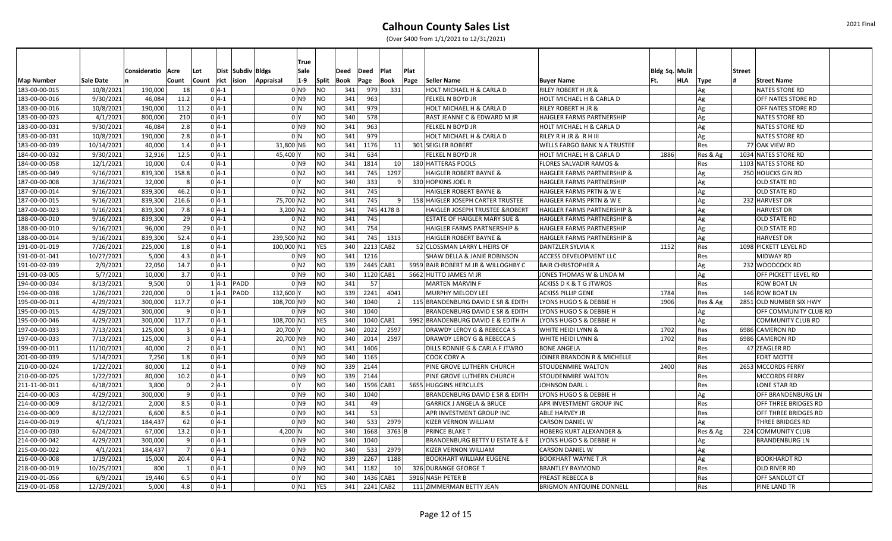# Calhoun County Sales List

(Over $400 from 1/1/2021 to 12/31/2021)

| Map Number | Sale Date | Consideration | Acre Count | Lot Count | District | Subdivision | Bldgs Appraisal | True Sale 1-9 | Split | Deed Book | Deed Page | Plat Book | Plat Page | Seller Name | Buyer Name | Bldg Sq. Ft. | Mult HLA | Type | Street # | Street Name |
|---|---|---|---|---|---|---|---|---|---|---|---|---|---|---|---|---|---|---|---|---|
| 183-00-00-015 | 10/8/2021 | 190,000 | 18 | 0 | 4-1 | | 0 | N9 | NO | 341 | 979 | 331 | | HOLT MICHAEL H & CARLA D | RILEY ROBERT H JR & | | | Ag | | NATES STORE RD |
| 183-00-00-016 | 9/30/2021 | 46,084 | 11.2 | 0 | 4-1 | | 0 | N9 | NO | 341 | 963 | | | FELKEL N BOYD JR | HOLT MICHAEL H & CARLA D | | | Ag | | OFF NATES STORE RD |
| 183-00-00-016 | 10/8/2021 | 190,000 | 11.2 | 0 | 4-1 | | 0 | N | NO | 341 | 979 | | | HOLT MICHAEL H & CARLA D | RILEY ROBERT H JR & | | | Ag | | OFF NATES STORE RD |
| 183-00-00-023 | 4/1/2021 | 800,000 | 210 | 0 | 4-1 | | 0 | Y | NO | 340 | 578 | | | RAST JEANNE C & EDWARD M JR | HAIGLER FARMS PARTNERSHIP | | | Ag | | NATES STORE RD |
| 183-00-00-031 | 9/30/2021 | 46,084 | 2.8 | 0 | 4-1 | | 0 | N9 | NO | 341 | 963 | | | FELKEL N BOYD JR | HOLT MICHAEL H & CARLA D | | | Ag | | NATES STORE RD |
| 183-00-00-031 | 10/8/2021 | 190,000 | 2.8 | 0 | 4-1 | | 0 | N | NO | 341 | 979 | | | HOLT MICHAEL H & CARLA D | RILEY R H JR & R H III | | | Ag | | NATES STORE RD |
| 183-00-00-039 | 10/14/2021 | 40,000 | 1.4 | 0 | 4-1 | | 31,800 | N6 | NO | 341 | 1176 | 11 | 301 | SEIGLER ROBERT | WELLS FARGO BANK N A TRUSTEE | | | Res | 77 | OAK VIEW RD |
| 184-00-00-032 | 9/30/2021 | 32,916 | 12.5 | 0 | 4-1 | | 45,400 | Y | NO | 341 | 634 | | | FELKEL N BOYD JR | HOLT MICHAEL H & CARLA D | 1886 | | Res & Ag | 1034 | NATES STORE RD |
| 184-00-00-058 | 12/1/2021 | 10,000 | 0.4 | 0 | 4-1 | | 0 | N9 | NO | 341 | 1814 | 10 | 180 | HATTERAS POOLS | FLORES SALVADIR RAMOS & | | | Res | 1103 | NATES STORE RD |
| 185-00-00-049 | 9/16/2021 | 839,300 | 158.8 | 0 | 4-1 | | 0 | N2 | NO | 341 | 745 | 1297 | | HAIGLER ROBERT BAYNE & | HAIGLER FARMS PARTNERSHIP & | | | Ag | 250 | HOUCKS GIN RD |
| 187-00-00-008 | 3/16/2021 | 32,000 | 8 | 0 | 4-1 | | 0 | Y | NO | 340 | 333 | 9 | 330 | HOPKINS JOEL R | HAIGLER FARMS PARTNERSHIP | | | Ag | | OLD STATE RD |
| 187-00-00-014 | 9/16/2021 | 839,300 | 46.2 | 0 | 4-1 | | 0 | N2 | NO | 341 | 745 | | | HAIGLER ROBERT BAYNE & | HAIGLER FARMS PRTN & W E | | | Ag | | OLD STATE RD |
| 187-00-00-015 | 9/16/2021 | 839,300 | 216.6 | 0 | 4-1 | | 75,700 | N2 | NO | 341 | 745 | 9 | 158 | HAIGLER JOSEPH CARTER TRUSTEE | HAIGLER FARMS PRTN & W E | | | Ag | 232 | HARVEST DR |
| 187-00-00-023 | 9/16/2021 | 839,300 | 7.8 | 0 | 4-1 | | 3,200 | N2 | NO | 341 | 745 | 4178 | B | HAIGLER JOSEPH TRUSTEE &ROBERT | HAIGLER FARMS PARTNERSHIP & | | | Ag | | HARVEST DR |
| 188-00-00-010 | 9/16/2021 | 839,300 | 29 | 0 | 4-1 | | 0 | N2 | NO | 341 | 745 | | | ESTATE OF HAIGLER MARY SUE & | HAIGLER FARMS PARTNERSHIP & | | | Ag | | OLD STATE RD |
| 188-00-00-010 | 9/16/2021 | 96,000 | 29 | 0 | 4-1 | | 0 | N2 | NO | 341 | 754 | | | HAIGLER FARMS PARTNERSHIP & | HAIGLER FARMS PARTNERSHIP | | | Ag | | OLD STATE RD |
| 188-00-00-014 | 9/16/2021 | 839,300 | 52.4 | 0 | 4-1 | | 239,500 | N2 | NO | 341 | 745 | 1313 | | HAIGLER ROBERT BAYNE & | HAIGLER FARMS PARTNERSHIP & | | | Ag | | HARVEST DR |
| 191-00-01-019 | 7/26/2021 | 225,000 | 1.8 | 0 | 4-1 | | 100,000 | N1 | YES | 340 | 2213 | CAB2 | 52 | CLOSSMAN LARRY L HEIRS OF | DANTZLER SYLVIA K | 1152 | | Res | 1098 | PICKETT LEVEL RD |
| 191-00-01-041 | 10/27/2021 | 5,000 | 4.3 | 0 | 4-1 | | 0 | N9 | NO | 341 | 1216 | | | SHAW DELLA & JANIE ROBINSON | ACCESS DEVELOPMENT LLC | | | Res | | MIDWAY RD |
| 191-00-02-039 | 2/9/2021 | 22,050 | 14.7 | 0 | 4-1 | | 0 | N2 | NO | 339 | 2445 | CAB1 | 5959 | BAIR ROBERT M JR & WILLOGHBY C | BAIR CHRISTOPHER A | | | Ag | 232 | WOODCOCK RD |
| 191-00-03-005 | 5/7/2021 | 10,000 | 3.7 | 0 | 4-1 | | 0 | N9 | NO | 340 | 1120 | CAB1 | 5662 | HUTTO JAMES M JR | JONES THOMAS W & LINDA M | | | Ag | | OFF PICKETT LEVEL RD |
| 194-00-00-034 | 8/13/2021 | 9,500 | 0 | 1 | 4-1 | PADD | 0 | N9 | NO | 341 | 57 | | | MARTEN MARVIN F | ACKISS D K & T G JTWROS | | | Res | | ROW BOAT LN |
| 194-00-00-038 | 1/26/2021 | 220,000 | 0 | 1 | 4-1 | PADD | 132,600 | Y | NO | 339 | 2241 | 4041 | | MURPHY MELODY LEE | ACKISS PILLIP GENE | 1784 | | Res | 146 | ROW BOAT LN |
| 195-00-00-011 | 4/29/2021 | 300,000 | 117.7 | 0 | 4-1 | | 108,700 | N9 | NO | 340 | 1040 | 2 | 115 | BRANDENBURG DAVID E SR & EDITH | LYONS HUGO S & DEBBIE H | 1906 | | Res & Ag | 2851 | OLD NUMBER SIX HWY |
| 195-00-00-015 | 4/29/2021 | 300,000 | 9 | 0 | 4-1 | | 0 | N9 | NO | 340 | 1040 | | | BRANDENBURG DAVID E SR & EDITH | LYONS HUGO S & DEBBIE H | | | Ag | | OFF COMMUNITY CLUB RD |
| 195-00-00-046 | 4/29/2021 | 300,000 | 117.7 | 0 | 4-1 | | 108,700 | N1 | YES | 340 | 1040 | CAB1 | 5992 | BRANDENBURG DAVID E & EDITH A | LYONS HUGO S & DEBBIE H | | | Ag | | COMMUNITY CLUB RD |
| 197-00-00-033 | 7/13/2021 | 125,000 | 3 | 0 | 4-1 | | 20,700 | Y | NO | 340 | 2022 | 2597 | | DRAWDY LEROY G & REBECCA S | WHITE HEIDI LYNN & | 1702 | | Res | 6986 | CAMERON RD |
| 197-00-00-033 | 7/13/2021 | 125,000 | 3 | 0 | 4-1 | | 20,700 | N9 | NO | 340 | 2014 | 2597 | | DRAWDY LEROY G & REBECCA S | WHITE HEIDI LYNN & | 1702 | | Res | 6986 | CAMERON RD |
| 199-00-00-011 | 11/10/2021 | 40,000 | 2 | 0 | 4-1 | | 0 | N1 | NO | 341 | 1406 | | | DILLS RONNIE G & CARLA F JTWRO | BONE ANGELA | | | Res | 47 | ZEAGLER RD |
| 201-00-00-039 | 5/14/2021 | 7,250 | 1.8 | 0 | 4-1 | | 0 | N9 | NO | 340 | 1165 | | | COOK CORY A | JOINER BRANDON R & MICHELLE | | | Res | | FORT MOTTE |
| 210-00-00-024 | 1/22/2021 | 80,000 | 1.2 | 0 | 4-1 | | 0 | N9 | NO | 339 | 2144 | | | PINE GROVE LUTHERN CHURCH | STOUDENMIRE WALTON | 2400 | | Res | 2653 | MCCORDS FERRY |
| 210-00-00-025 | 1/22/2021 | 80,000 | 10.2 | 0 | 4-1 | | 0 | N9 | NO | 339 | 2144 | | | PINE GROVE LUTHERN CHURCH | STOUDENMIRE WALTON | | | Res | | MCCORDS FERRY |
| 211-11-00-011 | 6/18/2021 | 3,800 | 0 | 2 | 4-1 | | 0 | Y | NO | 340 | 1596 | CAB1 | 5655 | HUGGINS HERCULES | JOHNSON DARL L | | | Res | | LONE STAR RD |
| 214-00-00-003 | 4/29/2021 | 300,000 | 9 | 0 | 4-1 | | 0 | N9 | NO | 340 | 1040 | | | BRANDENBURG DAVID E SR & EDITH | LYONS HUGO S & DEBBIE H | | | Ag | | OFF BRANDENBURG LN |
| 214-00-00-009 | 8/12/2021 | 2,000 | 8.5 | 0 | 4-1 | | 0 | N9 | NO | 341 | 49 | | | GARRICK J ANGELA & BRUCE | APR INVESTMENT GROUP INC | | | Res | | OFF THREE BRIDGES RD |
| 214-00-00-009 | 8/12/2021 | 6,600 | 8.5 | 0 | 4-1 | | 0 | N9 | NO | 341 | 53 | | | APR INVESTMENT GROUP INC | ABLE HARVEY JR | | | Res | | OFF THREE BRIDGES RD |
| 214-00-00-019 | 4/1/2021 | 184,437 | 62 | 0 | 4-1 | | 0 | N9 | NO | 340 | 533 | 2979 | | KIZER VERNON WILLIAM | CARSON DANIEL W | | | Ag | | THREE BRIDGES RD |
| 214-00-00-030 | 6/24/2021 | 67,000 | 13.2 | 0 | 4-1 | | 4,200 | N | NO | 340 | 1668 | 3763 | B | PRINCE BLAKE T | HOBERG KURT ALEXANDER & | | | Res & Ag | 224 | COMMUNITY CLUB |
| 214-00-00-042 | 4/29/2021 | 300,000 | 9 | 0 | 4-1 | | 0 | N9 | NO | 340 | 1040 | | | BRANDENBURG BETTY U ESTATE & E | LYONS HUGO S & DEBBIE H | | | Ag | | BRANDENBURG LN |
| 215-00-00-022 | 4/1/2021 | 184,437 | 7 | 0 | 4-1 | | 0 | N9 | NO | 340 | 533 | 2979 | | KIZER VERNON WILLIAM | CARSON DANIEL W | | | Ag | | |
| 216-00-00-008 | 1/19/2021 | 15,000 | 20.4 | 0 | 4-1 | | 0 | N2 | NO | 339 | 2267 | 1188 | | BOOKHART WILLIAM EUGENE | BOOKHART WAYNE T JR | | | Ag | | BOOKHARDT RD |
| 218-00-00-019 | 10/25/2021 | 800 | 1 | 0 | 4-1 | | 0 | N9 | NO | 341 | 1182 | 10 | 326 | DURANGE GEORGE T | BRANTLEY RAYMOND | | | Res | | OLD RIVER RD |
| 219-00-01-056 | 6/9/2021 | 19,440 | 6.5 | 0 | 4-1 | | 0 | Y | NO | 340 | 1436 | CAB1 | 5916 | NASH PETER B | PREAST REBECCA B | | | Res | | OFF SANDLOT CT |
| 219-00-01-058 | 12/29/2021 | 5,000 | 4.8 | 0 | 4-1 | | 0 | N1 | YES | 341 | 2241 | CAB2 | 111 | ZIMMERMAN BETTY JEAN | BRIGMON ANTQUINE DONNELL | | | Res | | PINE LAND TR |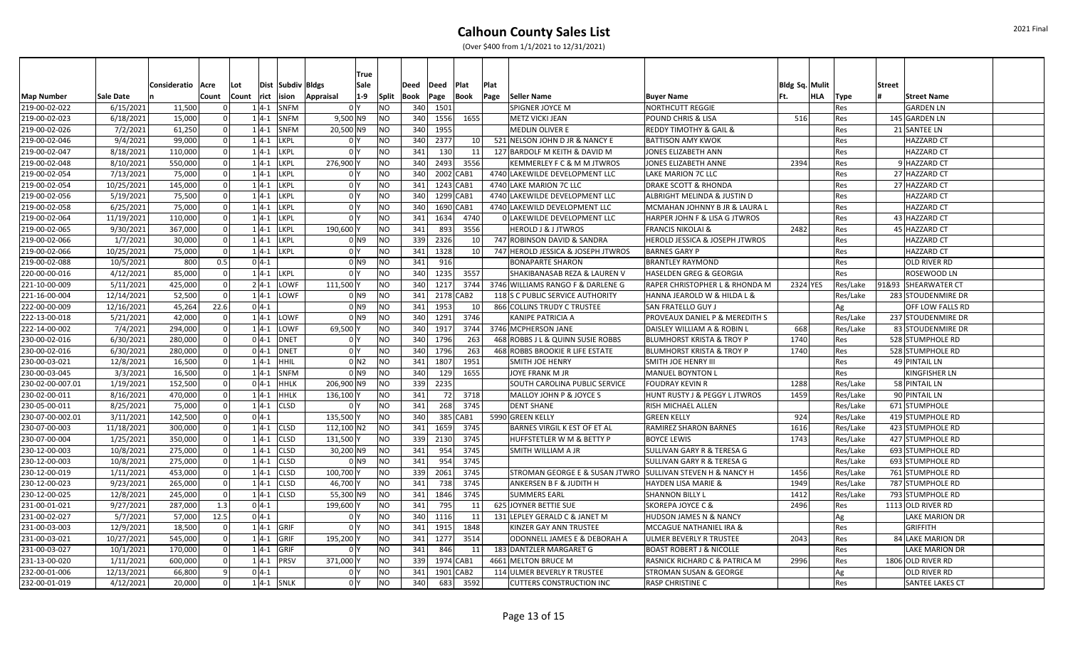# Calhoun County Sales List

(Over $400 from 1/1/2021 to 12/31/2021)

| Map Number | Sale Date | Consideration | Acre Count | Lot Count | Dist rict | Subdiv ision | Bldgs Appraisal | True Sale 1-9 | Split | Deed Book | Deed Page | Plat Book | Plat Page | Seller Name | Buyer Name | Bldg Sq. Ft. | Mulit HLA | Type | Street # | Street Name |
|---|---|---|---|---|---|---|---|---|---|---|---|---|---|---|---|---|---|---|---|---|
| 219-00-02-022 | 6/15/2021 | 11,500 | 0 | 1 | 4-1 | SNFM | 0 | Y | NO | 340 | 1501 | | | SPIGNER JOYCE M | NORTHCUTT REGGIE | | | Res | | GARDEN LN |
| 219-00-02-023 | 6/18/2021 | 15,000 | 0 | 1 | 4-1 | SNFM | 9,500 | N9 | NO | 340 | 1556 | 1655 | | METZ VICKI JEAN | POUND CHRIS & LISA | 516 | | Res | 145 | GARDEN LN |
| 219-00-02-026 | 7/2/2021 | 61,250 | 0 | 1 | 4-1 | SNFM | 20,500 | N9 | NO | 340 | 1955 | | | MEDLIN OLIVER E | REDDY TIMOTHY & GAIL & | | | Res | 21 | SANTEE LN |
| 219-00-02-046 | 9/4/2021 | 99,000 | 0 | 1 | 4-1 | LKPL | 0 | Y | NO | 340 | 2377 | 10 | 521 | NELSON JOHN D JR & NANCY E | BATTISON AMY KWOK | | | Res | | HAZZARD CT |
| 219-00-02-047 | 8/18/2021 | 110,000 | 0 | 1 | 4-1 | LKPL | 0 | Y | NO | 341 | 130 | 11 | 127 | BARDOLF M KEITH & DAVID M | JONES ELIZABETH ANN | | | Res | | HAZZARD CT |
| 219-00-02-048 | 8/10/2021 | 550,000 | 0 | 1 | 4-1 | LKPL | 276,900 | Y | NO | 340 | 2493 | 3556 | | KEMMERLEY F C & M M JTWROS | JONES ELIZABETH ANNE | 2394 | | Res | 9 | HAZZARD CT |
| 219-00-02-054 | 7/13/2021 | 75,000 | 0 | 1 | 4-1 | LKPL | 0 | Y | NO | 340 | 2002 | CAB1 | 4740 | LAKEWILDE DEVELOPMENT LLC | LAKE MARION 7C LLC | | | Res | 27 | HAZZARD CT |
| 219-00-02-054 | 10/25/2021 | 145,000 | 0 | 1 | 4-1 | LKPL | 0 | Y | NO | 341 | 1243 | CAB1 | 4740 | LAKE MARION 7C LLC | DRAKE SCOTT & RHONDA | | | Res | 27 | HAZZARD CT |
| 219-00-02-056 | 5/19/2021 | 75,500 | 0 | 1 | 4-1 | LKPL | 0 | Y | NO | 340 | 1299 | CAB1 | 4740 | LAKEWILDE DEVELOPMENT LLC | ALBRIGHT MELINDA & JUSTIN D | | | Res | | HAZZARD CT |
| 219-00-02-058 | 6/25/2021 | 75,000 | 0 | 1 | 4-1 | LKPL | 0 | Y | NO | 340 | 1690 | CAB1 | 4740 | LAKEWILD DEVELOPMENT LLC | MCMAHAN JOHNNY B JR & LAURA L | | | Res | | HAZZARD CT |
| 219-00-02-064 | 11/19/2021 | 110,000 | 0 | 1 | 4-1 | LKPL | 0 | Y | NO | 341 | 1634 | 4740 | 0 | LAKEWILDE DEVELOPMENT LLC | HARPER JOHN F & LISA G JTWROS | | | Res | 43 | HAZZARD CT |
| 219-00-02-065 | 9/30/2021 | 367,000 | 0 | 1 | 4-1 | LKPL | 190,600 | Y | NO | 341 | 893 | 3556 | | HEROLD J & J JTWROS | FRANCIS NIKOLAI & | 2482 | | Res | 45 | HAZZARD CT |
| 219-00-02-066 | 1/7/2021 | 30,000 | 0 | 1 | 4-1 | LKPL | 0 | N9 | NO | 339 | 2326 | 10 | 747 | ROBINSON DAVID & SANDRA | HEROLD JESSICA & JOSEPH JTWROS | | | Res | | HAZZARD CT |
| 219-00-02-066 | 10/25/2021 | 75,000 | 0 | 1 | 4-1 | LKPL | 0 | Y | NO | 341 | 1328 | 10 | 747 | HEROLD JESSICA & JOSEPH JTWROS | BARNES GARY P | | | Res | | HAZZARD CT |
| 219-00-02-088 | 10/5/2021 | 800 | 0.5 | 0 | 4-1 | | 0 | N9 | NO | 341 | 916 | | | BONAPARTE SHARON | BRANTLEY RAYMOND | | | Res | | OLD RIVER RD |
| 220-00-00-016 | 4/12/2021 | 85,000 | 0 | 1 | 4-1 | LKPL | 0 | Y | NO | 340 | 1235 | 3557 | | SHAKIBANASAB REZA & LAUREN V | HASELDEN GREG & GEORGIA | | | Res | | ROSEWOOD LN |
| 221-10-00-009 | 5/11/2021 | 425,000 | 0 | 2 | 4-1 | LOWF | 111,500 | Y | NO | 340 | 1217 | 3744 | 3746 | WILLIAMS RANGO F & DARLENE G | RAPER CHRISTOPHER L & RHONDA M | 2324 | YES | Res/Lake | 91&93 | SHEARWATER CT |
| 221-16-00-004 | 12/14/2021 | 52,500 | 0 | 1 | 4-1 | LOWF | 0 | N9 | NO | 341 | 2178 | CAB2 | 118 | S C PUBLIC SERVICE AUTHORITY | HANNA JEAROLD W & HILDA L & | | | Res/Lake | 283 | STOUDENMIRE DR |
| 222-00-00-009 | 12/16/2021 | 45,264 | 22.6 | 0 | 4-1 | | 0 | N9 | NO | 341 | 1953 | 10 | 866 | COLLINS TRUDY C TRUSTEE | SAN FRATELLO GUY J | | | Ag | | OFF LOW FALLS RD |
| 222-13-00-018 | 5/21/2021 | 42,000 | 0 | 1 | 4-1 | LOWF | 0 | N9 | NO | 340 | 1291 | 3746 | | KANIPE PATRICIA A | PROVEAUX DANIEL P & MEREDITH S | | | Res/Lake | 237 | STOUDENMIRE DR |
| 222-14-00-002 | 7/4/2021 | 294,000 | 0 | 1 | 4-1 | LOWF | 69,500 | Y | NO | 340 | 1917 | 3744 | 3746 | MCPHERSON JANE | DAISLEY WILLIAM A & ROBIN L | 668 | | Res/Lake | 83 | STOUDENMIRE DR |
| 230-00-02-016 | 6/30/2021 | 280,000 | 0 | 0 | 4-1 | DNET | 0 | Y | NO | 340 | 1796 | 263 | 468 | ROBBS J L & QUINN SUSIE ROBBS | BLUMHORST KRISTA & TROY P | 1740 | | Res | 528 | STUMPHOLE RD |
| 230-00-02-016 | 6/30/2021 | 280,000 | 0 | 0 | 4-1 | DNET | 0 | Y | NO | 340 | 1796 | 263 | 468 | ROBBS BROOKIE R LIFE ESTATE | BLUMHORST KRISTA & TROY P | 1740 | | Res | 528 | STUMPHOLE RD |
| 230-00-03-021 | 12/8/2021 | 16,500 | 0 | 1 | 4-1 | HHIL | 0 | N2 | NO | 341 | 1807 | 1951 | | SMITH JOE HENRY | SMITH JOE HENRY III | | | Res | 49 | PINTAIL LN |
| 230-00-03-045 | 3/3/2021 | 16,500 | 0 | 1 | 4-1 | SNFM | 0 | N9 | NO | 340 | 129 | 1655 | | JOYE FRANK M JR | MANUEL BOYNTON L | | | Res | | KINGFISHER LN |
| 230-02-00-007.01 | 1/19/2021 | 152,500 | 0 | 0 | 4-1 | HHLK | 206,900 | N9 | NO | 339 | 2235 | | | SOUTH CAROLINA PUBLIC SERVICE | FOUDRAY KEVIN R | 1288 | | Res/Lake | 58 | PINTAIL LN |
| 230-02-00-011 | 8/16/2021 | 470,000 | 0 | 1 | 4-1 | HHLK | 136,100 | Y | NO | 341 | 72 | 3718 | | MALLOY JOHN P & JOYCE S | HUNT RUSTY J & PEGGY L JTWROS | 1459 | | Res/Lake | 90 | PINTAIL LN |
| 230-05-00-011 | 8/25/2021 | 75,000 | 0 | 1 | 4-1 | CLSD | 0 | Y | NO | 341 | 268 | 3745 | | DENT SHANE | RISH MICHAEL ALLEN | | | Res/Lake | 671 | STUMPHOLE |
| 230-07-00-002.01 | 3/11/2021 | 142,500 | 0 | 0 | 4-1 | | 135,500 | Y | NO | 340 | 385 | CAB1 | 5990 | GREEN KELLY | GREEN KELLY | 924 | | Res/Lake | 419 | STUMPHOLE RD |
| 230-07-00-003 | 11/18/2021 | 300,000 | 0 | 1 | 4-1 | CLSD | 112,100 | N2 | NO | 341 | 1659 | 3745 | | BARNES VIRGIL K EST OF ET AL | RAMIREZ SHARON BARNES | 1616 | | Res/Lake | 423 | STUMPHOLE RD |
| 230-07-00-004 | 1/25/2021 | 350,000 | 0 | 1 | 4-1 | CLSD | 131,500 | Y | NO | 339 | 2130 | 3745 | | HUFFSTETLER W M & BETTY P | BOYCE LEWIS | 1743 | | Res/Lake | 427 | STUMPHOLE RD |
| 230-12-00-003 | 10/8/2021 | 275,000 | 0 | 1 | 4-1 | CLSD | 30,200 | N9 | NO | 341 | 954 | 3745 | | SMITH WILLIAM A JR | SULLIVAN GARY R & TERESA G | | | Res/Lake | 693 | STUMPHOLE RD |
| 230-12-00-003 | 10/8/2021 | 275,000 | 0 | 1 | 4-1 | CLSD | 0 | N9 | NO | 341 | 954 | 3745 | | | SULLIVAN GARY R & TERESA G | | | Res/Lake | 693 | STUMPHOLE RD |
| 230-12-00-019 | 1/11/2021 | 453,000 | 0 | 1 | 4-1 | CLSD | 100,700 | Y | NO | 339 | 2061 | 3745 | | STROMAN GEORGE E & SUSAN JTWRO | SULLIVAN STEVEN H & NANCY H | 1456 | | Res/Lake | 761 | STUMPHOLE RD |
| 230-12-00-023 | 9/23/2021 | 265,000 | 0 | 1 | 4-1 | CLSD | 46,700 | Y | NO | 341 | 738 | 3745 | | ANKERSEN B F & JUDITH H | HAYDEN LISA MARIE & | 1949 | | Res/Lake | 787 | STUMPHOLE RD |
| 230-12-00-025 | 12/8/2021 | 245,000 | 0 | 1 | 4-1 | CLSD | 55,300 | N9 | NO | 341 | 1846 | 3745 | | SUMMERS EARL | SHANNON BILLY L | 1412 | | Res/Lake | 793 | STUMPHOLE RD |
| 231-00-01-021 | 9/27/2021 | 287,000 | 1.3 | 0 | 4-1 | | 199,600 | Y | NO | 341 | 795 | 11 | 625 | JOYNER BETTIE SUE | SKOREPA JOYCE C & | 2496 | | Res | 1113 | OLD RIVER RD |
| 231-00-02-027 | 5/7/2021 | 57,000 | 12.5 | 0 | 4-1 | | 0 | Y | NO | 340 | 1116 | 11 | 131 | LEPLEY GERALD C & JANET M | HUDSON JAMES N & NANCY | | | Ag | | LAKE MARION DR |
| 231-00-03-003 | 12/9/2021 | 18,500 | 0 | 1 | 4-1 | GRIF | 0 | Y | NO | 341 | 1915 | 1848 | | KINZER GAY ANN TRUSTEE | MCCAGUE NATHANIEL IRA & | | | Res | | GRIFFITH |
| 231-00-03-021 | 10/27/2021 | 545,000 | 0 | 1 | 4-1 | GRIF | 195,200 | Y | NO | 341 | 1277 | 3514 | | ODONNELL JAMES E & DEBORAH A | ULMER BEVERLY R TRUSTEE | 2043 | | Res | 84 | LAKE MARION DR |
| 231-00-03-027 | 10/1/2021 | 170,000 | 0 | 1 | 4-1 | GRIF | 0 | Y | NO | 341 | 846 | 11 | 183 | DANTZLER MARGARET G | BOAST ROBERT J & NICOLLE | | | Res | | LAKE MARION DR |
| 231-13-00-020 | 1/11/2021 | 600,000 | 0 | 1 | 4-1 | PRSV | 371,000 | Y | NO | 339 | 1974 | CAB1 | 4661 | MELTON BRUCE M | RASNICK RICHARD C & PATRICA M | 2996 | | Res | 1806 | OLD RIVER RD |
| 232-00-01-006 | 12/13/2021 | 66,800 | 9 | 0 | 4-1 | | 0 | Y | NO | 341 | 1901 | CAB2 | 114 | ULMER BEVERLY R TRUSTEE | STROMAN SUSAN & GEORGE | | | Ag | | OLD RIVER RD |
| 232-00-01-019 | 4/12/2021 | 20,000 | 0 | 1 | 4-1 | SNLK | 0 | Y | NO | 340 | 683 | 3592 | | CUTTERS CONSTRUCTION INC | RASP CHRISTINE C | | | Res | | SANTEE LAKES CT |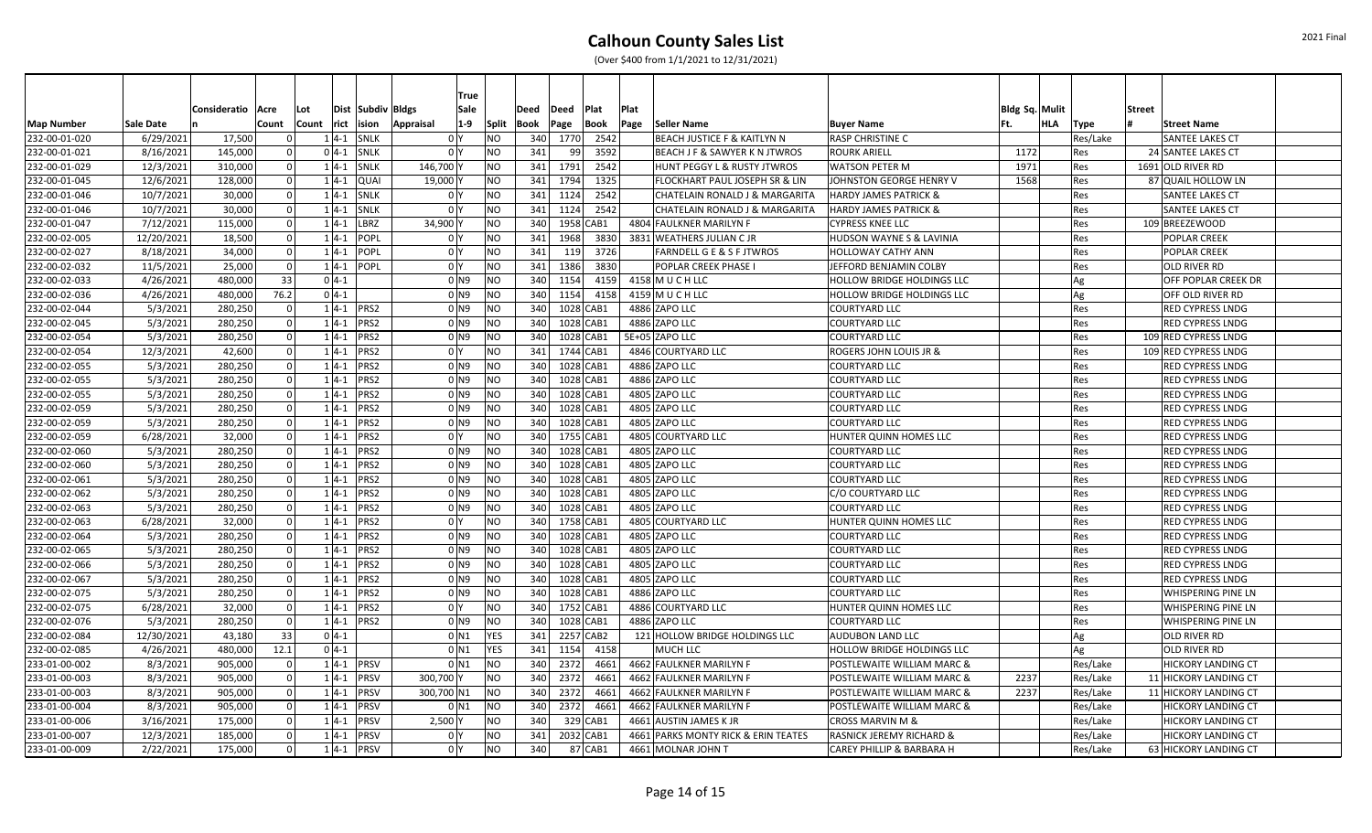# Calhoun County Sales List

(Over $400 from 1/1/2021 to 12/31/2021)

| Map Number | Sale Date | Consideration | Acre Count | Lot Count | Dist rict | Subdiv ision | Bldgs Appraisal | True Sale 1-9 | Split | Deed Book | Deed Page | Plat Book | Plat Page | Seller Name | Buyer Name | Bldg Sq. Ft. | Mulit HLA | Type | Street # | Street Name |
|---|---|---|---|---|---|---|---|---|---|---|---|---|---|---|---|---|---|---|---|---|
| 232-00-01-020 | 6/29/2021 | 17,500 | 0 | 1 | 4-1 | SNLK | 0 | Y | NO | 340 | 1770 | 2542 | | BEACH JUSTICE F & KAITLYN N | RASP CHRISTINE C | | | Res/Lake | | SANTEE LAKES CT |
| 232-00-01-021 | 8/16/2021 | 145,000 | 0 | 0 | 4-1 | SNLK | 0 | Y | NO | 341 | 99 | 3592 | | BEACH J F & SAWYER K N JTWROS | ROURK ARIELL | 1172 | | Res | 24 | SANTEE LAKES CT |
| 232-00-01-029 | 12/3/2021 | 310,000 | 0 | 1 | 4-1 | SNLK | 146,700 | Y | NO | 341 | 1791 | 2542 | | HUNT PEGGY L & RUSTY JTWROS | WATSON PETER M | 1971 | | Res | 1691 | OLD RIVER RD |
| 232-00-01-045 | 12/6/2021 | 128,000 | 0 | 1 | 4-1 | QUAI | 19,000 | Y | NO | 341 | 1794 | 1325 | | FLOCKHART PAUL JOSEPH SR & LIN | JOHNSTON GEORGE HENRY V | 1568 | | Res | 87 | QUAIL HOLLOW LN |
| 232-00-01-046 | 10/7/2021 | 30,000 | 0 | 1 | 4-1 | SNLK | 0 | Y | NO | 341 | 1124 | 2542 | | CHATELAIN RONALD J & MARGARITA | HARDY JAMES PATRICK & | | | Res | | SANTEE LAKES CT |
| 232-00-01-046 | 10/7/2021 | 30,000 | 0 | 1 | 4-1 | SNLK | 0 | Y | NO | 341 | 1124 | 2542 | | CHATELAIN RONALD J & MARGARITA | HARDY JAMES PATRICK & | | | Res | | SANTEE LAKES CT |
| 232-00-01-047 | 7/12/2021 | 115,000 | 0 | 1 | 4-1 | LBRZ | 34,900 | Y | NO | 340 | 1958 | CAB1 | 4804 | FAULKNER MARILYN F | CYPRESS KNEE LLC | | | Res | 109 | BREEZEWOOD |
| 232-00-02-005 | 12/20/2021 | 18,500 | 0 | 1 | 4-1 | POPL | 0 | Y | NO | 341 | 1968 | 3830 | 3831 | WEATHERS JULIAN C JR | HUDSON WAYNE S & LAVINIA | | | Res | | POPLAR CREEK |
| 232-00-02-027 | 8/18/2021 | 34,000 | 0 | 1 | 4-1 | POPL | 0 | Y | NO | 341 | 119 | 3726 | | FARNDELL G E & S F JTWROS | HOLLOWAY CATHY ANN | | | Res | | POPLAR CREEK |
| 232-00-02-032 | 11/5/2021 | 25,000 | 0 | 1 | 4-1 | POPL | 0 | Y | NO | 341 | 1386 | 3830 | | POPLAR CREEK PHASE I | JEFFORD BENJAMIN COLBY | | | Res | | OLD RIVER RD |
| 232-00-02-033 | 4/26/2021 | 480,000 | 33 | 0 | 4-1 | | 0 | N9 | NO | 340 | 1154 | 4159 | 4158 | M U C H LLC | HOLLOW BRIDGE HOLDINGS LLC | | | Ag | | OFF POPLAR CREEK DR |
| 232-00-02-036 | 4/26/2021 | 480,000 | 76.2 | 0 | 4-1 | | 0 | N9 | NO | 340 | 1154 | 4158 | 4159 | M U C H LLC | HOLLOW BRIDGE HOLDINGS LLC | | | Ag | | OFF OLD RIVER RD |
| 232-00-02-044 | 5/3/2021 | 280,250 | 0 | 1 | 4-1 | PRS2 | 0 | N9 | NO | 340 | 1028 | CAB1 | 4886 | ZAPO LLC | COURTYARD LLC | | | Res | | RED CYPRESS LNDG |
| 232-00-02-045 | 5/3/2021 | 280,250 | 0 | 1 | 4-1 | PRS2 | 0 | N9 | NO | 340 | 1028 | CAB1 | 4886 | ZAPO LLC | COURTYARD LLC | | | Res | | RED CYPRESS LNDG |
| 232-00-02-054 | 5/3/2021 | 280,250 | 0 | 1 | 4-1 | PRS2 | 0 | N9 | NO | 340 | 1028 | CAB1 | 5E+05 | ZAPO LLC | COURTYARD LLC | | | Res | 109 | RED CYPRESS LNDG |
| 232-00-02-054 | 12/3/2021 | 42,600 | 0 | 1 | 4-1 | PRS2 | 0 | Y | NO | 341 | 1744 | CAB1 | 4846 | COURTYARD LLC | ROGERS JOHN LOUIS JR & | | | Res | 109 | RED CYPRESS LNDG |
| 232-00-02-055 | 5/3/2021 | 280,250 | 0 | 1 | 4-1 | PRS2 | 0 | N9 | NO | 340 | 1028 | CAB1 | 4886 | ZAPO LLC | COURTYARD LLC | | | Res | | RED CYPRESS LNDG |
| 232-00-02-055 | 5/3/2021 | 280,250 | 0 | 1 | 4-1 | PRS2 | 0 | N9 | NO | 340 | 1028 | CAB1 | 4886 | ZAPO LLC | COURTYARD LLC | | | Res | | RED CYPRESS LNDG |
| 232-00-02-055 | 5/3/2021 | 280,250 | 0 | 1 | 4-1 | PRS2 | 0 | N9 | NO | 340 | 1028 | CAB1 | 4805 | ZAPO LLC | COURTYARD LLC | | | Res | | RED CYPRESS LNDG |
| 232-00-02-059 | 5/3/2021 | 280,250 | 0 | 1 | 4-1 | PRS2 | 0 | N9 | NO | 340 | 1028 | CAB1 | 4805 | ZAPO LLC | COURTYARD LLC | | | Res | | RED CYPRESS LNDG |
| 232-00-02-059 | 5/3/2021 | 280,250 | 0 | 1 | 4-1 | PRS2 | 0 | N9 | NO | 340 | 1028 | CAB1 | 4805 | ZAPO LLC | COURTYARD LLC | | | Res | | RED CYPRESS LNDG |
| 232-00-02-059 | 6/28/2021 | 32,000 | 0 | 1 | 4-1 | PRS2 | 0 | Y | NO | 340 | 1755 | CAB1 | 4805 | COURTYARD LLC | HUNTER QUINN HOMES LLC | | | Res | | RED CYPRESS LNDG |
| 232-00-02-060 | 5/3/2021 | 280,250 | 0 | 1 | 4-1 | PRS2 | 0 | N9 | NO | 340 | 1028 | CAB1 | 4805 | ZAPO LLC | COURTYARD LLC | | | Res | | RED CYPRESS LNDG |
| 232-00-02-060 | 5/3/2021 | 280,250 | 0 | 1 | 4-1 | PRS2 | 0 | N9 | NO | 340 | 1028 | CAB1 | 4805 | ZAPO LLC | COURTYARD LLC | | | Res | | RED CYPRESS LNDG |
| 232-00-02-061 | 5/3/2021 | 280,250 | 0 | 1 | 4-1 | PRS2 | 0 | N9 | NO | 340 | 1028 | CAB1 | 4805 | ZAPO LLC | COURTYARD LLC | | | Res | | RED CYPRESS LNDG |
| 232-00-02-062 | 5/3/2021 | 280,250 | 0 | 1 | 4-1 | PRS2 | 0 | N9 | NO | 340 | 1028 | CAB1 | 4805 | ZAPO LLC | C/O COURTYARD LLC | | | Res | | RED CYPRESS LNDG |
| 232-00-02-063 | 5/3/2021 | 280,250 | 0 | 1 | 4-1 | PRS2 | 0 | N9 | NO | 340 | 1028 | CAB1 | 4805 | ZAPO LLC | COURTYARD LLC | | | Res | | RED CYPRESS LNDG |
| 232-00-02-063 | 6/28/2021 | 32,000 | 0 | 1 | 4-1 | PRS2 | 0 | Y | NO | 340 | 1758 | CAB1 | 4805 | COURTYARD LLC | HUNTER QUINN HOMES LLC | | | Res | | RED CYPRESS LNDG |
| 232-00-02-064 | 5/3/2021 | 280,250 | 0 | 1 | 4-1 | PRS2 | 0 | N9 | NO | 340 | 1028 | CAB1 | 4805 | ZAPO LLC | COURTYARD LLC | | | Res | | RED CYPRESS LNDG |
| 232-00-02-065 | 5/3/2021 | 280,250 | 0 | 1 | 4-1 | PRS2 | 0 | N9 | NO | 340 | 1028 | CAB1 | 4805 | ZAPO LLC | COURTYARD LLC | | | Res | | RED CYPRESS LNDG |
| 232-00-02-066 | 5/3/2021 | 280,250 | 0 | 1 | 4-1 | PRS2 | 0 | N9 | NO | 340 | 1028 | CAB1 | 4805 | ZAPO LLC | COURTYARD LLC | | | Res | | RED CYPRESS LNDG |
| 232-00-02-067 | 5/3/2021 | 280,250 | 0 | 1 | 4-1 | PRS2 | 0 | N9 | NO | 340 | 1028 | CAB1 | 4805 | ZAPO LLC | COURTYARD LLC | | | Res | | RED CYPRESS LNDG |
| 232-00-02-075 | 5/3/2021 | 280,250 | 0 | 1 | 4-1 | PRS2 | 0 | N9 | NO | 340 | 1028 | CAB1 | 4886 | ZAPO LLC | COURTYARD LLC | | | Res | | WHISPERING PINE LN |
| 232-00-02-075 | 6/28/2021 | 32,000 | 0 | 1 | 4-1 | PRS2 | 0 | Y | NO | 340 | 1752 | CAB1 | 4886 | COURTYARD LLC | HUNTER QUINN HOMES LLC | | | Res | | WHISPERING PINE LN |
| 232-00-02-076 | 5/3/2021 | 280,250 | 0 | 1 | 4-1 | PRS2 | 0 | N9 | NO | 340 | 1028 | CAB1 | 4886 | ZAPO LLC | COURTYARD LLC | | | Res | | WHISPERING PINE LN |
| 232-00-02-084 | 12/30/2021 | 43,180 | 33 | 0 | 4-1 | | 0 | N1 | YES | 341 | 2257 | CAB2 | 121 | HOLLOW BRIDGE HOLDINGS LLC | AUDUBON LAND LLC | | | Ag | | OLD RIVER RD |
| 232-00-02-085 | 4/26/2021 | 480,000 | 12.1 | 0 | 4-1 | | 0 | N1 | YES | 341 | 1154 | 4158 | | MUCH LLC | HOLLOW BRIDGE HOLDINGS LLC | | | Ag | | OLD RIVER RD |
| 233-01-00-002 | 8/3/2021 | 905,000 | 0 | 1 | 4-1 | PRSV | 0 | N1 | NO | 340 | 2372 | 4661 | 4662 | FAULKNER MARILYN F | POSTLEWAITE WILLIAM MARC & | | | Res/Lake | | HICKORY LANDING CT |
| 233-01-00-003 | 8/3/2021 | 905,000 | 0 | 1 | 4-1 | PRSV | 300,700 | Y | NO | 340 | 2372 | 4661 | 4662 | FAULKNER MARILYN F | POSTLEWAITE WILLIAM MARC & | 2237 | | Res/Lake | 11 | HICKORY LANDING CT |
| 233-01-00-003 | 8/3/2021 | 905,000 | 0 | 1 | 4-1 | PRSV | 300,700 | N1 | NO | 340 | 2372 | 4661 | 4662 | FAULKNER MARILYN F | POSTLEWAITE WILLIAM MARC & | 2237 | | Res/Lake | 11 | HICKORY LANDING CT |
| 233-01-00-004 | 8/3/2021 | 905,000 | 0 | 1 | 4-1 | PRSV | 0 | N1 | NO | 340 | 2372 | 4661 | 4662 | FAULKNER MARILYN F | POSTLEWAITE WILLIAM MARC & | | | Res/Lake | | HICKORY LANDING CT |
| 233-01-00-006 | 3/16/2021 | 175,000 | 0 | 1 | 4-1 | PRSV | 2,500 | Y | NO | 340 | 329 | CAB1 | 4661 | AUSTIN JAMES K JR | CROSS MARVIN M & | | | Res/Lake | | HICKORY LANDING CT |
| 233-01-00-007 | 12/3/2021 | 185,000 | 0 | 1 | 4-1 | PRSV | 0 | Y | NO | 341 | 2032 | CAB1 | 4661 | PARKS MONTY RICK & ERIN TEATES | RASNICK JEREMY RICHARD & | | | Res/Lake | | HICKORY LANDING CT |
| 233-01-00-009 | 2/22/2021 | 175,000 | 0 | 1 | 4-1 | PRSV | 0 | Y | NO | 340 | 87 | CAB1 | 4661 | MOLNAR JOHN T | CAREY PHILLIP & BARBARA H | | | Res/Lake | 63 | HICKORY LANDING CT |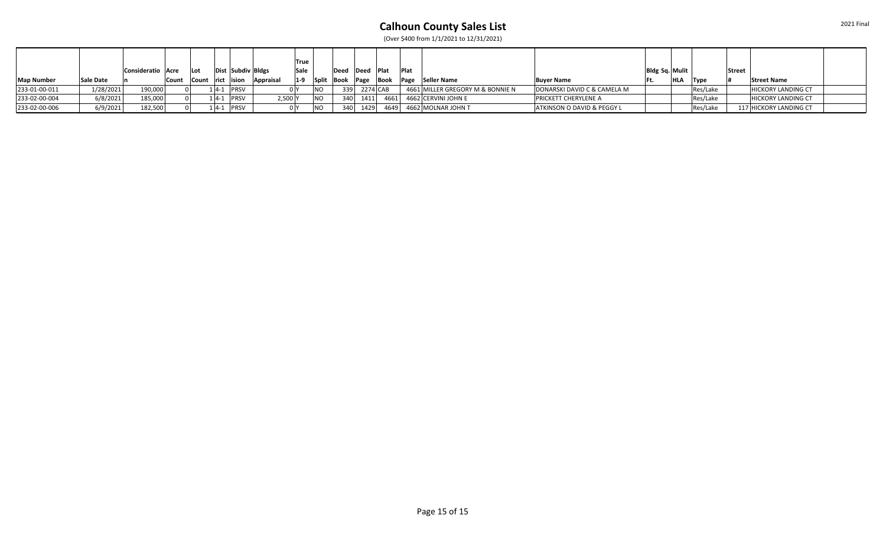# Calhoun County Sales List

(Over $400 from 1/1/2021 to 12/31/2021)

2021 Final

| Map Number | Sale Date | Consideration | Acre Count | Lot Count | District | Subdivision | Bldgs Appraisal | True Sale 1-9 | Split | Deed Book | Deed Page | Plat Book | Plat Page | Seller Name | Buyer Name | Bldg Sq. Ft. | Mulit HLA | Type | Street # | Street Name |
|---|---|---|---|---|---|---|---|---|---|---|---|---|---|---|---|---|---|---|---|---|
| 233-01-00-011 | 1/28/2021 | 190,000 | 0 | 1 | 4-1 | PRSV | 0 | Y | NO | 339 | 2274 | CAB | 4661 | MILLER GREGORY M & BONNIE N | DONARSKI DAVID C & CAMELA M | | | Res/Lake | | HICKORY LANDING CT |
| 233-02-00-004 | 6/8/2021 | 185,000 | 0 | 1 | 4-1 | PRSV | 2,500 | Y | NO | 340 | 1411 | 4661 | 4662 | CERVINI JOHN E | PRICKETT CHERYLENE A | | | Res/Lake | | HICKORY LANDING CT |
| 233-02-00-006 | 6/9/2021 | 182,500 | 0 | 1 | 4-1 | PRSV | 0 | Y | NO | 340 | 1429 | 4649 | 4662 | MOLNAR JOHN T | ATKINSON O DAVID & PEGGY L | | | Res/Lake | 117 | HICKORY LANDING CT |